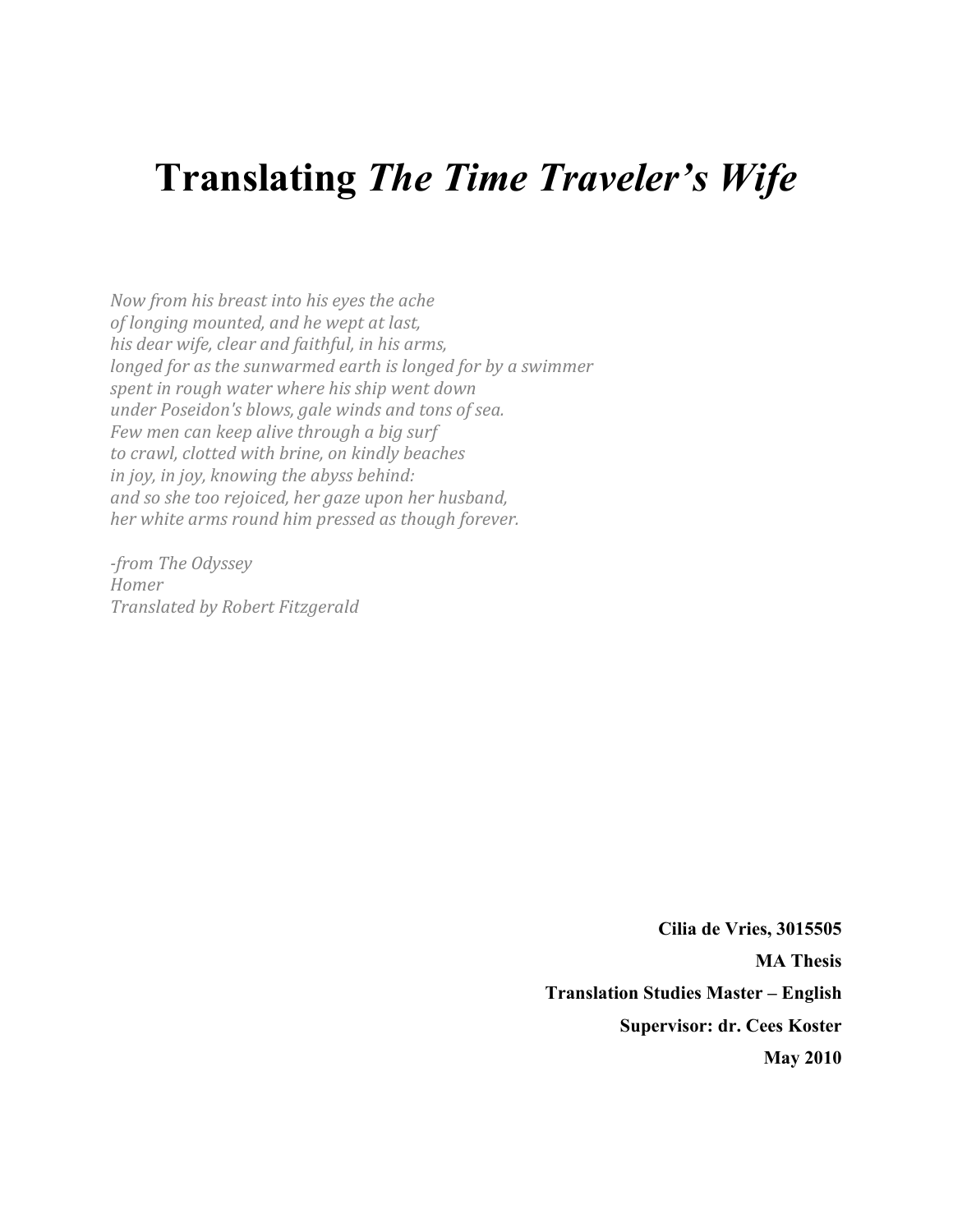# Translating *The Time Traveler's Wife*

*Now from his breast into his eyes the ache*
*of longing mounted, and he wept at last,*
*his dear wife, clear and faithful, in his arms,*
*longed for as the sunwarmed earth is longed for by a swimmer*
*spent in rough water where his ship went down*
*under Poseidon's blows, gale winds and tons of sea.*
*Few men can keep alive through a big surf*
*to crawl, clotted with brine, on kindly beaches*
*in joy, in joy, knowing the abyss behind:*
*and so she too rejoiced, her gaze upon her husband,*
*her white arms round him pressed as though forever.*

*-from The Odyssey*
*Homer*
*Translated by Robert Fitzgerald*

**Cilia de Vries, 3015505**

**MA Thesis**

**Translation Studies Master – English**

**Supervisor: dr. Cees Koster**

**May 2010**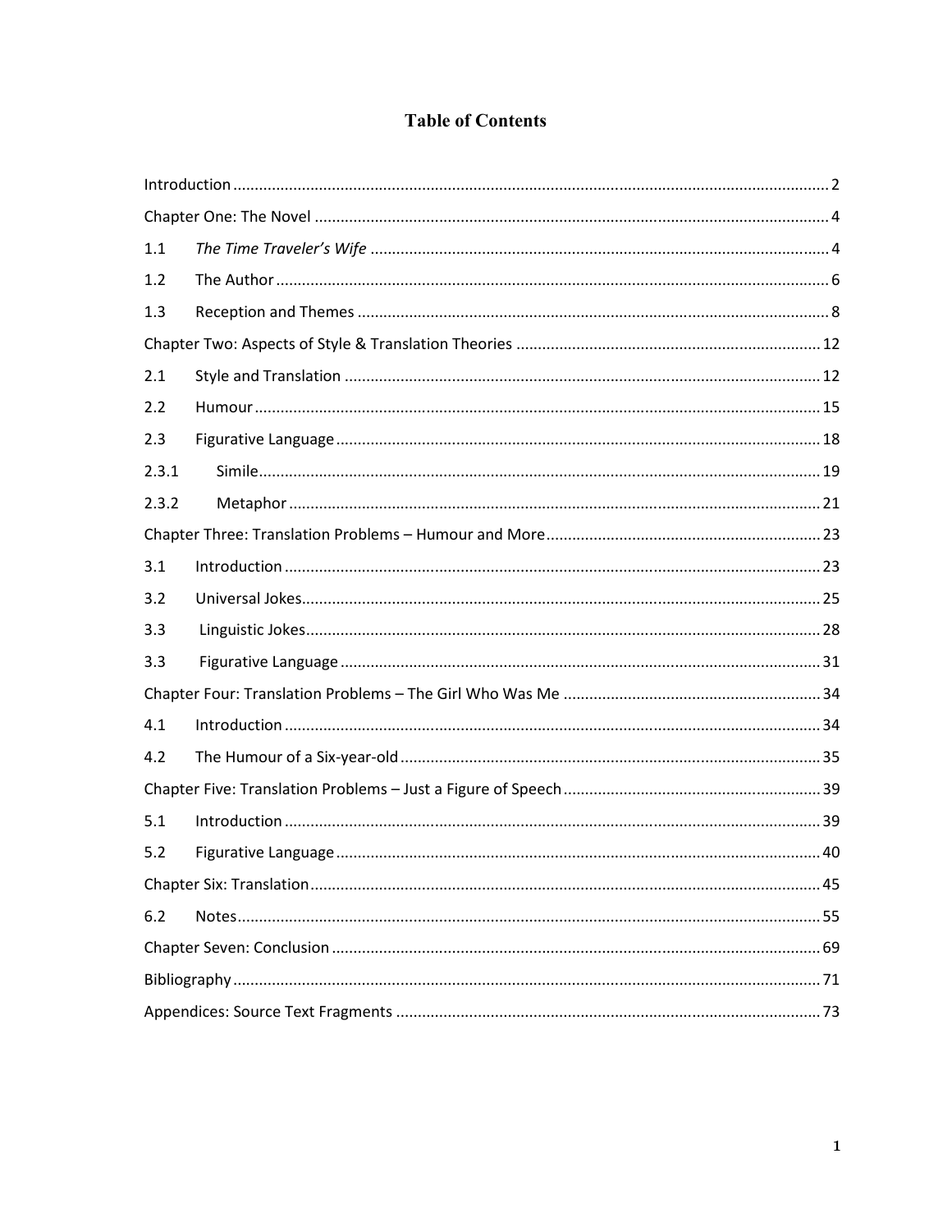# Table of Contents

Introduction ..... 2

Chapter One: The Novel ..... 4

1.1 *The Time Traveler's Wife* ..... 4

1.2 The Author ..... 6

1.3 Reception and Themes ..... 8

Chapter Two: Aspects of Style & Translation Theories ..... 12

2.1 Style and Translation ..... 12

2.2 Humour ..... 15

2.3 Figurative Language ..... 18

2.3.1 Simile ..... 19

2.3.2 Metaphor ..... 21

Chapter Three: Translation Problems – Humour and More ..... 23

3.1 Introduction ..... 23

3.2 Universal Jokes ..... 25

3.3 Linguistic Jokes ..... 28

3.3 Figurative Language ..... 31

Chapter Four: Translation Problems – The Girl Who Was Me ..... 34

4.1 Introduction ..... 34

4.2 The Humour of a Six-year-old ..... 35

Chapter Five: Translation Problems – Just a Figure of Speech ..... 39

5.1 Introduction ..... 39

5.2 Figurative Language ..... 40

Chapter Six: Translation ..... 45

6.2 Notes ..... 55

Chapter Seven: Conclusion ..... 69

Bibliography ..... 71

Appendices: Source Text Fragments ..... 73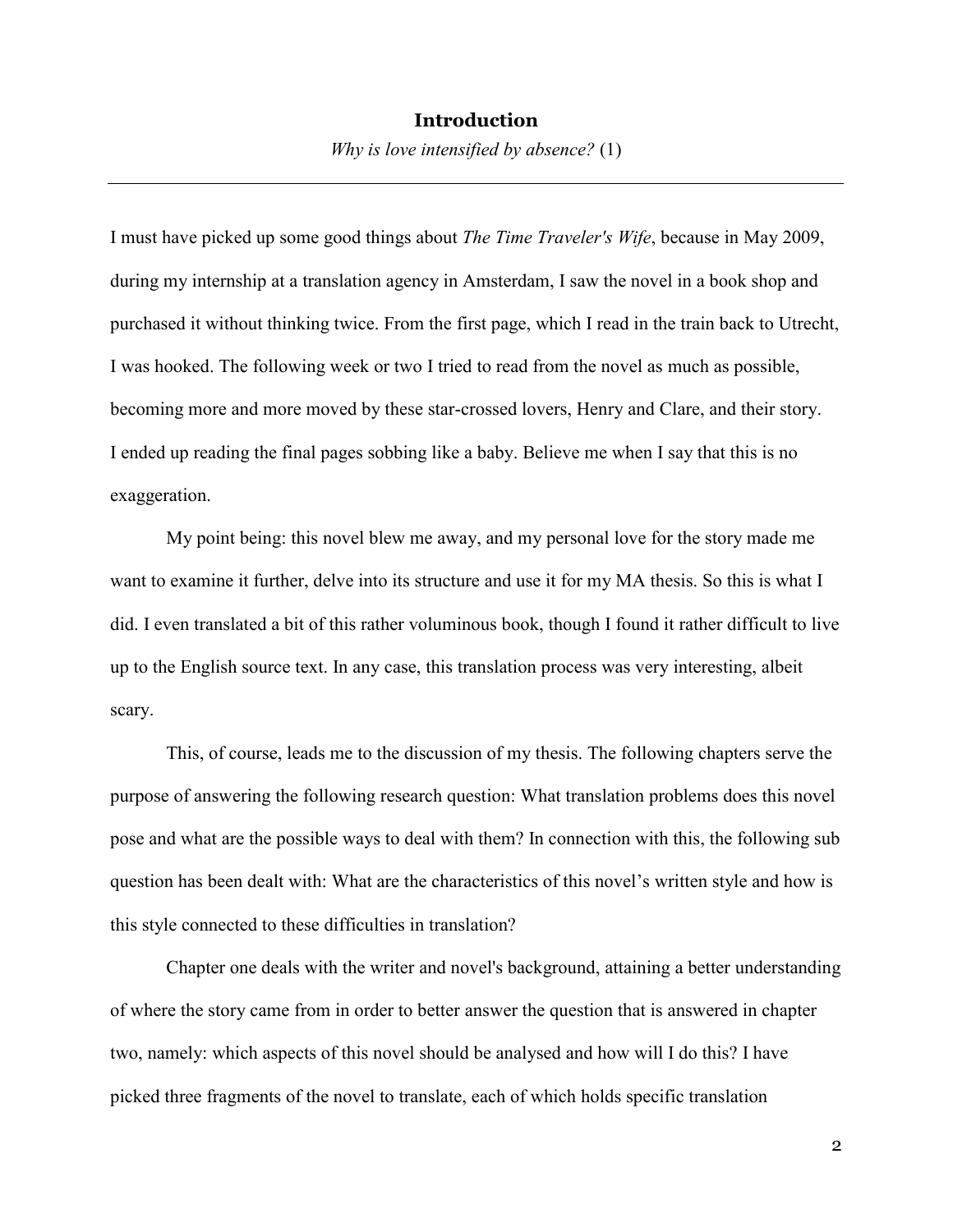# Introduction

*Why is love intensified by absence?* (1)

---

I must have picked up some good things about *The Time Traveler's Wife*, because in May 2009, during my internship at a translation agency in Amsterdam, I saw the novel in a book shop and purchased it without thinking twice. From the first page, which I read in the train back to Utrecht, I was hooked. The following week or two I tried to read from the novel as much as possible, becoming more and more moved by these star-crossed lovers, Henry and Clare, and their story. I ended up reading the final pages sobbing like a baby. Believe me when I say that this is no exaggeration.

My point being: this novel blew me away, and my personal love for the story made me want to examine it further, delve into its structure and use it for my MA thesis. So this is what I did. I even translated a bit of this rather voluminous book, though I found it rather difficult to live up to the English source text. In any case, this translation process was very interesting, albeit scary.

This, of course, leads me to the discussion of my thesis. The following chapters serve the purpose of answering the following research question: What translation problems does this novel pose and what are the possible ways to deal with them? In connection with this, the following sub question has been dealt with: What are the characteristics of this novel's written style and how is this style connected to these difficulties in translation?

Chapter one deals with the writer and novel's background, attaining a better understanding of where the story came from in order to better answer the question that is answered in chapter two, namely: which aspects of this novel should be analysed and how will I do this? I have picked three fragments of the novel to translate, each of which holds specific translation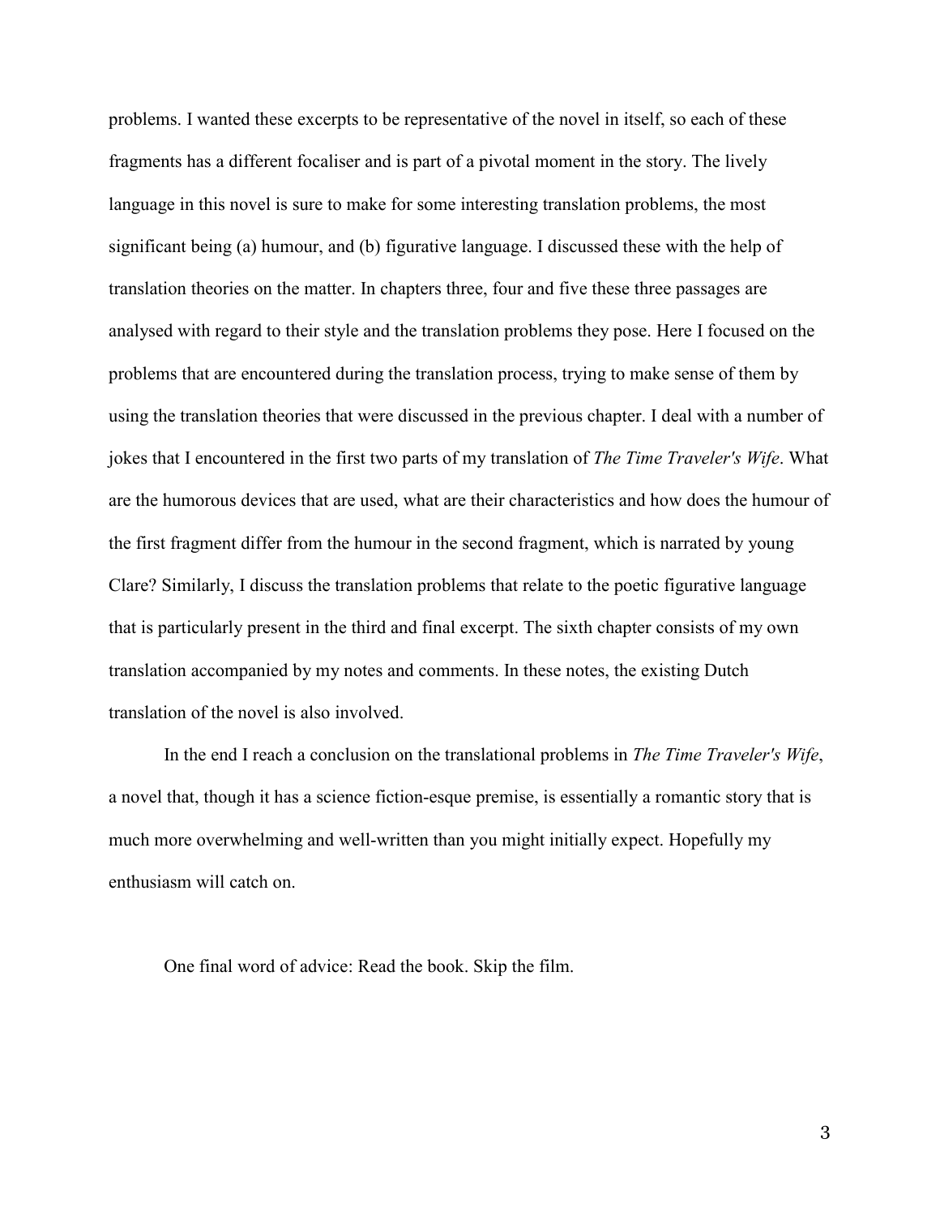problems. I wanted these excerpts to be representative of the novel in itself, so each of these fragments has a different focaliser and is part of a pivotal moment in the story. The lively language in this novel is sure to make for some interesting translation problems, the most significant being (a) humour, and (b) figurative language. I discussed these with the help of translation theories on the matter. In chapters three, four and five these three passages are analysed with regard to their style and the translation problems they pose. Here I focused on the problems that are encountered during the translation process, trying to make sense of them by using the translation theories that were discussed in the previous chapter. I deal with a number of jokes that I encountered in the first two parts of my translation of *The Time Traveler's Wife*. What are the humorous devices that are used, what are their characteristics and how does the humour of the first fragment differ from the humour in the second fragment, which is narrated by young Clare? Similarly, I discuss the translation problems that relate to the poetic figurative language that is particularly present in the third and final excerpt. The sixth chapter consists of my own translation accompanied by my notes and comments. In these notes, the existing Dutch translation of the novel is also involved.

In the end I reach a conclusion on the translational problems in *The Time Traveler's Wife*, a novel that, though it has a science fiction-esque premise, is essentially a romantic story that is much more overwhelming and well-written than you might initially expect. Hopefully my enthusiasm will catch on.

One final word of advice: Read the book. Skip the film.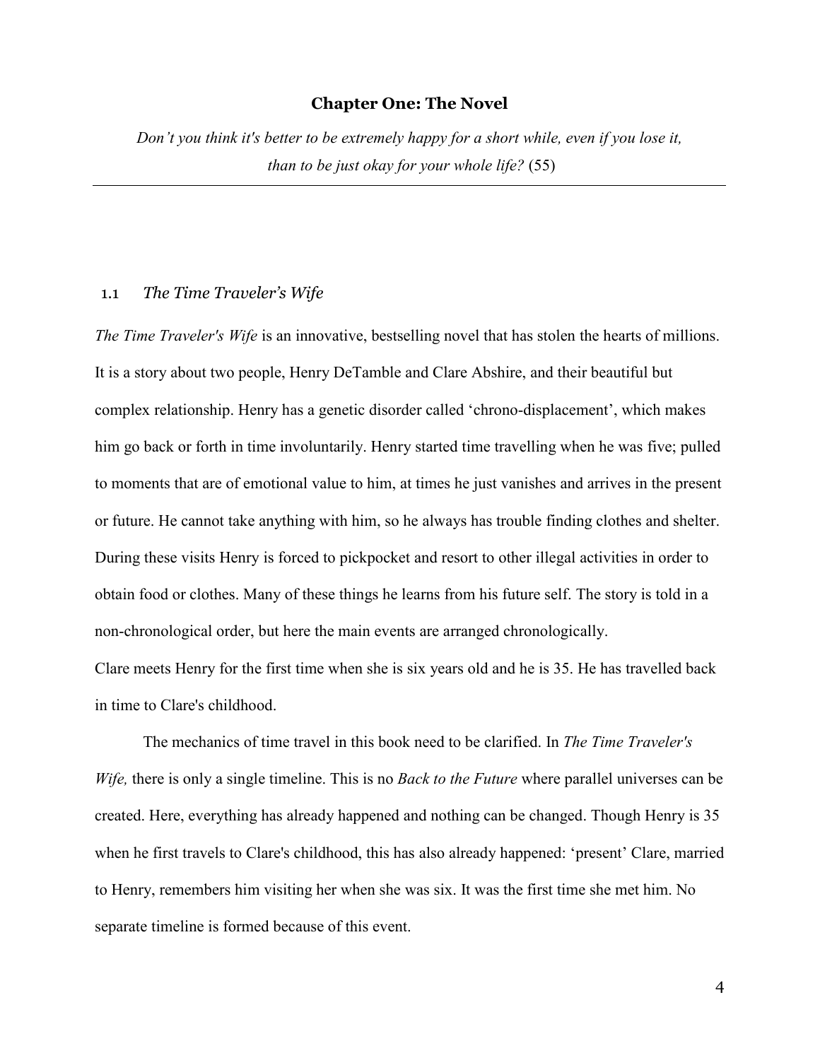# Chapter One: The Novel

*Don't you think it's better to be extremely happy for a short while, even if you lose it, than to be just okay for your whole life?* (55)

---

## 1.1 *The Time Traveler's Wife*

*The Time Traveler's Wife* is an innovative, bestselling novel that has stolen the hearts of millions. It is a story about two people, Henry DeTamble and Clare Abshire, and their beautiful but complex relationship. Henry has a genetic disorder called 'chrono-displacement', which makes him go back or forth in time involuntarily. Henry started time travelling when he was five; pulled to moments that are of emotional value to him, at times he just vanishes and arrives in the present or future. He cannot take anything with him, so he always has trouble finding clothes and shelter. During these visits Henry is forced to pickpocket and resort to other illegal activities in order to obtain food or clothes. Many of these things he learns from his future self. The story is told in a non-chronological order, but here the main events are arranged chronologically.
Clare meets Henry for the first time when she is six years old and he is 35. He has travelled back in time to Clare's childhood.

The mechanics of time travel in this book need to be clarified. In *The Time Traveler's Wife,* there is only a single timeline. This is no *Back to the Future* where parallel universes can be created. Here, everything has already happened and nothing can be changed. Though Henry is 35 when he first travels to Clare's childhood, this has also already happened: 'present' Clare, married to Henry, remembers him visiting her when she was six. It was the first time she met him. No separate timeline is formed because of this event.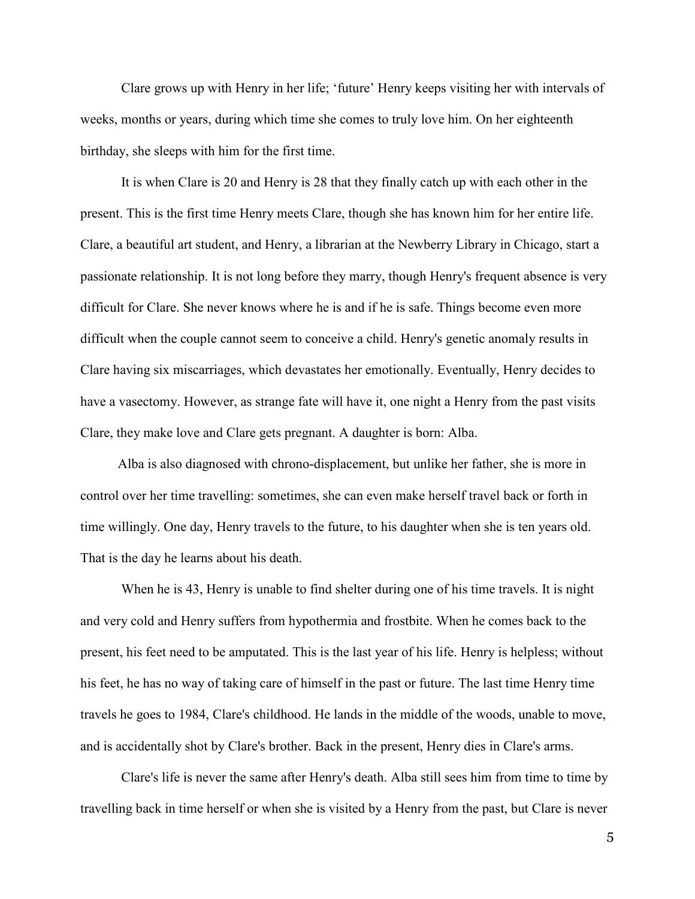Clare grows up with Henry in her life; 'future' Henry keeps visiting her with intervals of weeks, months or years, during which time she comes to truly love him. On her eighteenth birthday, she sleeps with him for the first time.

It is when Clare is 20 and Henry is 28 that they finally catch up with each other in the present. This is the first time Henry meets Clare, though she has known him for her entire life. Clare, a beautiful art student, and Henry, a librarian at the Newberry Library in Chicago, start a passionate relationship. It is not long before they marry, though Henry's frequent absence is very difficult for Clare. She never knows where he is and if he is safe. Things become even more difficult when the couple cannot seem to conceive a child. Henry's genetic anomaly results in Clare having six miscarriages, which devastates her emotionally. Eventually, Henry decides to have a vasectomy. However, as strange fate will have it, one night a Henry from the past visits Clare, they make love and Clare gets pregnant. A daughter is born: Alba.

Alba is also diagnosed with chrono-displacement, but unlike her father, she is more in control over her time travelling: sometimes, she can even make herself travel back or forth in time willingly. One day, Henry travels to the future, to his daughter when she is ten years old. That is the day he learns about his death.

When he is 43, Henry is unable to find shelter during one of his time travels. It is night and very cold and Henry suffers from hypothermia and frostbite. When he comes back to the present, his feet need to be amputated. This is the last year of his life. Henry is helpless; without his feet, he has no way of taking care of himself in the past or future. The last time Henry time travels he goes to 1984, Clare's childhood. He lands in the middle of the woods, unable to move, and is accidentally shot by Clare's brother. Back in the present, Henry dies in Clare's arms.

Clare's life is never the same after Henry's death. Alba still sees him from time to time by travelling back in time herself or when she is visited by a Henry from the past, but Clare is never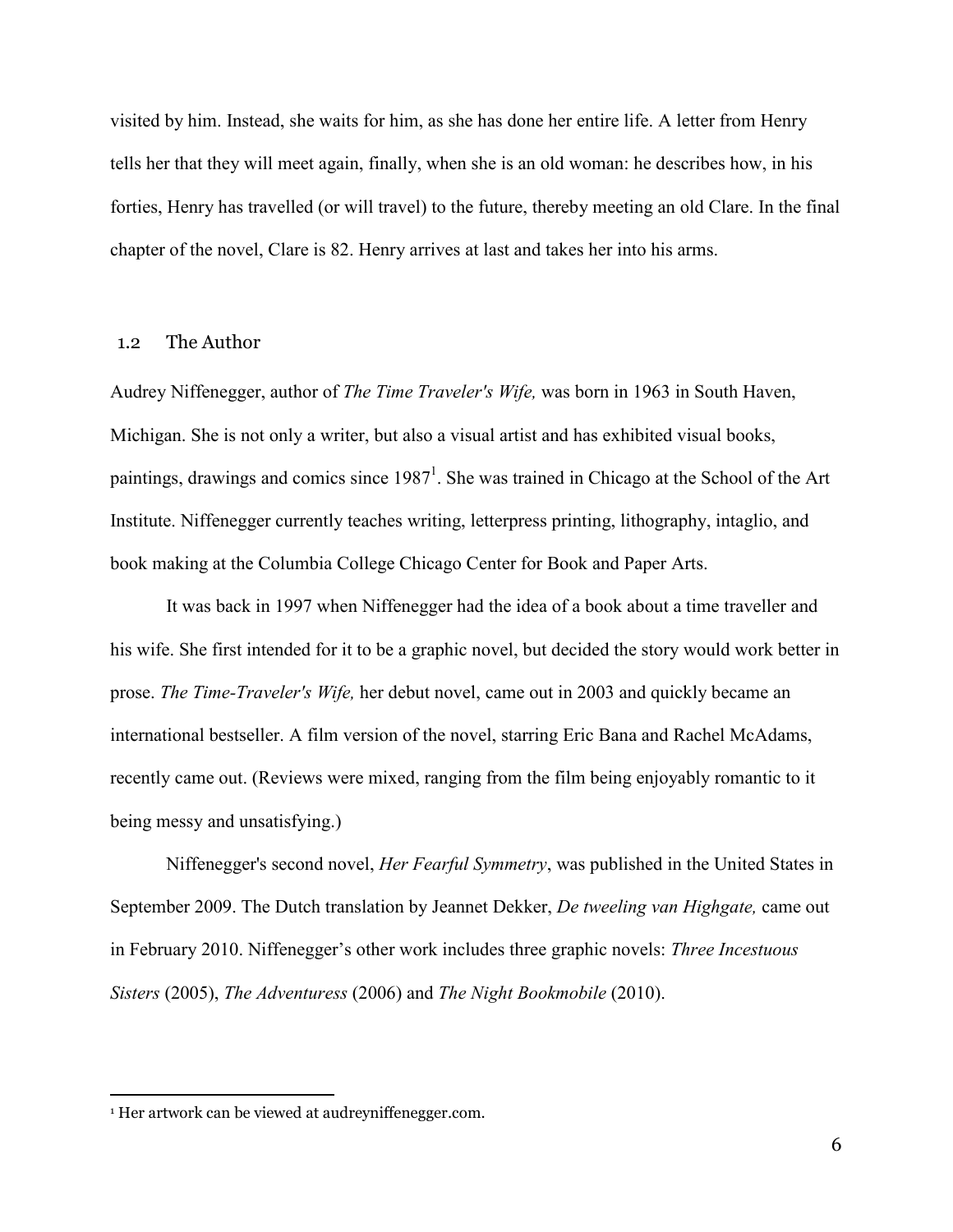visited by him. Instead, she waits for him, as she has done her entire life. A letter from Henry tells her that they will meet again, finally, when she is an old woman: he describes how, in his forties, Henry has travelled (or will travel) to the future, thereby meeting an old Clare. In the final chapter of the novel, Clare is 82. Henry arrives at last and takes her into his arms.

## 1.2 The Author

Audrey Niffenegger, author of *The Time Traveler's Wife,* was born in 1963 in South Haven, Michigan. She is not only a writer, but also a visual artist and has exhibited visual books, paintings, drawings and comics since 1987[1]. She was trained in Chicago at the School of the Art Institute. Niffenegger currently teaches writing, letterpress printing, lithography, intaglio, and book making at the Columbia College Chicago Center for Book and Paper Arts.

It was back in 1997 when Niffenegger had the idea of a book about a time traveller and his wife. She first intended for it to be a graphic novel, but decided the story would work better in prose. *The Time-Traveler's Wife,* her debut novel, came out in 2003 and quickly became an international bestseller. A film version of the novel, starring Eric Bana and Rachel McAdams, recently came out. (Reviews were mixed, ranging from the film being enjoyably romantic to it being messy and unsatisfying.)

Niffenegger's second novel, *Her Fearful Symmetry*, was published in the United States in September 2009. The Dutch translation by Jeannet Dekker, *De tweeling van Highgate,* came out in February 2010. Niffenegger's other work includes three graphic novels: *Three Incestuous Sisters* (2005), *The Adventuress* (2006) and *The Night Bookmobile* (2010).

---

[1] Her artwork can be viewed at audreyniffenegger.com.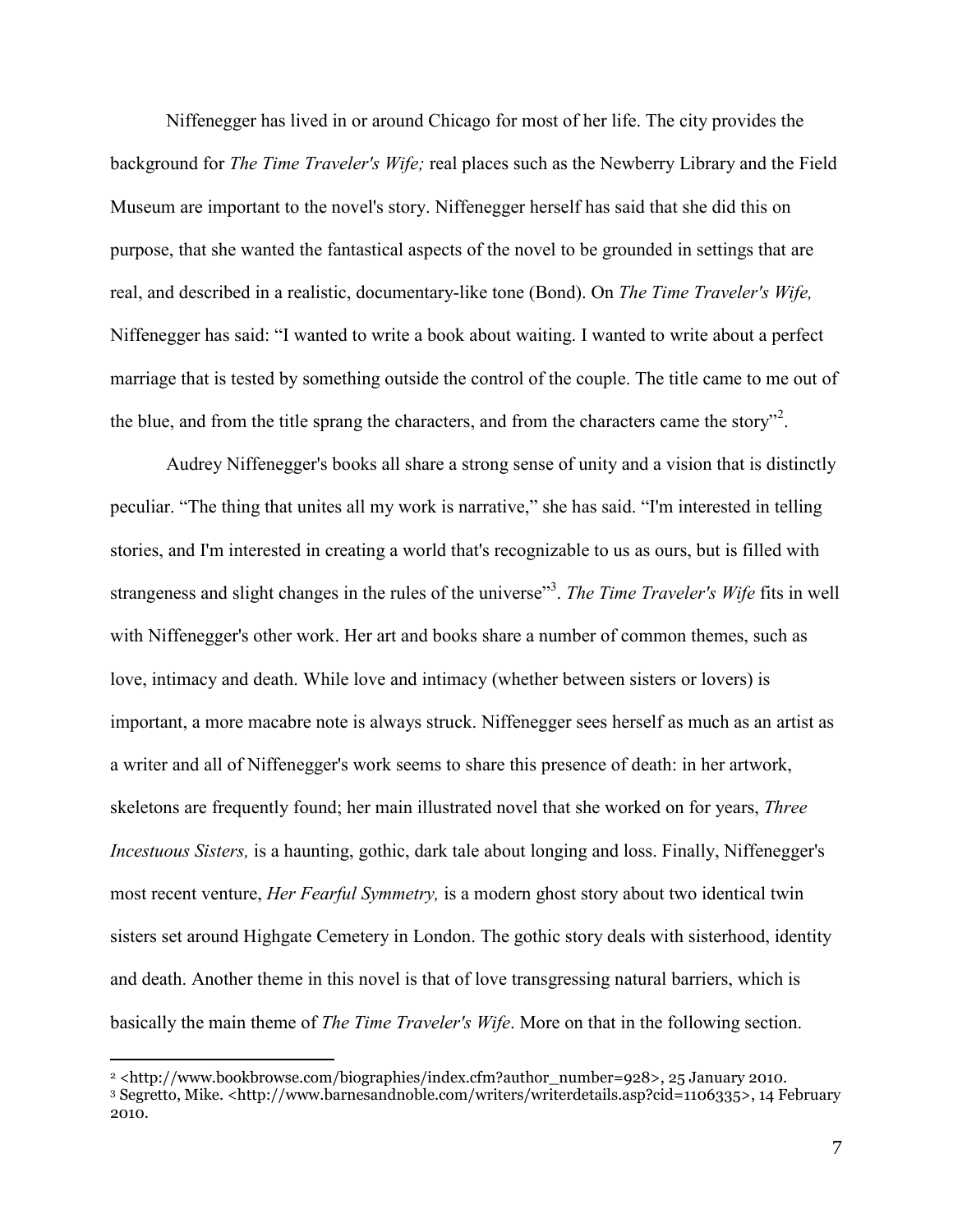Niffenegger has lived in or around Chicago for most of her life. The city provides the background for *The Time Traveler's Wife;* real places such as the Newberry Library and the Field Museum are important to the novel's story. Niffenegger herself has said that she did this on purpose, that she wanted the fantastical aspects of the novel to be grounded in settings that are real, and described in a realistic, documentary-like tone (Bond). On *The Time Traveler's Wife,* Niffenegger has said: "I wanted to write a book about waiting. I wanted to write about a perfect marriage that is tested by something outside the control of the couple. The title came to me out of the blue, and from the title sprang the characters, and from the characters came the story"[2].

Audrey Niffenegger's books all share a strong sense of unity and a vision that is distinctly peculiar. "The thing that unites all my work is narrative," she has said. "I'm interested in telling stories, and I'm interested in creating a world that's recognizable to us as ours, but is filled with strangeness and slight changes in the rules of the universe"[3]. *The Time Traveler's Wife* fits in well with Niffenegger's other work. Her art and books share a number of common themes, such as love, intimacy and death. While love and intimacy (whether between sisters or lovers) is important, a more macabre note is always struck. Niffenegger sees herself as much as an artist as a writer and all of Niffenegger's work seems to share this presence of death: in her artwork, skeletons are frequently found; her main illustrated novel that she worked on for years, *Three Incestuous Sisters,* is a haunting, gothic, dark tale about longing and loss. Finally, Niffenegger's most recent venture, *Her Fearful Symmetry,* is a modern ghost story about two identical twin sisters set around Highgate Cemetery in London. The gothic story deals with sisterhood, identity and death. Another theme in this novel is that of love transgressing natural barriers, which is basically the main theme of *The Time Traveler's Wife*. More on that in the following section.

---

[2] <http://www.bookbrowse.com/biographies/index.cfm?author_number=928>, 25 January 2010.

[3] Segretto, Mike. <http://www.barnesandnoble.com/writers/writerdetails.asp?cid=1106335>, 14 February 2010.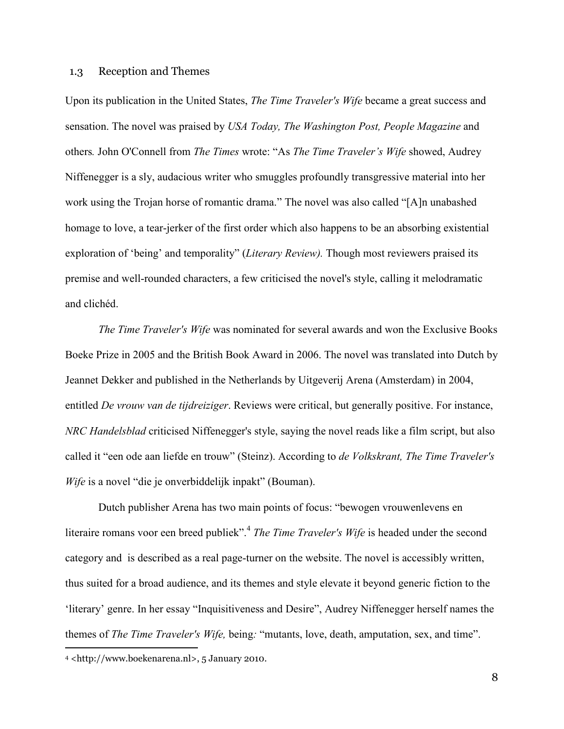### 1.3 Reception and Themes

Upon its publication in the United States, *The Time Traveler's Wife* became a great success and sensation. The novel was praised by *USA Today, The Washington Post, People Magazine* and others*.* John O'Connell from *The Times* wrote: "As *The Time Traveler's Wife* showed, Audrey Niffenegger is a sly, audacious writer who smuggles profoundly transgressive material into her work using the Trojan horse of romantic drama." The novel was also called "[A]n unabashed homage to love, a tear-jerker of the first order which also happens to be an absorbing existential exploration of 'being' and temporality" (*Literary Review).* Though most reviewers praised its premise and well-rounded characters, a few criticised the novel's style, calling it melodramatic and clichéd.

*The Time Traveler's Wife* was nominated for several awards and won the Exclusive Books Boeke Prize in 2005 and the British Book Award in 2006. The novel was translated into Dutch by Jeannet Dekker and published in the Netherlands by Uitgeverij Arena (Amsterdam) in 2004, entitled *De vrouw van de tijdreiziger*. Reviews were critical, but generally positive. For instance, *NRC Handelsblad* criticised Niffenegger's style, saying the novel reads like a film script, but also called it "een ode aan liefde en trouw" (Steinz). According to *de Volkskrant, The Time Traveler's Wife* is a novel "die je onverbiddelijk inpakt" (Bouman).

Dutch publisher Arena has two main points of focus: "bewogen vrouwenlevens en literaire romans voor een breed publiek".[4] *The Time Traveler's Wife* is headed under the second category and is described as a real page-turner on the website. The novel is accessibly written, thus suited for a broad audience, and its themes and style elevate it beyond generic fiction to the 'literary' genre. In her essay "Inquisitiveness and Desire", Audrey Niffenegger herself names the themes of *The Time Traveler's Wife,* being*:* "mutants, love, death, amputation, sex, and time".

[4] <http://www.boekenarena.nl>, 5 January 2010.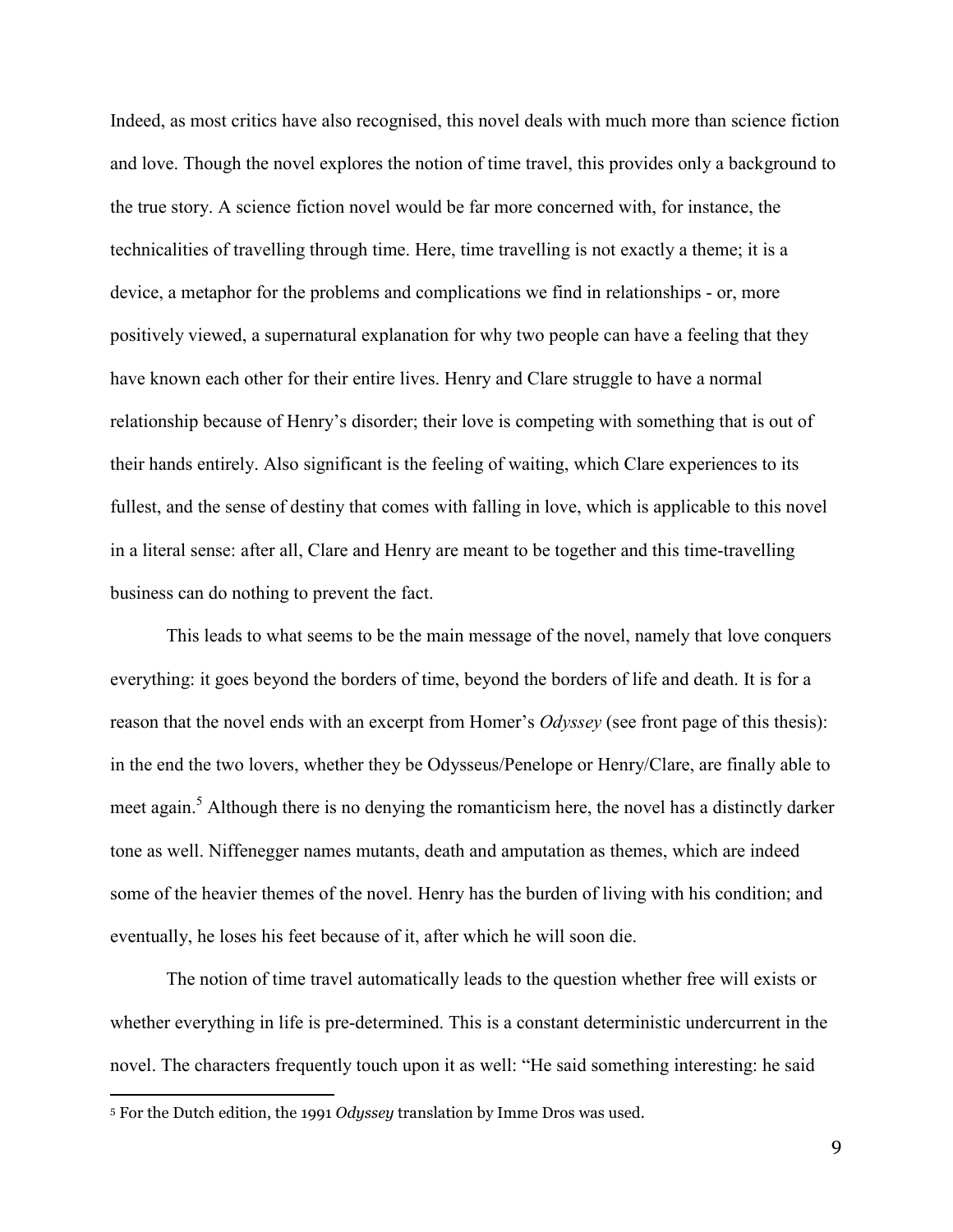Indeed, as most critics have also recognised, this novel deals with much more than science fiction and love. Though the novel explores the notion of time travel, this provides only a background to the true story. A science fiction novel would be far more concerned with, for instance, the technicalities of travelling through time. Here, time travelling is not exactly a theme; it is a device, a metaphor for the problems and complications we find in relationships - or, more positively viewed, a supernatural explanation for why two people can have a feeling that they have known each other for their entire lives. Henry and Clare struggle to have a normal relationship because of Henry's disorder; their love is competing with something that is out of their hands entirely. Also significant is the feeling of waiting, which Clare experiences to its fullest, and the sense of destiny that comes with falling in love, which is applicable to this novel in a literal sense: after all, Clare and Henry are meant to be together and this time-travelling business can do nothing to prevent the fact.

This leads to what seems to be the main message of the novel, namely that love conquers everything: it goes beyond the borders of time, beyond the borders of life and death. It is for a reason that the novel ends with an excerpt from Homer's *Odyssey* (see front page of this thesis): in the end the two lovers, whether they be Odysseus/Penelope or Henry/Clare, are finally able to meet again.[5] Although there is no denying the romanticism here, the novel has a distinctly darker tone as well. Niffenegger names mutants, death and amputation as themes, which are indeed some of the heavier themes of the novel. Henry has the burden of living with his condition; and eventually, he loses his feet because of it, after which he will soon die.

The notion of time travel automatically leads to the question whether free will exists or whether everything in life is pre-determined. This is a constant deterministic undercurrent in the novel. The characters frequently touch upon it as well: "He said something interesting: he said

---

[5] For the Dutch edition, the 1991 *Odyssey* translation by Imme Dros was used.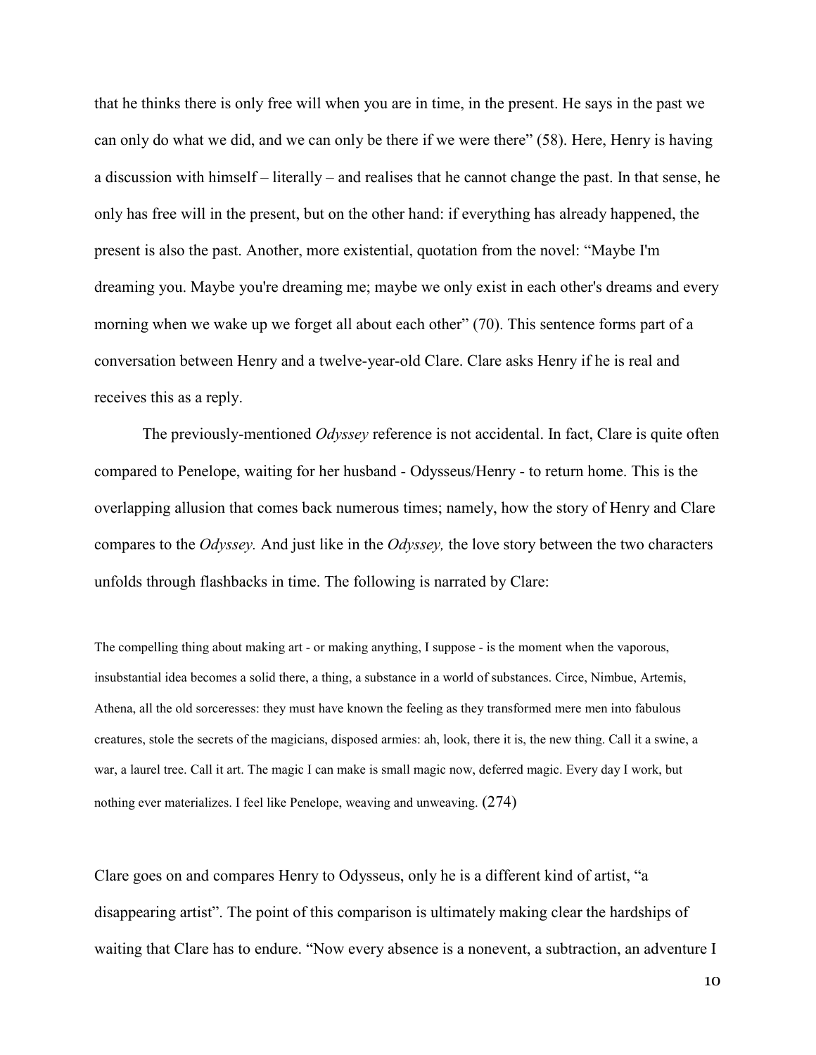that he thinks there is only free will when you are in time, in the present. He says in the past we can only do what we did, and we can only be there if we were there" (58). Here, Henry is having a discussion with himself – literally – and realises that he cannot change the past. In that sense, he only has free will in the present, but on the other hand: if everything has already happened, the present is also the past. Another, more existential, quotation from the novel: "Maybe I'm dreaming you. Maybe you're dreaming me; maybe we only exist in each other's dreams and every morning when we wake up we forget all about each other" (70). This sentence forms part of a conversation between Henry and a twelve-year-old Clare. Clare asks Henry if he is real and receives this as a reply.

The previously-mentioned *Odyssey* reference is not accidental. In fact, Clare is quite often compared to Penelope, waiting for her husband - Odysseus/Henry - to return home. This is the overlapping allusion that comes back numerous times; namely, how the story of Henry and Clare compares to the *Odyssey.* And just like in the *Odyssey,* the love story between the two characters unfolds through flashbacks in time. The following is narrated by Clare:

> The compelling thing about making art - or making anything, I suppose - is the moment when the vaporous, insubstantial idea becomes a solid there, a thing, a substance in a world of substances. Circe, Nimbue, Artemis, Athena, all the old sorceresses: they must have known the feeling as they transformed mere men into fabulous creatures, stole the secrets of the magicians, disposed armies: ah, look, there it is, the new thing. Call it a swine, a war, a laurel tree. Call it art. The magic I can make is small magic now, deferred magic. Every day I work, but nothing ever materializes. I feel like Penelope, weaving and unweaving. (274)

Clare goes on and compares Henry to Odysseus, only he is a different kind of artist, "a disappearing artist". The point of this comparison is ultimately making clear the hardships of waiting that Clare has to endure. "Now every absence is a nonevent, a subtraction, an adventure I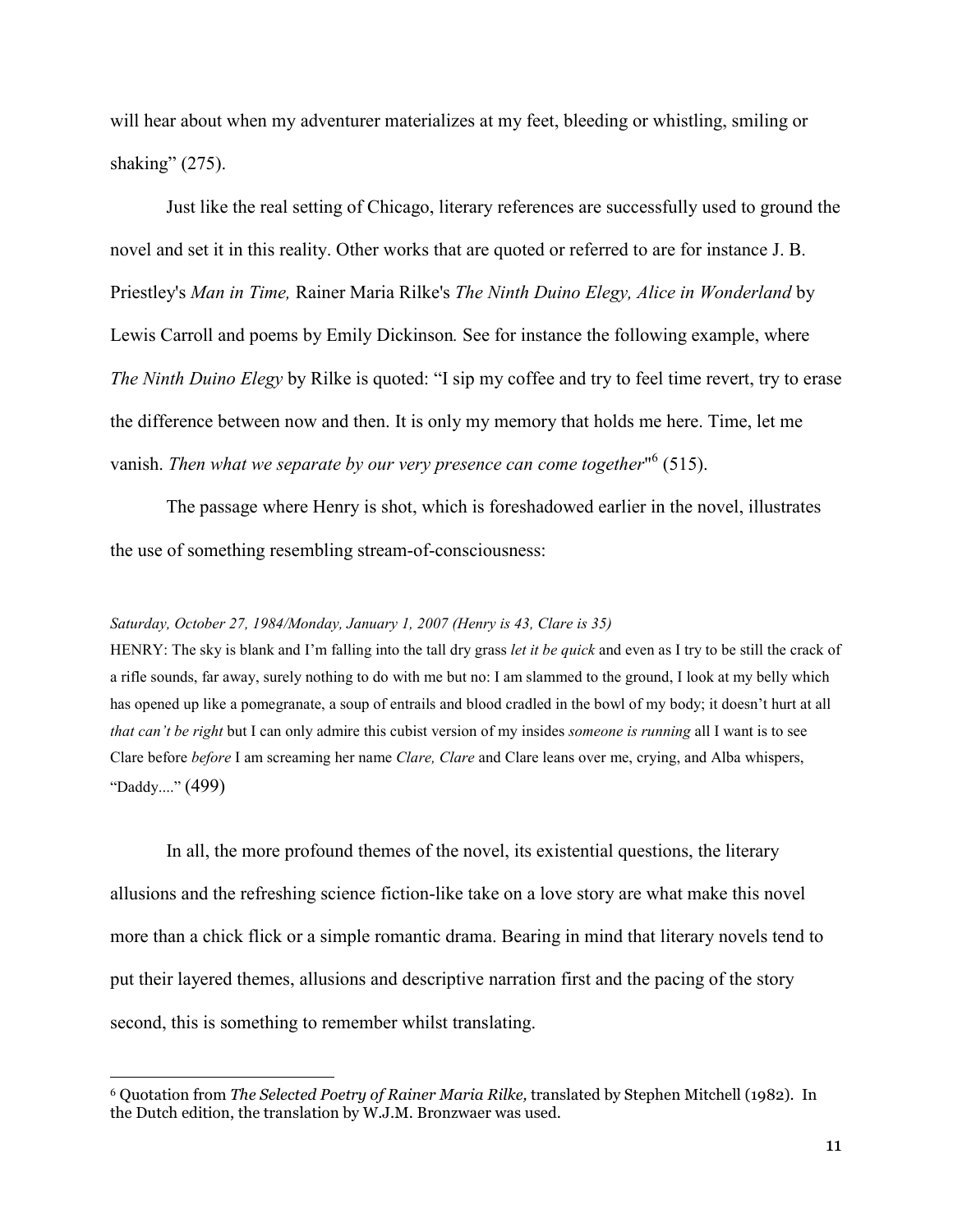will hear about when my adventurer materializes at my feet, bleeding or whistling, smiling or shaking" (275).

Just like the real setting of Chicago, literary references are successfully used to ground the novel and set it in this reality. Other works that are quoted or referred to are for instance J. B. Priestley's *Man in Time,* Rainer Maria Rilke's *The Ninth Duino Elegy, Alice in Wonderland* by Lewis Carroll and poems by Emily Dickinson*.* See for instance the following example, where *The Ninth Duino Elegy* by Rilke is quoted: "I sip my coffee and try to feel time revert, try to erase the difference between now and then. It is only my memory that holds me here. Time, let me vanish. *Then what we separate by our very presence can come together*"[6] (515).

The passage where Henry is shot, which is foreshadowed earlier in the novel, illustrates the use of something resembling stream-of-consciousness:

> *Saturday, October 27, 1984/Monday, January 1, 2007 (Henry is 43, Clare is 35)*
> HENRY: The sky is blank and I'm falling into the tall dry grass *let it be quick* and even as I try to be still the crack of a rifle sounds, far away, surely nothing to do with me but no: I am slammed to the ground, I look at my belly which has opened up like a pomegranate, a soup of entrails and blood cradled in the bowl of my body; it doesn't hurt at all *that can't be right* but I can only admire this cubist version of my insides *someone is running* all I want is to see Clare before *before* I am screaming her name *Clare, Clare* and Clare leans over me, crying, and Alba whispers, "Daddy...." (499)

In all, the more profound themes of the novel, its existential questions, the literary allusions and the refreshing science fiction-like take on a love story are what make this novel more than a chick flick or a simple romantic drama. Bearing in mind that literary novels tend to put their layered themes, allusions and descriptive narration first and the pacing of the story second, this is something to remember whilst translating.

---

[6] Quotation from *The Selected Poetry of Rainer Maria Rilke,* translated by Stephen Mitchell (1982). In the Dutch edition, the translation by W.J.M. Bronzwaer was used.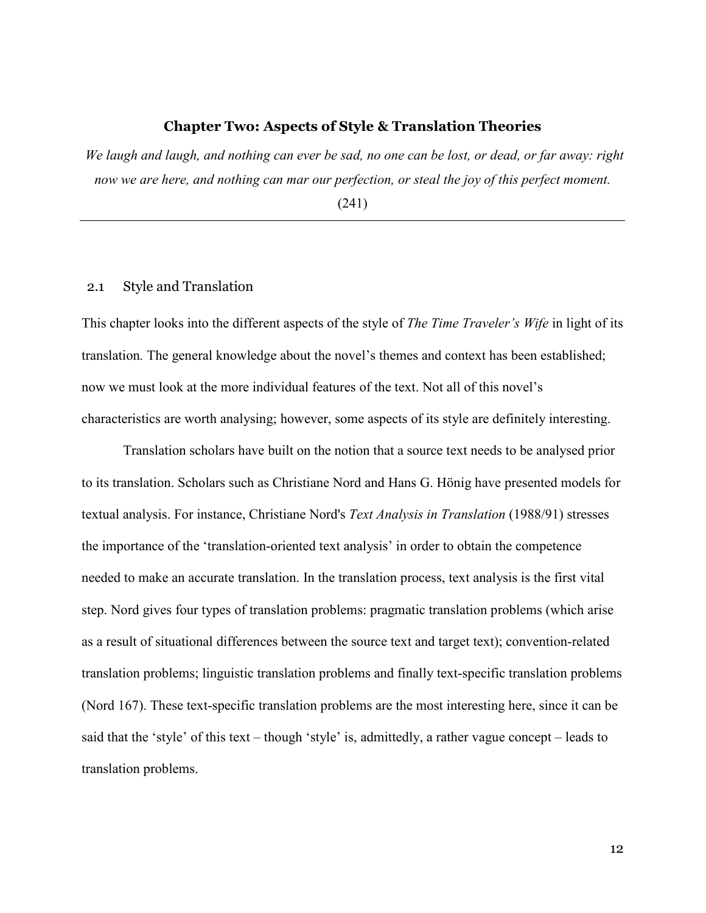# Chapter Two: Aspects of Style & Translation Theories

*We laugh and laugh, and nothing can ever be sad, no one can be lost, or dead, or far away: right now we are here, and nothing can mar our perfection, or steal the joy of this perfect moment.*

(241)

---

## 2.1 Style and Translation

This chapter looks into the different aspects of the style of *The Time Traveler's Wife* in light of its translation. The general knowledge about the novel's themes and context has been established; now we must look at the more individual features of the text. Not all of this novel's characteristics are worth analysing; however, some aspects of its style are definitely interesting.

Translation scholars have built on the notion that a source text needs to be analysed prior to its translation. Scholars such as Christiane Nord and Hans G. Hönig have presented models for textual analysis. For instance, Christiane Nord's *Text Analysis in Translation* (1988/91) stresses the importance of the 'translation-oriented text analysis' in order to obtain the competence needed to make an accurate translation. In the translation process, text analysis is the first vital step. Nord gives four types of translation problems: pragmatic translation problems (which arise as a result of situational differences between the source text and target text); convention-related translation problems; linguistic translation problems and finally text-specific translation problems (Nord 167). These text-specific translation problems are the most interesting here, since it can be said that the 'style' of this text – though 'style' is, admittedly, a rather vague concept – leads to translation problems.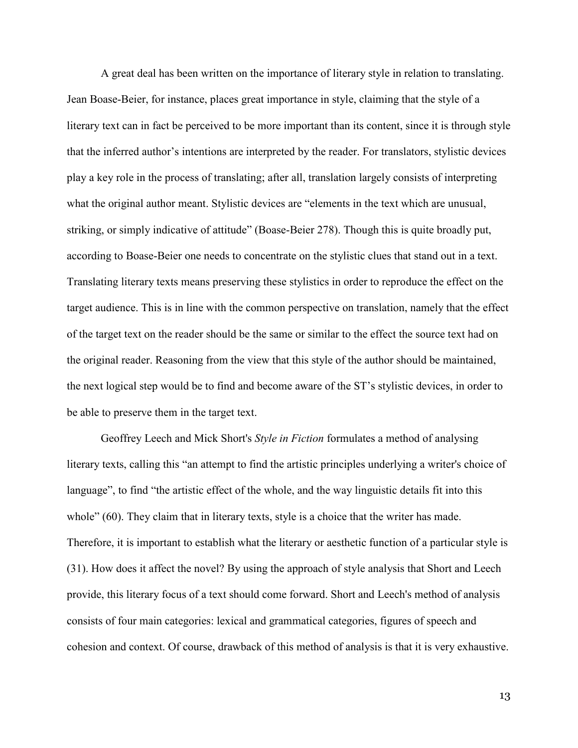A great deal has been written on the importance of literary style in relation to translating. Jean Boase-Beier, for instance, places great importance in style, claiming that the style of a literary text can in fact be perceived to be more important than its content, since it is through style that the inferred author's intentions are interpreted by the reader. For translators, stylistic devices play a key role in the process of translating; after all, translation largely consists of interpreting what the original author meant. Stylistic devices are "elements in the text which are unusual, striking, or simply indicative of attitude" (Boase-Beier 278). Though this is quite broadly put, according to Boase-Beier one needs to concentrate on the stylistic clues that stand out in a text. Translating literary texts means preserving these stylistics in order to reproduce the effect on the target audience. This is in line with the common perspective on translation, namely that the effect of the target text on the reader should be the same or similar to the effect the source text had on the original reader. Reasoning from the view that this style of the author should be maintained, the next logical step would be to find and become aware of the ST's stylistic devices, in order to be able to preserve them in the target text.

Geoffrey Leech and Mick Short's *Style in Fiction* formulates a method of analysing literary texts, calling this "an attempt to find the artistic principles underlying a writer's choice of language", to find "the artistic effect of the whole, and the way linguistic details fit into this whole" (60). They claim that in literary texts, style is a choice that the writer has made. Therefore, it is important to establish what the literary or aesthetic function of a particular style is (31). How does it affect the novel? By using the approach of style analysis that Short and Leech provide, this literary focus of a text should come forward. Short and Leech's method of analysis consists of four main categories: lexical and grammatical categories, figures of speech and cohesion and context. Of course, drawback of this method of analysis is that it is very exhaustive.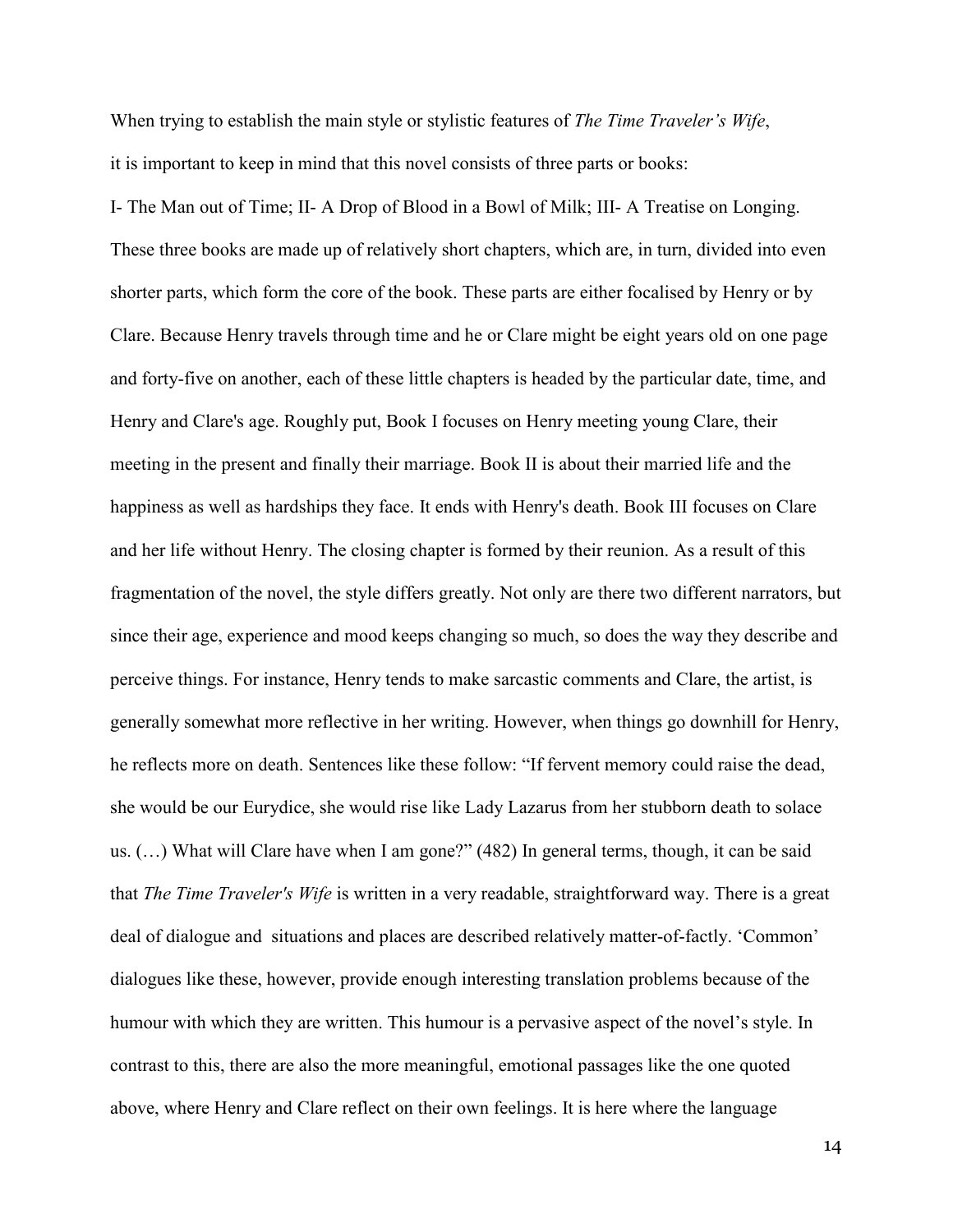When trying to establish the main style or stylistic features of *The Time Traveler's Wife*, it is important to keep in mind that this novel consists of three parts or books:

I- The Man out of Time; II- A Drop of Blood in a Bowl of Milk; III- A Treatise on Longing. These three books are made up of relatively short chapters, which are, in turn, divided into even shorter parts, which form the core of the book. These parts are either focalised by Henry or by Clare. Because Henry travels through time and he or Clare might be eight years old on one page and forty-five on another, each of these little chapters is headed by the particular date, time, and Henry and Clare's age. Roughly put, Book I focuses on Henry meeting young Clare, their meeting in the present and finally their marriage. Book II is about their married life and the happiness as well as hardships they face. It ends with Henry's death. Book III focuses on Clare and her life without Henry. The closing chapter is formed by their reunion. As a result of this fragmentation of the novel, the style differs greatly. Not only are there two different narrators, but since their age, experience and mood keeps changing so much, so does the way they describe and perceive things. For instance, Henry tends to make sarcastic comments and Clare, the artist, is generally somewhat more reflective in her writing. However, when things go downhill for Henry, he reflects more on death. Sentences like these follow: "If fervent memory could raise the dead, she would be our Eurydice, she would rise like Lady Lazarus from her stubborn death to solace us. (…) What will Clare have when I am gone?" (482) In general terms, though, it can be said that *The Time Traveler's Wife* is written in a very readable, straightforward way. There is a great deal of dialogue and situations and places are described relatively matter-of-factly. 'Common' dialogues like these, however, provide enough interesting translation problems because of the humour with which they are written. This humour is a pervasive aspect of the novel's style. In contrast to this, there are also the more meaningful, emotional passages like the one quoted above, where Henry and Clare reflect on their own feelings. It is here where the language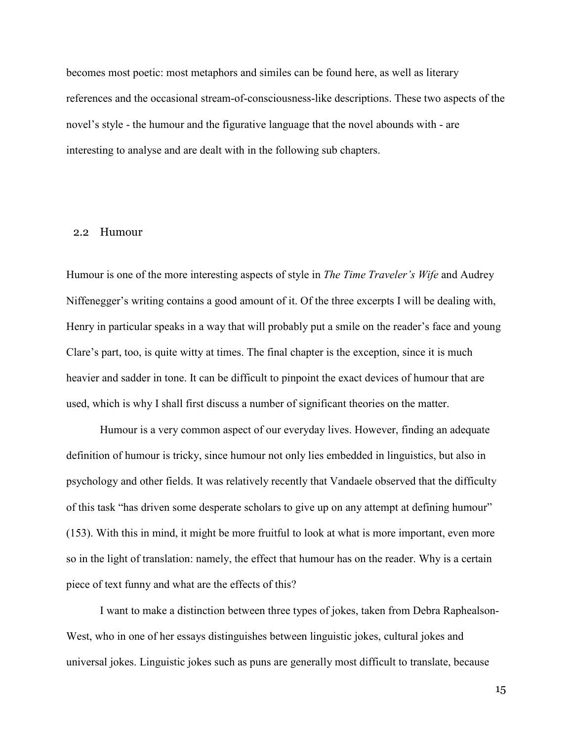becomes most poetic: most metaphors and similes can be found here, as well as literary references and the occasional stream-of-consciousness-like descriptions. These two aspects of the novel's style - the humour and the figurative language that the novel abounds with - are interesting to analyse and are dealt with in the following sub chapters.

## 2.2 Humour

Humour is one of the more interesting aspects of style in *The Time Traveler's Wife* and Audrey Niffenegger's writing contains a good amount of it. Of the three excerpts I will be dealing with, Henry in particular speaks in a way that will probably put a smile on the reader's face and young Clare's part, too, is quite witty at times. The final chapter is the exception, since it is much heavier and sadder in tone. It can be difficult to pinpoint the exact devices of humour that are used, which is why I shall first discuss a number of significant theories on the matter.

Humour is a very common aspect of our everyday lives. However, finding an adequate definition of humour is tricky, since humour not only lies embedded in linguistics, but also in psychology and other fields. It was relatively recently that Vandaele observed that the difficulty of this task "has driven some desperate scholars to give up on any attempt at defining humour" (153). With this in mind, it might be more fruitful to look at what is more important, even more so in the light of translation: namely, the effect that humour has on the reader. Why is a certain piece of text funny and what are the effects of this?

I want to make a distinction between three types of jokes, taken from Debra Raphaelson-West, who in one of her essays distinguishes between linguistic jokes, cultural jokes and universal jokes. Linguistic jokes such as puns are generally most difficult to translate, because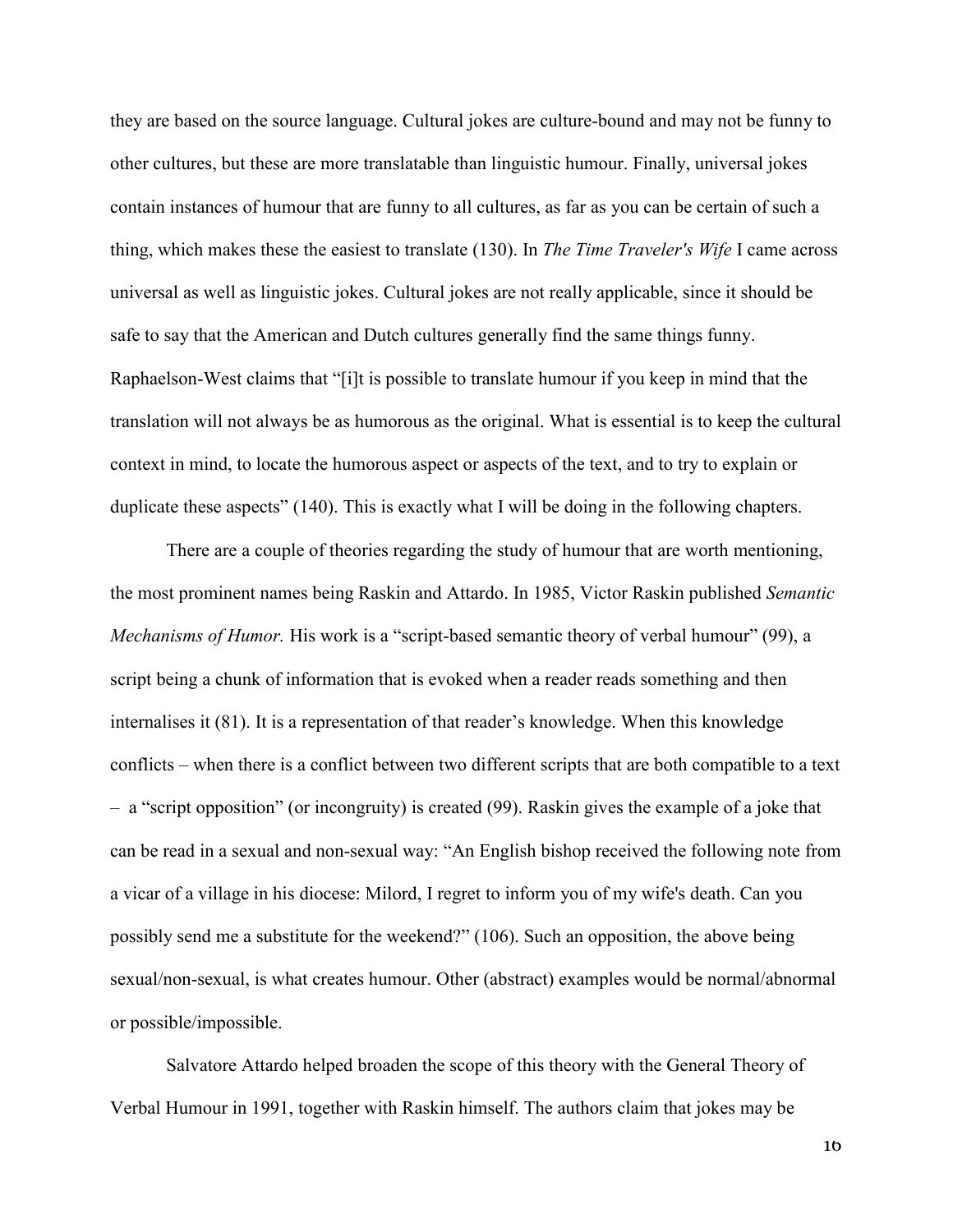they are based on the source language. Cultural jokes are culture-bound and may not be funny to other cultures, but these are more translatable than linguistic humour. Finally, universal jokes contain instances of humour that are funny to all cultures, as far as you can be certain of such a thing, which makes these the easiest to translate (130). In *The Time Traveler's Wife* I came across universal as well as linguistic jokes. Cultural jokes are not really applicable, since it should be safe to say that the American and Dutch cultures generally find the same things funny. Raphaelson-West claims that "[i]t is possible to translate humour if you keep in mind that the translation will not always be as humorous as the original. What is essential is to keep the cultural context in mind, to locate the humorous aspect or aspects of the text, and to try to explain or duplicate these aspects" (140). This is exactly what I will be doing in the following chapters.

There are a couple of theories regarding the study of humour that are worth mentioning, the most prominent names being Raskin and Attardo. In 1985, Victor Raskin published *Semantic Mechanisms of Humor.* His work is a "script-based semantic theory of verbal humour" (99), a script being a chunk of information that is evoked when a reader reads something and then internalises it (81). It is a representation of that reader's knowledge. When this knowledge conflicts – when there is a conflict between two different scripts that are both compatible to a text – a "script opposition" (or incongruity) is created (99). Raskin gives the example of a joke that can be read in a sexual and non-sexual way: "An English bishop received the following note from a vicar of a village in his diocese: Milord, I regret to inform you of my wife's death. Can you possibly send me a substitute for the weekend?" (106). Such an opposition, the above being sexual/non-sexual, is what creates humour. Other (abstract) examples would be normal/abnormal or possible/impossible.

Salvatore Attardo helped broaden the scope of this theory with the General Theory of Verbal Humour in 1991, together with Raskin himself. The authors claim that jokes may be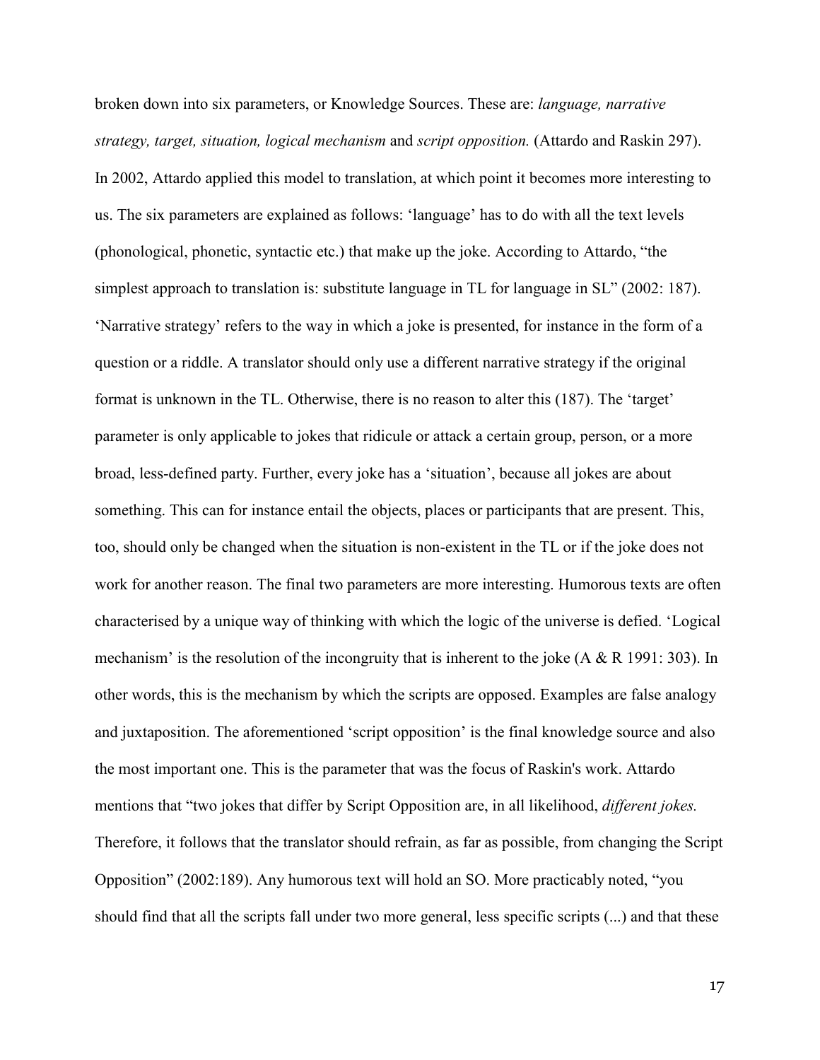broken down into six parameters, or Knowledge Sources. These are: *language, narrative strategy, target, situation, logical mechanism* and *script opposition.* (Attardo and Raskin 297). In 2002, Attardo applied this model to translation, at which point it becomes more interesting to us. The six parameters are explained as follows: 'language' has to do with all the text levels (phonological, phonetic, syntactic etc.) that make up the joke. According to Attardo, "the simplest approach to translation is: substitute language in TL for language in SL" (2002: 187). 'Narrative strategy' refers to the way in which a joke is presented, for instance in the form of a question or a riddle. A translator should only use a different narrative strategy if the original format is unknown in the TL. Otherwise, there is no reason to alter this (187). The 'target' parameter is only applicable to jokes that ridicule or attack a certain group, person, or a more broad, less-defined party. Further, every joke has a 'situation', because all jokes are about something. This can for instance entail the objects, places or participants that are present. This, too, should only be changed when the situation is non-existent in the TL or if the joke does not work for another reason. The final two parameters are more interesting. Humorous texts are often characterised by a unique way of thinking with which the logic of the universe is defied. 'Logical mechanism' is the resolution of the incongruity that is inherent to the joke (A & R 1991: 303). In other words, this is the mechanism by which the scripts are opposed. Examples are false analogy and juxtaposition. The aforementioned 'script opposition' is the final knowledge source and also the most important one. This is the parameter that was the focus of Raskin's work. Attardo mentions that "two jokes that differ by Script Opposition are, in all likelihood, *different jokes.* Therefore, it follows that the translator should refrain, as far as possible, from changing the Script Opposition" (2002:189). Any humorous text will hold an SO. More practicably noted, "you should find that all the scripts fall under two more general, less specific scripts (...) and that these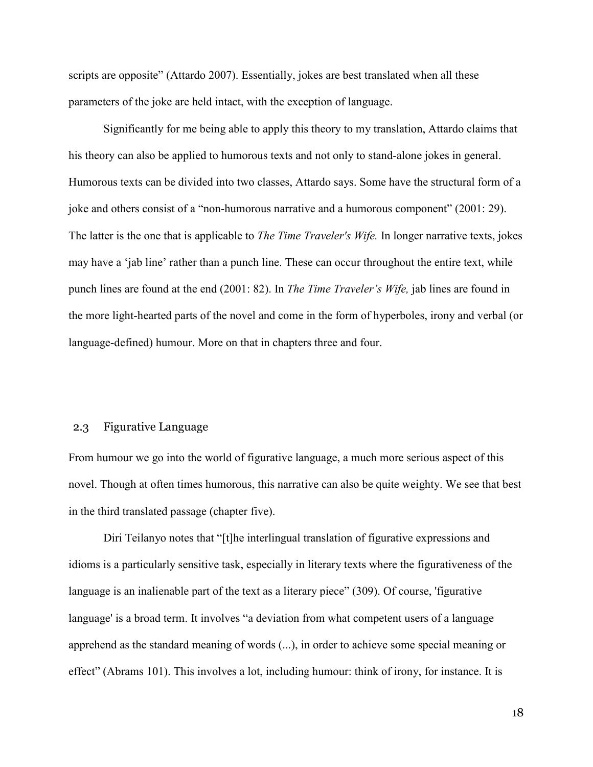scripts are opposite" (Attardo 2007). Essentially, jokes are best translated when all these parameters of the joke are held intact, with the exception of language.

Significantly for me being able to apply this theory to my translation, Attardo claims that his theory can also be applied to humorous texts and not only to stand-alone jokes in general. Humorous texts can be divided into two classes, Attardo says. Some have the structural form of a joke and others consist of a "non-humorous narrative and a humorous component" (2001: 29). The latter is the one that is applicable to *The Time Traveler's Wife.* In longer narrative texts, jokes may have a 'jab line' rather than a punch line. These can occur throughout the entire text, while punch lines are found at the end (2001: 82). In *The Time Traveler's Wife,* jab lines are found in the more light-hearted parts of the novel and come in the form of hyperboles, irony and verbal (or language-defined) humour. More on that in chapters three and four.

## 2.3 Figurative Language

From humour we go into the world of figurative language, a much more serious aspect of this novel. Though at often times humorous, this narrative can also be quite weighty. We see that best in the third translated passage (chapter five).

Diri Teilanyo notes that "[t]he interlingual translation of figurative expressions and idioms is a particularly sensitive task, especially in literary texts where the figurativeness of the language is an inalienable part of the text as a literary piece" (309). Of course, 'figurative language' is a broad term. It involves "a deviation from what competent users of a language apprehend as the standard meaning of words (...), in order to achieve some special meaning or effect" (Abrams 101). This involves a lot, including humour: think of irony, for instance. It is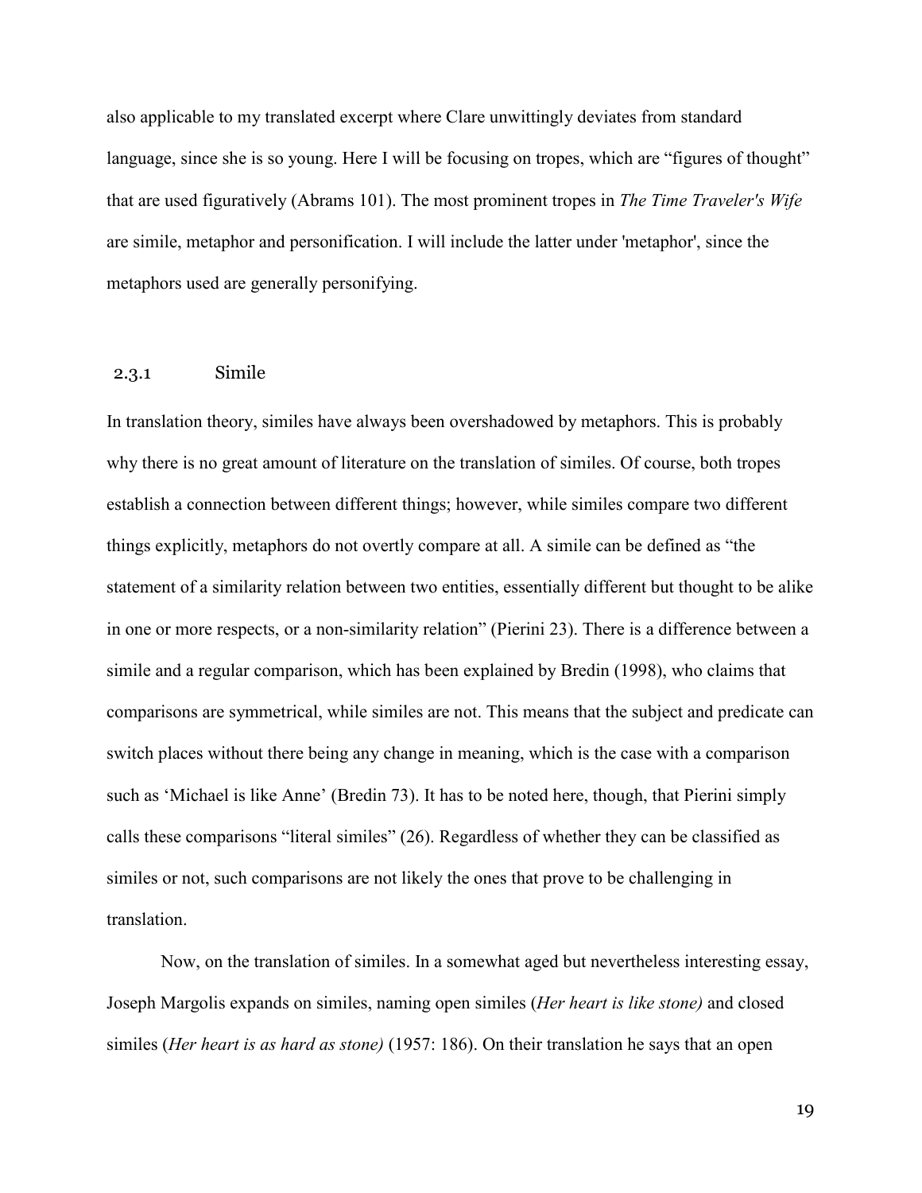also applicable to my translated excerpt where Clare unwittingly deviates from standard language, since she is so young. Here I will be focusing on tropes, which are "figures of thought" that are used figuratively (Abrams 101). The most prominent tropes in *The Time Traveler's Wife* are simile, metaphor and personification. I will include the latter under 'metaphor', since the metaphors used are generally personifying.

### 2.3.1 Simile

In translation theory, similes have always been overshadowed by metaphors. This is probably why there is no great amount of literature on the translation of similes. Of course, both tropes establish a connection between different things; however, while similes compare two different things explicitly, metaphors do not overtly compare at all. A simile can be defined as "the statement of a similarity relation between two entities, essentially different but thought to be alike in one or more respects, or a non-similarity relation" (Pierini 23). There is a difference between a simile and a regular comparison, which has been explained by Bredin (1998), who claims that comparisons are symmetrical, while similes are not. This means that the subject and predicate can switch places without there being any change in meaning, which is the case with a comparison such as 'Michael is like Anne' (Bredin 73). It has to be noted here, though, that Pierini simply calls these comparisons "literal similes" (26). Regardless of whether they can be classified as similes or not, such comparisons are not likely the ones that prove to be challenging in translation.

Now, on the translation of similes. In a somewhat aged but nevertheless interesting essay, Joseph Margolis expands on similes, naming open similes (*Her heart is like stone)* and closed similes (*Her heart is as hard as stone)* (1957: 186). On their translation he says that an open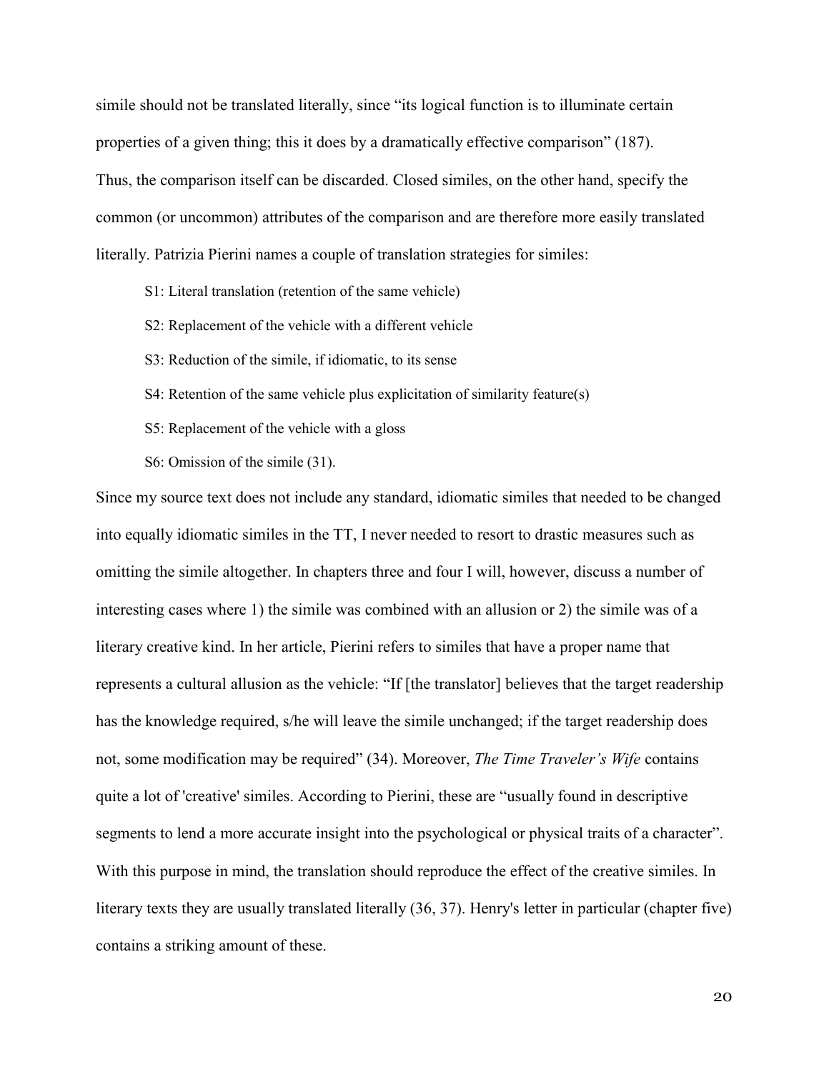simile should not be translated literally, since "its logical function is to illuminate certain properties of a given thing; this it does by a dramatically effective comparison" (187).
Thus, the comparison itself can be discarded. Closed similes, on the other hand, specify the common (or uncommon) attributes of the comparison and are therefore more easily translated literally. Patrizia Pierini names a couple of translation strategies for similes:

S1: Literal translation (retention of the same vehicle)

S2: Replacement of the vehicle with a different vehicle

S3: Reduction of the simile, if idiomatic, to its sense

S4: Retention of the same vehicle plus explicitation of similarity feature(s)

S5: Replacement of the vehicle with a gloss

S6: Omission of the simile (31).

Since my source text does not include any standard, idiomatic similes that needed to be changed into equally idiomatic similes in the TT, I never needed to resort to drastic measures such as omitting the simile altogether. In chapters three and four I will, however, discuss a number of interesting cases where 1) the simile was combined with an allusion or 2) the simile was of a literary creative kind. In her article, Pierini refers to similes that have a proper name that represents a cultural allusion as the vehicle: "If [the translator] believes that the target readership has the knowledge required, s/he will leave the simile unchanged; if the target readership does not, some modification may be required" (34). Moreover, *The Time Traveler's Wife* contains quite a lot of 'creative' similes. According to Pierini, these are "usually found in descriptive segments to lend a more accurate insight into the psychological or physical traits of a character". With this purpose in mind, the translation should reproduce the effect of the creative similes. In literary texts they are usually translated literally (36, 37). Henry's letter in particular (chapter five) contains a striking amount of these.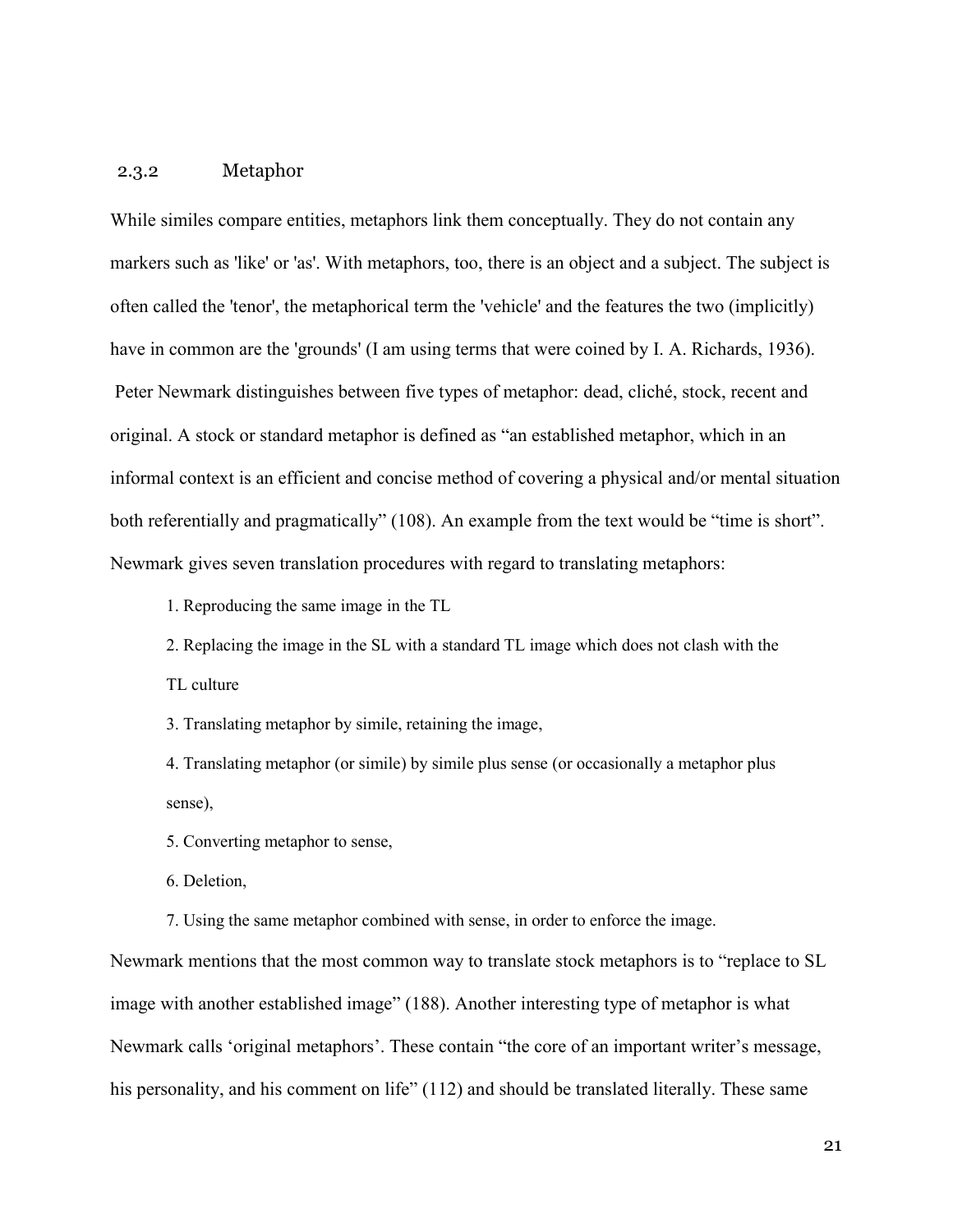### 2.3.2 Metaphor

While similes compare entities, metaphors link them conceptually. They do not contain any markers such as 'like' or 'as'. With metaphors, too, there is an object and a subject. The subject is often called the 'tenor', the metaphorical term the 'vehicle' and the features the two (implicitly) have in common are the 'grounds' (I am using terms that were coined by I. A. Richards, 1936). Peter Newmark distinguishes between five types of metaphor: dead, cliché, stock, recent and original. A stock or standard metaphor is defined as "an established metaphor, which in an informal context is an efficient and concise method of covering a physical and/or mental situation both referentially and pragmatically" (108). An example from the text would be "time is short". Newmark gives seven translation procedures with regard to translating metaphors:

1. Reproducing the same image in the TL
2. Replacing the image in the SL with a standard TL image which does not clash with the TL culture
3. Translating metaphor by simile, retaining the image,
4. Translating metaphor (or simile) by simile plus sense (or occasionally a metaphor plus sense),
5. Converting metaphor to sense,
6. Deletion,
7. Using the same metaphor combined with sense, in order to enforce the image.

Newmark mentions that the most common way to translate stock metaphors is to "replace to SL image with another established image" (188). Another interesting type of metaphor is what Newmark calls 'original metaphors'. These contain "the core of an important writer's message, his personality, and his comment on life" (112) and should be translated literally. These same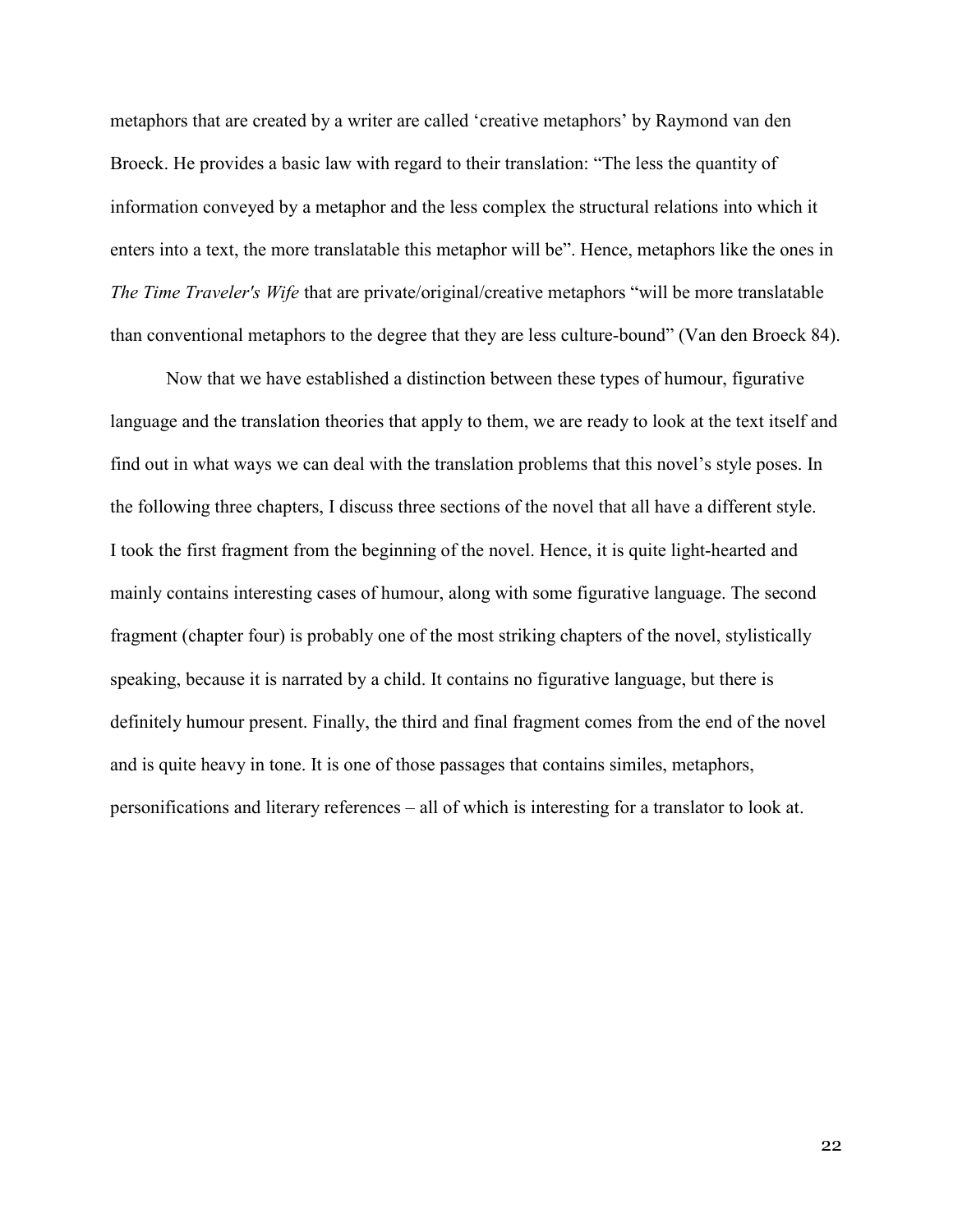metaphors that are created by a writer are called 'creative metaphors' by Raymond van den Broeck. He provides a basic law with regard to their translation: "The less the quantity of information conveyed by a metaphor and the less complex the structural relations into which it enters into a text, the more translatable this metaphor will be". Hence, metaphors like the ones in *The Time Traveler's Wife* that are private/original/creative metaphors "will be more translatable than conventional metaphors to the degree that they are less culture-bound" (Van den Broeck 84).

Now that we have established a distinction between these types of humour, figurative language and the translation theories that apply to them, we are ready to look at the text itself and find out in what ways we can deal with the translation problems that this novel's style poses. In the following three chapters, I discuss three sections of the novel that all have a different style. I took the first fragment from the beginning of the novel. Hence, it is quite light-hearted and mainly contains interesting cases of humour, along with some figurative language. The second fragment (chapter four) is probably one of the most striking chapters of the novel, stylistically speaking, because it is narrated by a child. It contains no figurative language, but there is definitely humour present. Finally, the third and final fragment comes from the end of the novel and is quite heavy in tone. It is one of those passages that contains similes, metaphors, personifications and literary references – all of which is interesting for a translator to look at.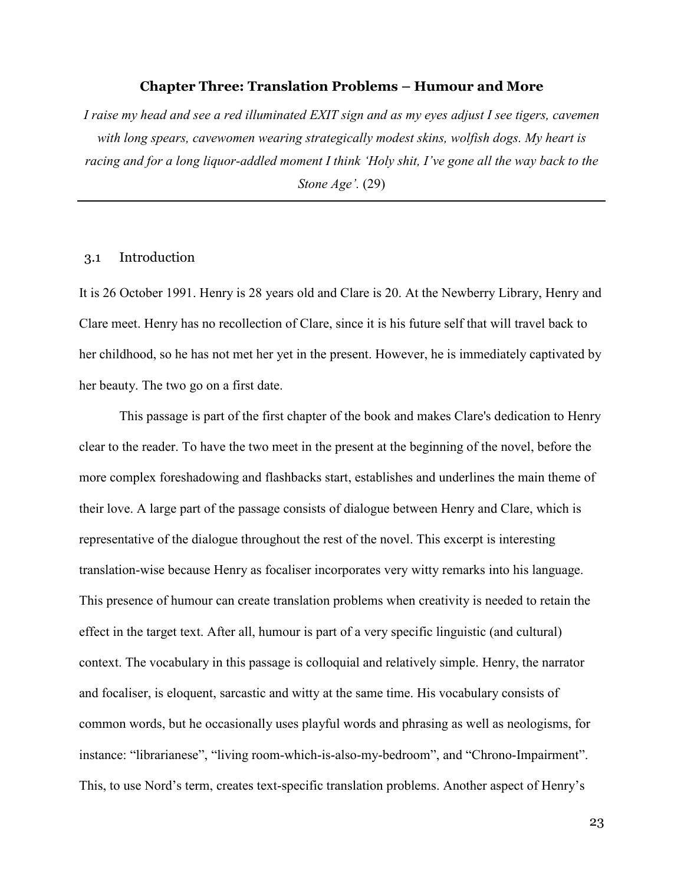## Chapter Three: Translation Problems – Humour and More

*I raise my head and see a red illuminated EXIT sign and as my eyes adjust I see tigers, cavemen with long spears, cavewomen wearing strategically modest skins, wolfish dogs. My heart is racing and for a long liquor-addled moment I think 'Holy shit, I've gone all the way back to the Stone Age'.* (29)

---

### 3.1 Introduction

It is 26 October 1991. Henry is 28 years old and Clare is 20. At the Newberry Library, Henry and Clare meet. Henry has no recollection of Clare, since it is his future self that will travel back to her childhood, so he has not met her yet in the present. However, he is immediately captivated by her beauty. The two go on a first date.

This passage is part of the first chapter of the book and makes Clare's dedication to Henry clear to the reader. To have the two meet in the present at the beginning of the novel, before the more complex foreshadowing and flashbacks start, establishes and underlines the main theme of their love. A large part of the passage consists of dialogue between Henry and Clare, which is representative of the dialogue throughout the rest of the novel. This excerpt is interesting translation-wise because Henry as focaliser incorporates very witty remarks into his language. This presence of humour can create translation problems when creativity is needed to retain the effect in the target text. After all, humour is part of a very specific linguistic (and cultural) context. The vocabulary in this passage is colloquial and relatively simple. Henry, the narrator and focaliser, is eloquent, sarcastic and witty at the same time. His vocabulary consists of common words, but he occasionally uses playful words and phrasing as well as neologisms, for instance: "librarianese", "living room-which-is-also-my-bedroom", and "Chrono-Impairment". This, to use Nord's term, creates text-specific translation problems. Another aspect of Henry's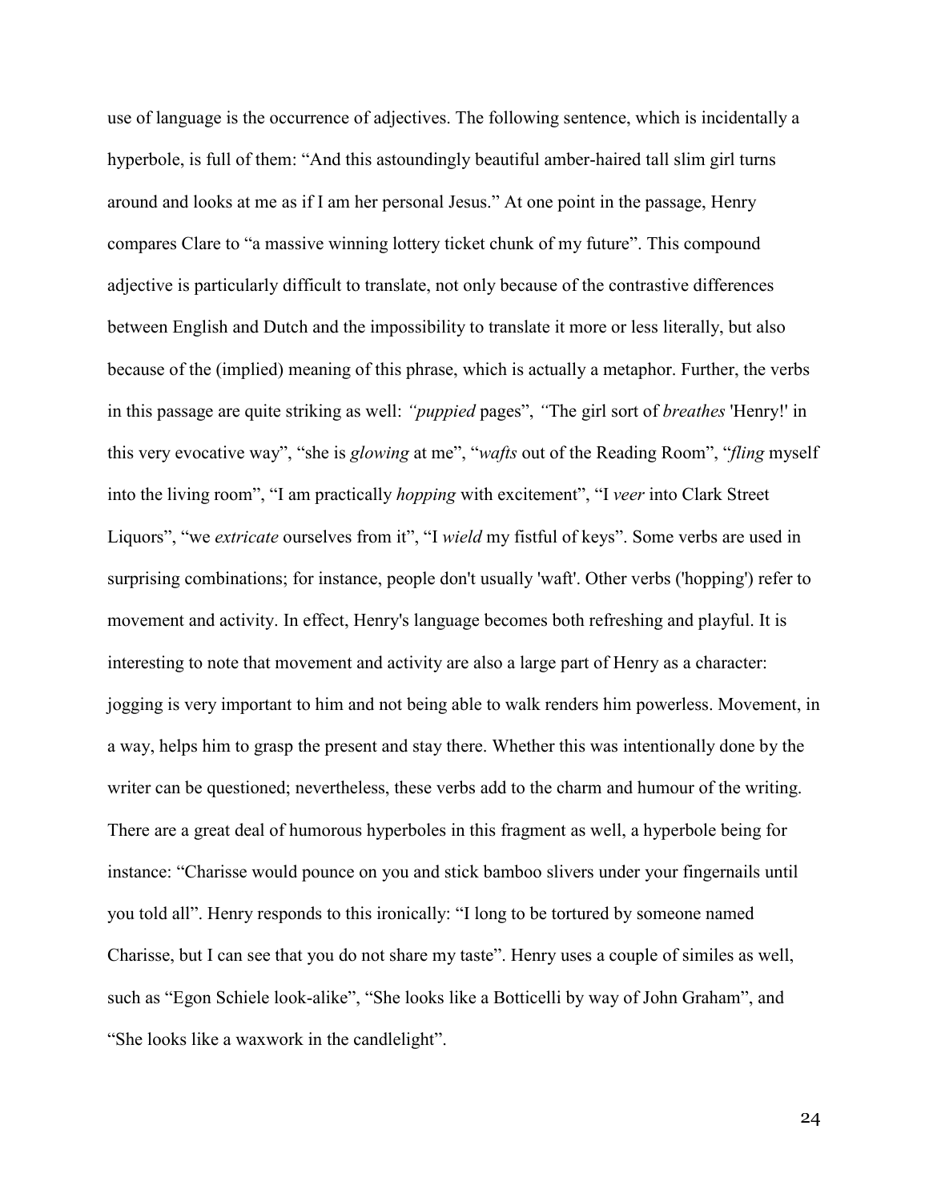use of language is the occurrence of adjectives. The following sentence, which is incidentally a hyperbole, is full of them: “And this astoundingly beautiful amber-haired tall slim girl turns around and looks at me as if I am her personal Jesus.” At one point in the passage, Henry compares Clare to “a massive winning lottery ticket chunk of my future”. This compound adjective is particularly difficult to translate, not only because of the contrastive differences between English and Dutch and the impossibility to translate it more or less literally, but also because of the (implied) meaning of this phrase, which is actually a metaphor. Further, the verbs in this passage are quite striking as well: *“puppied* pages”, *“*The girl sort of *breathes* 'Henry!' in this very evocative way”, “she is *glowing* at me”, “*wafts* out of the Reading Room”, “*fling* myself into the living room”, “I am practically *hopping* with excitement”, “I *veer* into Clark Street Liquors”, “we *extricate* ourselves from it”, “I *wield* my fistful of keys”. Some verbs are used in surprising combinations; for instance, people don't usually 'waft'. Other verbs ('hopping') refer to movement and activity. In effect, Henry's language becomes both refreshing and playful. It is interesting to note that movement and activity are also a large part of Henry as a character: jogging is very important to him and not being able to walk renders him powerless. Movement, in a way, helps him to grasp the present and stay there. Whether this was intentionally done by the writer can be questioned; nevertheless, these verbs add to the charm and humour of the writing. There are a great deal of humorous hyperboles in this fragment as well, a hyperbole being for instance: “Charisse would pounce on you and stick bamboo slivers under your fingernails until you told all”. Henry responds to this ironically: “I long to be tortured by someone named Charisse, but I can see that you do not share my taste”. Henry uses a couple of similes as well, such as “Egon Schiele look-alike”, “She looks like a Botticelli by way of John Graham”, and “She looks like a waxwork in the candlelight”.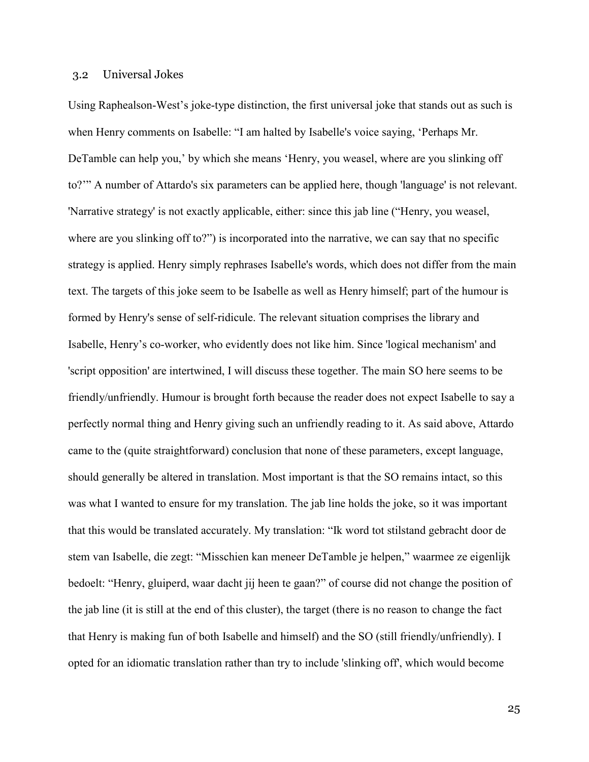## 3.2 Universal Jokes

Using Raphealson-West's joke-type distinction, the first universal joke that stands out as such is when Henry comments on Isabelle: "I am halted by Isabelle's voice saying, 'Perhaps Mr. DeTamble can help you,' by which she means 'Henry, you weasel, where are you slinking off to?'" A number of Attardo's six parameters can be applied here, though 'language' is not relevant. 'Narrative strategy' is not exactly applicable, either: since this jab line ("Henry, you weasel, where are you slinking off to?") is incorporated into the narrative, we can say that no specific strategy is applied. Henry simply rephrases Isabelle's words, which does not differ from the main text. The targets of this joke seem to be Isabelle as well as Henry himself; part of the humour is formed by Henry's sense of self-ridicule. The relevant situation comprises the library and Isabelle, Henry's co-worker, who evidently does not like him. Since 'logical mechanism' and 'script opposition' are intertwined, I will discuss these together. The main SO here seems to be friendly/unfriendly. Humour is brought forth because the reader does not expect Isabelle to say a perfectly normal thing and Henry giving such an unfriendly reading to it. As said above, Attardo came to the (quite straightforward) conclusion that none of these parameters, except language, should generally be altered in translation. Most important is that the SO remains intact, so this was what I wanted to ensure for my translation. The jab line holds the joke, so it was important that this would be translated accurately. My translation: "Ik word tot stilstand gebracht door de stem van Isabelle, die zegt: "Misschien kan meneer DeTamble je helpen," waarmee ze eigenlijk bedoelt: "Henry, gluiperd, waar dacht jij heen te gaan?" of course did not change the position of the jab line (it is still at the end of this cluster), the target (there is no reason to change the fact that Henry is making fun of both Isabelle and himself) and the SO (still friendly/unfriendly). I opted for an idiomatic translation rather than try to include 'slinking off', which would become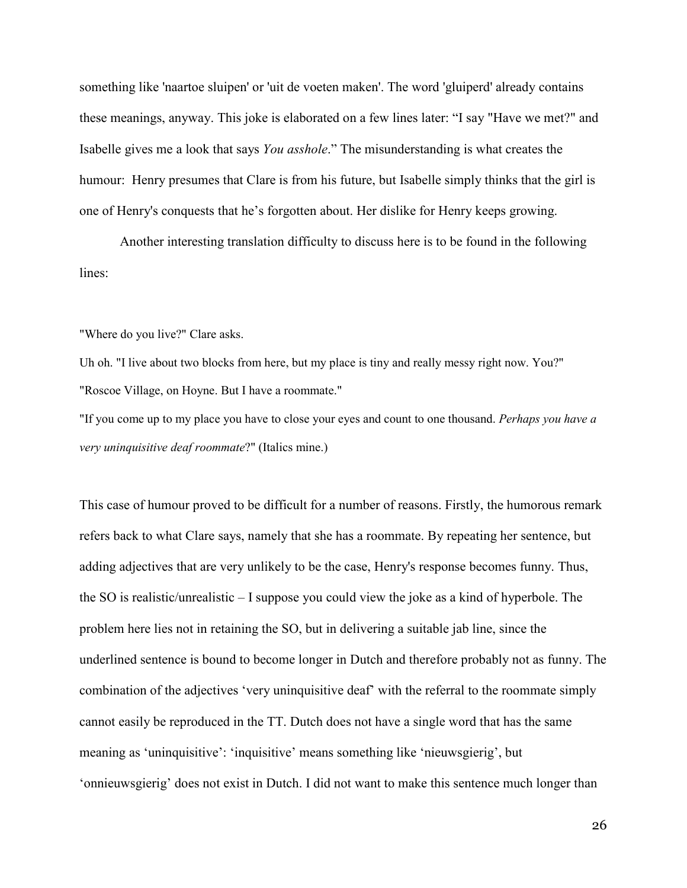something like 'naartoe sluipen' or 'uit de voeten maken'. The word 'gluiperd' already contains these meanings, anyway. This joke is elaborated on a few lines later: "I say "Have we met?" and Isabelle gives me a look that says *You asshole*." The misunderstanding is what creates the humour: Henry presumes that Clare is from his future, but Isabelle simply thinks that the girl is one of Henry's conquests that he's forgotten about. Her dislike for Henry keeps growing.

Another interesting translation difficulty to discuss here is to be found in the following lines:

"Where do you live?" Clare asks.

Uh oh. "I live about two blocks from here, but my place is tiny and really messy right now. You?"

"Roscoe Village, on Hoyne. But I have a roommate."

"If you come up to my place you have to close your eyes and count to one thousand. *Perhaps you have a very uninquisitive deaf roommate*?" (Italics mine.)

This case of humour proved to be difficult for a number of reasons. Firstly, the humorous remark refers back to what Clare says, namely that she has a roommate. By repeating her sentence, but adding adjectives that are very unlikely to be the case, Henry's response becomes funny. Thus, the SO is realistic/unrealistic – I suppose you could view the joke as a kind of hyperbole. The problem here lies not in retaining the SO, but in delivering a suitable jab line, since the underlined sentence is bound to become longer in Dutch and therefore probably not as funny. The combination of the adjectives 'very uninquisitive deaf' with the referral to the roommate simply cannot easily be reproduced in the TT. Dutch does not have a single word that has the same meaning as 'uninquisitive': 'inquisitive' means something like 'nieuwsgierig', but 'onnieuwsgierig' does not exist in Dutch. I did not want to make this sentence much longer than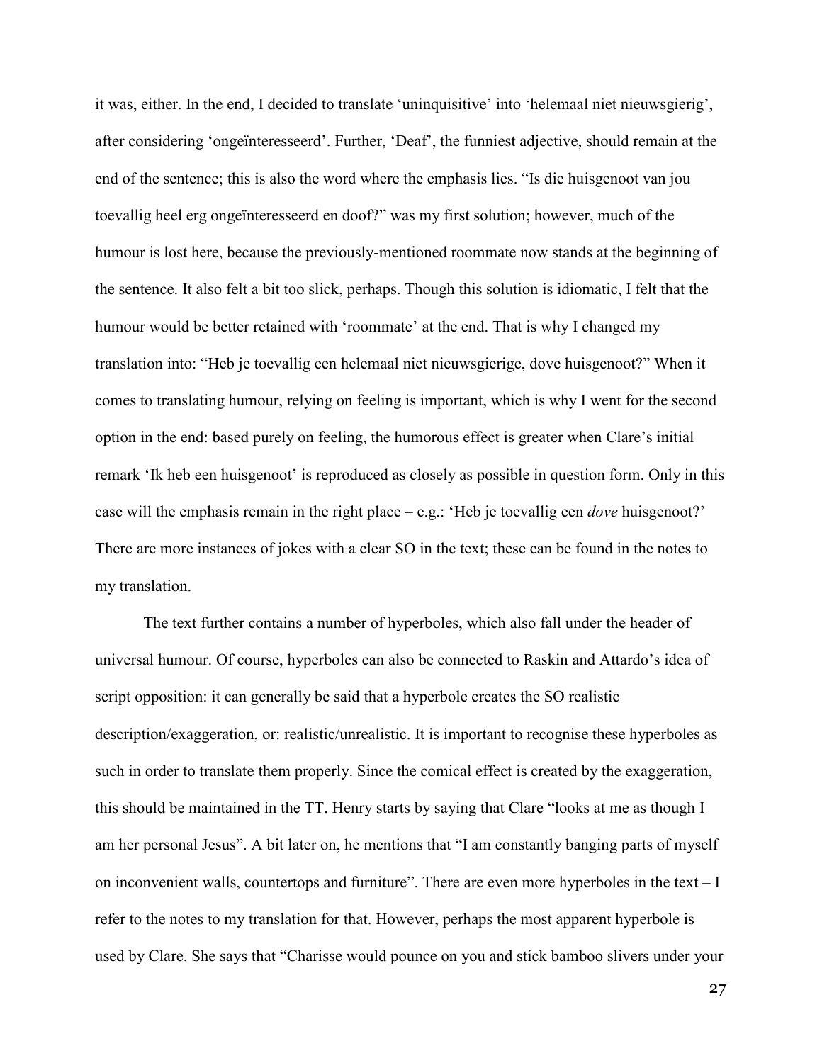it was, either. In the end, I decided to translate 'uninquisitive' into 'helemaal niet nieuwsgierig', after considering 'ongeïnteresseerd'. Further, 'Deaf', the funniest adjective, should remain at the end of the sentence; this is also the word where the emphasis lies. "Is die huisgenoot van jou toevallig heel erg ongeïnteresseerd en doof?" was my first solution; however, much of the humour is lost here, because the previously-mentioned roommate now stands at the beginning of the sentence. It also felt a bit too slick, perhaps. Though this solution is idiomatic, I felt that the humour would be better retained with 'roommate' at the end. That is why I changed my translation into: "Heb je toevallig een helemaal niet nieuwsgierige, dove huisgenoot?" When it comes to translating humour, relying on feeling is important, which is why I went for the second option in the end: based purely on feeling, the humorous effect is greater when Clare's initial remark 'Ik heb een huisgenoot' is reproduced as closely as possible in question form. Only in this case will the emphasis remain in the right place – e.g.: 'Heb je toevallig een *dove* huisgenoot?' There are more instances of jokes with a clear SO in the text; these can be found in the notes to my translation.

The text further contains a number of hyperboles, which also fall under the header of universal humour. Of course, hyperboles can also be connected to Raskin and Attardo's idea of script opposition: it can generally be said that a hyperbole creates the SO realistic description/exaggeration, or: realistic/unrealistic. It is important to recognise these hyperboles as such in order to translate them properly. Since the comical effect is created by the exaggeration, this should be maintained in the TT. Henry starts by saying that Clare "looks at me as though I am her personal Jesus". A bit later on, he mentions that "I am constantly banging parts of myself on inconvenient walls, countertops and furniture". There are even more hyperboles in the text – I refer to the notes to my translation for that. However, perhaps the most apparent hyperbole is used by Clare. She says that "Charisse would pounce on you and stick bamboo slivers under your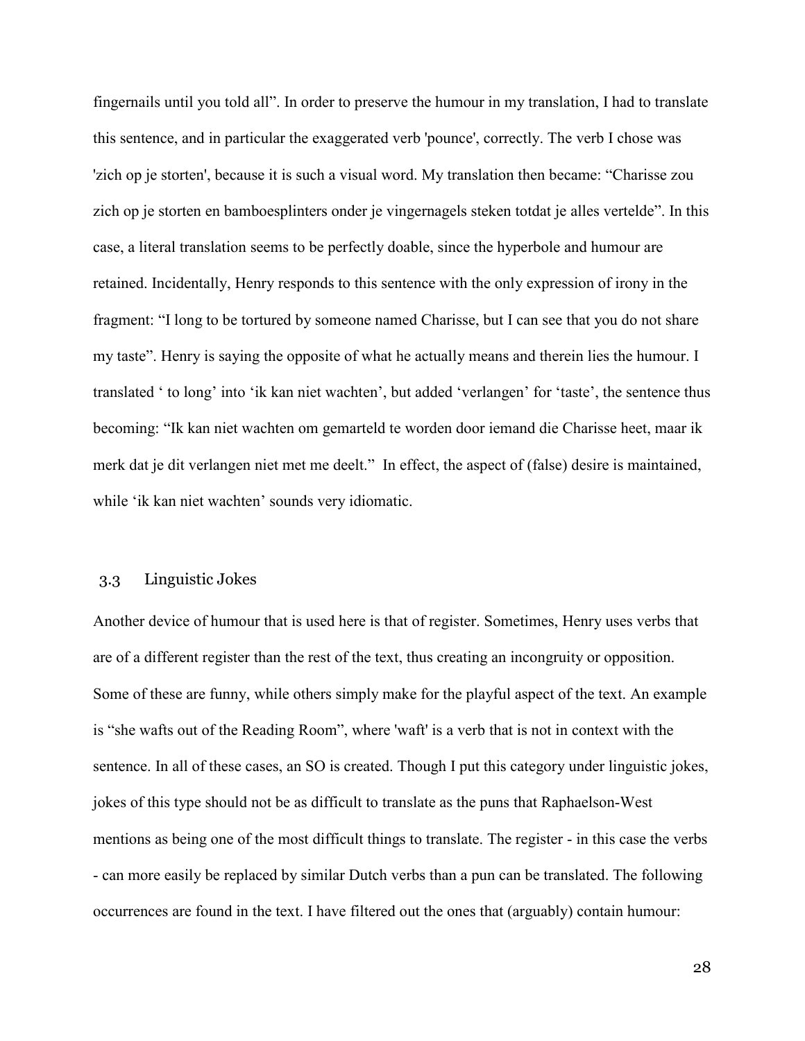fingernails until you told all”. In order to preserve the humour in my translation, I had to translate this sentence, and in particular the exaggerated verb 'pounce', correctly. The verb I chose was 'zich op je storten', because it is such a visual word. My translation then became: “Charisse zou zich op je storten en bamboesplinters onder je vingernagels steken totdat je alles vertelde”. In this case, a literal translation seems to be perfectly doable, since the hyperbole and humour are retained. Incidentally, Henry responds to this sentence with the only expression of irony in the fragment: “I long to be tortured by someone named Charisse, but I can see that you do not share my taste”. Henry is saying the opposite of what he actually means and therein lies the humour. I translated ‘ to long’ into ‘ik kan niet wachten’, but added ‘verlangen’ for ‘taste’, the sentence thus becoming: “Ik kan niet wachten om gemarteld te worden door iemand die Charisse heet, maar ik merk dat je dit verlangen niet met me deelt.” In effect, the aspect of (false) desire is maintained, while ‘ik kan niet wachten’ sounds very idiomatic.

### 3.3 Linguistic Jokes

Another device of humour that is used here is that of register. Sometimes, Henry uses verbs that are of a different register than the rest of the text, thus creating an incongruity or opposition. Some of these are funny, while others simply make for the playful aspect of the text. An example is “she wafts out of the Reading Room”, where 'waft' is a verb that is not in context with the sentence. In all of these cases, an SO is created. Though I put this category under linguistic jokes, jokes of this type should not be as difficult to translate as the puns that Raphaelson-West mentions as being one of the most difficult things to translate. The register - in this case the verbs - can more easily be replaced by similar Dutch verbs than a pun can be translated. The following occurrences are found in the text. I have filtered out the ones that (arguably) contain humour: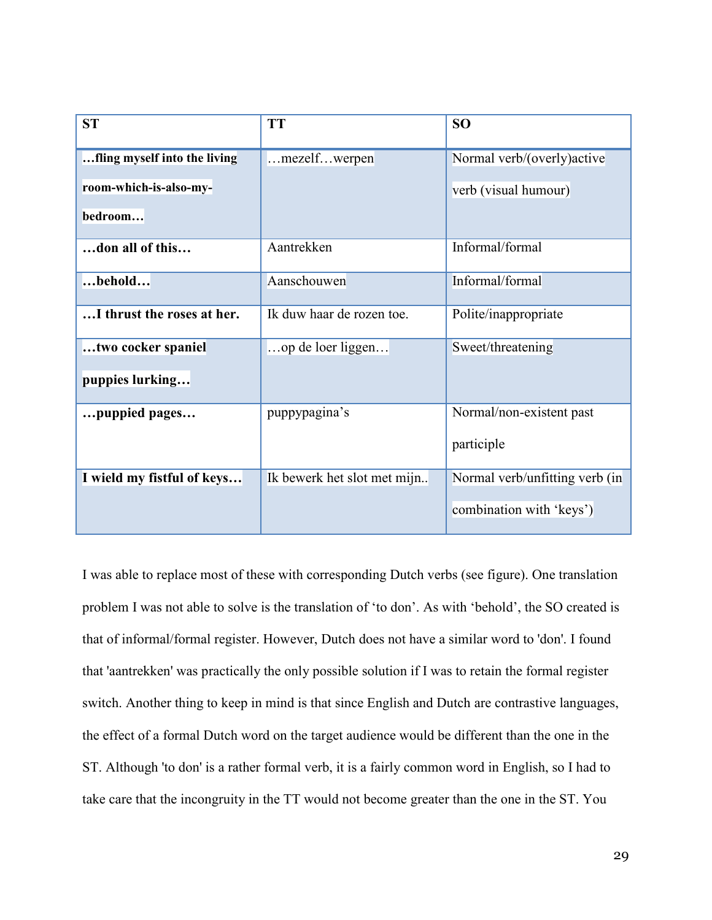| ST | TT | SO |
|---|---|---|
| **…fling myself into the living room-which-is-also-my-bedroom…** | …mezelf…werpen | Normal verb/(overly)active verb (visual humour) |
| **…don all of this…** | Aantrekken | Informal/formal |
| **…behold…** | Aanschouwen | Informal/formal |
| **…I thrust the roses at her.** | Ik duw haar de rozen toe. | Polite/inappropriate |
| **…two cocker spaniel puppies lurking…** | …op de loer liggen… | Sweet/threatening |
| **…puppied pages…** | puppypagina's | Normal/non-existent past participle |
| **I wield my fistful of keys…** | Ik bewerk het slot met mijn.. | Normal verb/unfitting verb (in combination with 'keys') |

I was able to replace most of these with corresponding Dutch verbs (see figure). One translation problem I was not able to solve is the translation of 'to don'. As with 'behold', the SO created is that of informal/formal register. However, Dutch does not have a similar word to 'don'. I found that 'aantrekken' was practically the only possible solution if I was to retain the formal register switch. Another thing to keep in mind is that since English and Dutch are contrastive languages, the effect of a formal Dutch word on the target audience would be different than the one in the ST. Although 'to don' is a rather formal verb, it is a fairly common word in English, so I had to take care that the incongruity in the TT would not become greater than the one in the ST. You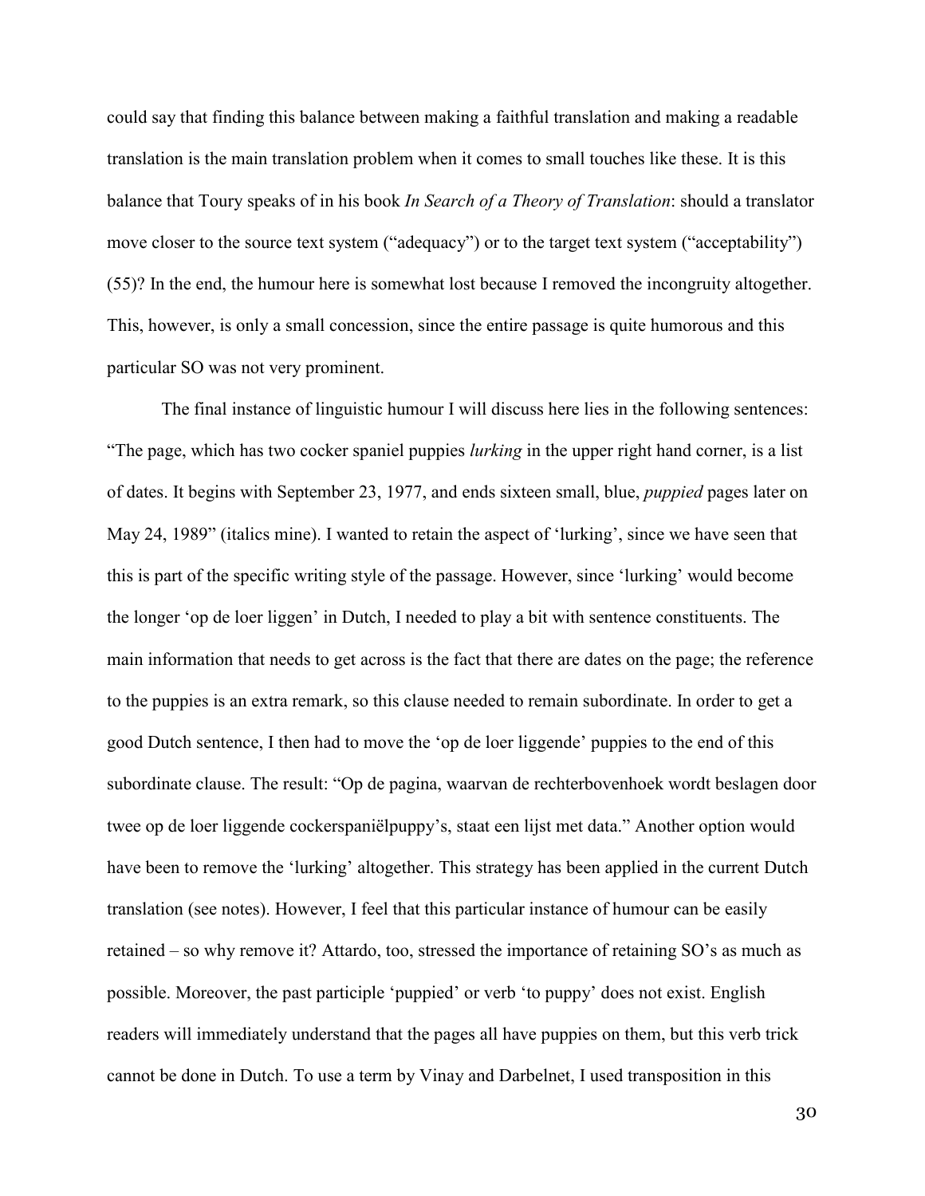could say that finding this balance between making a faithful translation and making a readable translation is the main translation problem when it comes to small touches like these. It is this balance that Toury speaks of in his book *In Search of a Theory of Translation*: should a translator move closer to the source text system ("adequacy") or to the target text system ("acceptability") (55)? In the end, the humour here is somewhat lost because I removed the incongruity altogether. This, however, is only a small concession, since the entire passage is quite humorous and this particular SO was not very prominent.

The final instance of linguistic humour I will discuss here lies in the following sentences: "The page, which has two cocker spaniel puppies *lurking* in the upper right hand corner, is a list of dates. It begins with September 23, 1977, and ends sixteen small, blue, *puppied* pages later on May 24, 1989" (italics mine). I wanted to retain the aspect of 'lurking', since we have seen that this is part of the specific writing style of the passage. However, since 'lurking' would become the longer 'op de loer liggen' in Dutch, I needed to play a bit with sentence constituents. The main information that needs to get across is the fact that there are dates on the page; the reference to the puppies is an extra remark, so this clause needed to remain subordinate. In order to get a good Dutch sentence, I then had to move the 'op de loer liggende' puppies to the end of this subordinate clause. The result: "Op de pagina, waarvan de rechterbovenhoek wordt beslagen door twee op de loer liggende cockerspaniëlpuppy's, staat een lijst met data." Another option would have been to remove the 'lurking' altogether. This strategy has been applied in the current Dutch translation (see notes). However, I feel that this particular instance of humour can be easily retained – so why remove it? Attardo, too, stressed the importance of retaining SO's as much as possible. Moreover, the past participle 'puppied' or verb 'to puppy' does not exist. English readers will immediately understand that the pages all have puppies on them, but this verb trick cannot be done in Dutch. To use a term by Vinay and Darbelnet, I used transposition in this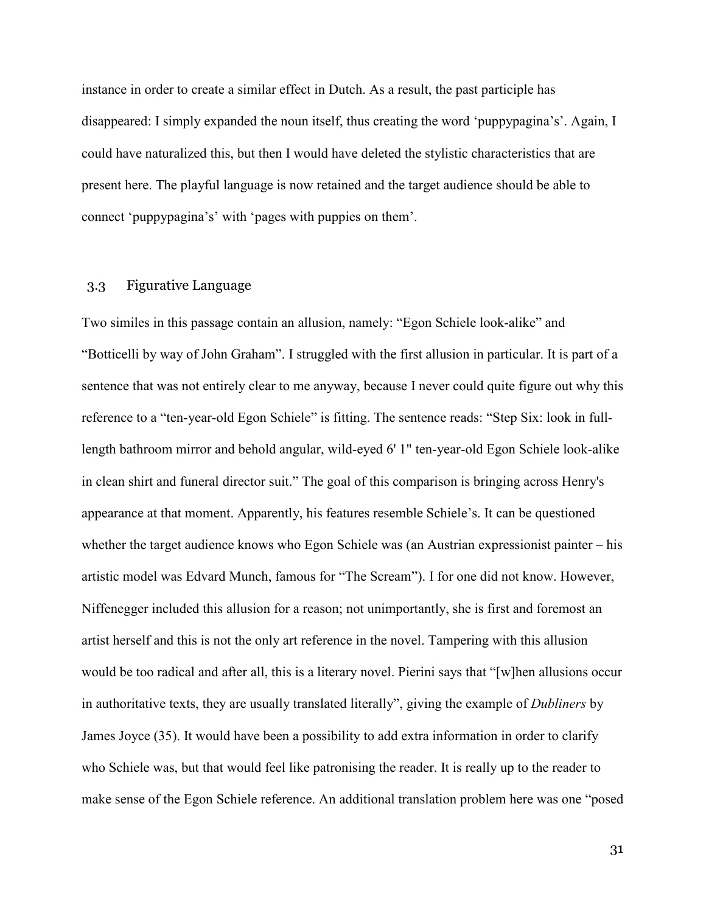instance in order to create a similar effect in Dutch. As a result, the past participle has disappeared: I simply expanded the noun itself, thus creating the word 'puppypagina's'. Again, I could have naturalized this, but then I would have deleted the stylistic characteristics that are present here. The playful language is now retained and the target audience should be able to connect 'puppypagina's' with 'pages with puppies on them'.

### 3.3 Figurative Language

Two similes in this passage contain an allusion, namely: "Egon Schiele look-alike" and "Botticelli by way of John Graham". I struggled with the first allusion in particular. It is part of a sentence that was not entirely clear to me anyway, because I never could quite figure out why this reference to a "ten-year-old Egon Schiele" is fitting. The sentence reads: "Step Six: look in full-length bathroom mirror and behold angular, wild-eyed 6' 1" ten-year-old Egon Schiele look-alike in clean shirt and funeral director suit." The goal of this comparison is bringing across Henry's appearance at that moment. Apparently, his features resemble Schiele's. It can be questioned whether the target audience knows who Egon Schiele was (an Austrian expressionist painter – his artistic model was Edvard Munch, famous for "The Scream"). I for one did not know. However, Niffenegger included this allusion for a reason; not unimportantly, she is first and foremost an artist herself and this is not the only art reference in the novel. Tampering with this allusion would be too radical and after all, this is a literary novel. Pierini says that "[w]hen allusions occur in authoritative texts, they are usually translated literally", giving the example of *Dubliners* by James Joyce (35). It would have been a possibility to add extra information in order to clarify who Schiele was, but that would feel like patronising the reader. It is really up to the reader to make sense of the Egon Schiele reference. An additional translation problem here was one "posed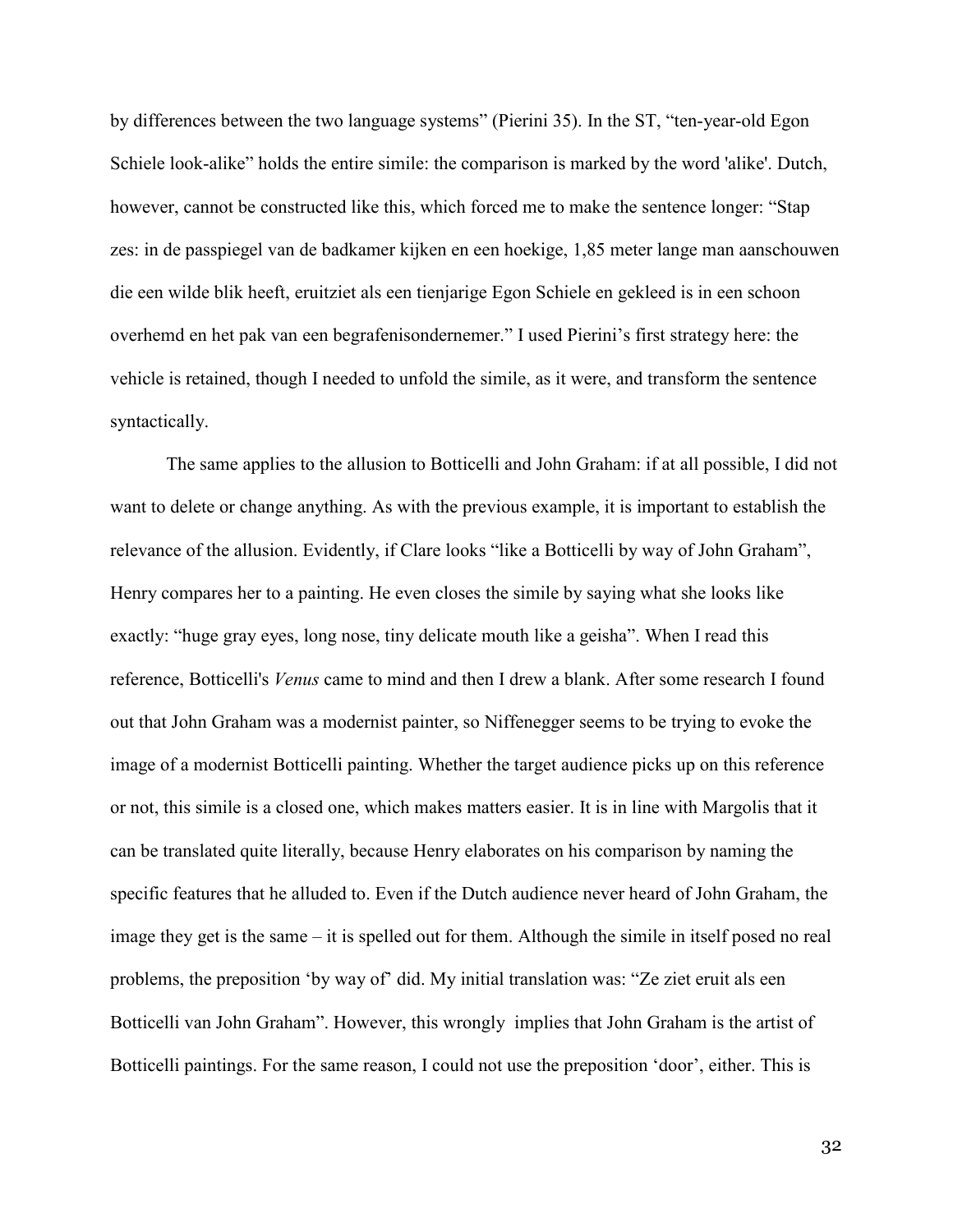by differences between the two language systems" (Pierini 35). In the ST, "ten-year-old Egon Schiele look-alike" holds the entire simile: the comparison is marked by the word 'alike'. Dutch, however, cannot be constructed like this, which forced me to make the sentence longer: "Stap zes: in de passpiegel van de badkamer kijken en een hoekige, 1,85 meter lange man aanschouwen die een wilde blik heeft, eruitziet als een tienjarige Egon Schiele en gekleed is in een schoon overhemd en het pak van een begrafenisondernemer." I used Pierini's first strategy here: the vehicle is retained, though I needed to unfold the simile, as it were, and transform the sentence syntactically.

The same applies to the allusion to Botticelli and John Graham: if at all possible, I did not want to delete or change anything. As with the previous example, it is important to establish the relevance of the allusion. Evidently, if Clare looks "like a Botticelli by way of John Graham", Henry compares her to a painting. He even closes the simile by saying what she looks like exactly: "huge gray eyes, long nose, tiny delicate mouth like a geisha". When I read this reference, Botticelli's *Venus* came to mind and then I drew a blank. After some research I found out that John Graham was a modernist painter, so Niffenegger seems to be trying to evoke the image of a modernist Botticelli painting. Whether the target audience picks up on this reference or not, this simile is a closed one, which makes matters easier. It is in line with Margolis that it can be translated quite literally, because Henry elaborates on his comparison by naming the specific features that he alluded to. Even if the Dutch audience never heard of John Graham, the image they get is the same – it is spelled out for them. Although the simile in itself posed no real problems, the preposition 'by way of' did. My initial translation was: "Ze ziet eruit als een Botticelli van John Graham". However, this wrongly implies that John Graham is the artist of Botticelli paintings. For the same reason, I could not use the preposition 'door', either. This is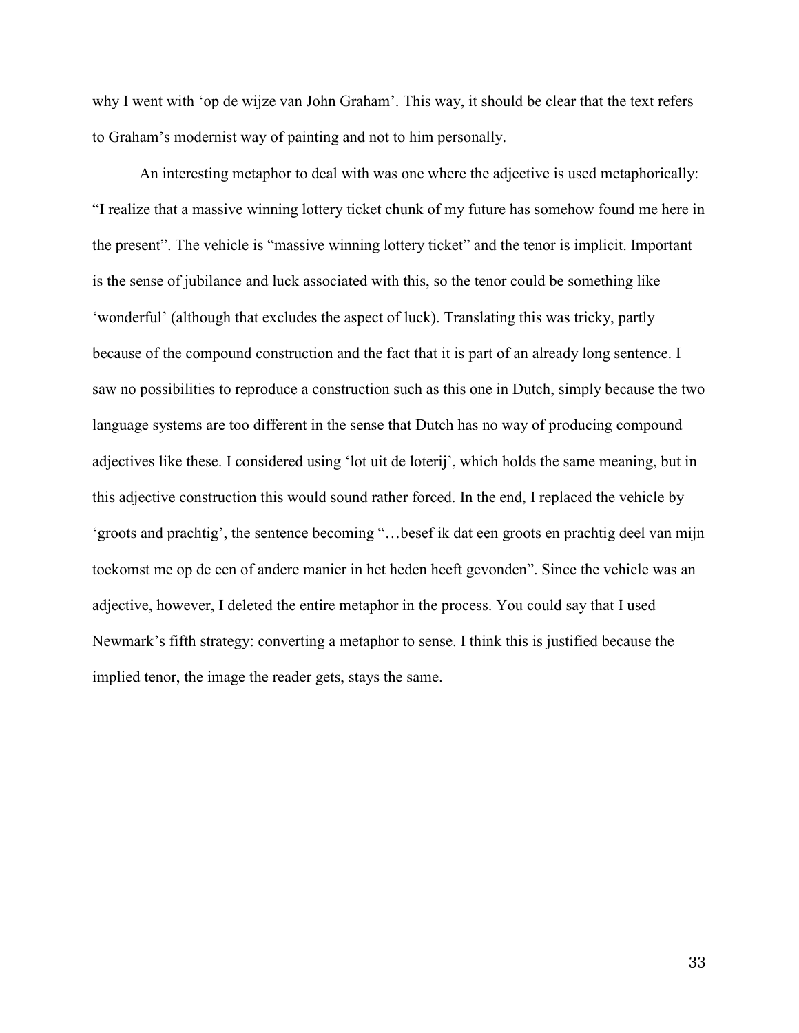why I went with 'op de wijze van John Graham'. This way, it should be clear that the text refers to Graham's modernist way of painting and not to him personally.

An interesting metaphor to deal with was one where the adjective is used metaphorically: "I realize that a massive winning lottery ticket chunk of my future has somehow found me here in the present". The vehicle is "massive winning lottery ticket" and the tenor is implicit. Important is the sense of jubilance and luck associated with this, so the tenor could be something like 'wonderful' (although that excludes the aspect of luck). Translating this was tricky, partly because of the compound construction and the fact that it is part of an already long sentence. I saw no possibilities to reproduce a construction such as this one in Dutch, simply because the two language systems are too different in the sense that Dutch has no way of producing compound adjectives like these. I considered using 'lot uit de loterij', which holds the same meaning, but in this adjective construction this would sound rather forced. In the end, I replaced the vehicle by 'groots and prachtig', the sentence becoming "…besef ik dat een groots en prachtig deel van mijn toekomst me op de een of andere manier in het heden heeft gevonden". Since the vehicle was an adjective, however, I deleted the entire metaphor in the process. You could say that I used Newmark's fifth strategy: converting a metaphor to sense. I think this is justified because the implied tenor, the image the reader gets, stays the same.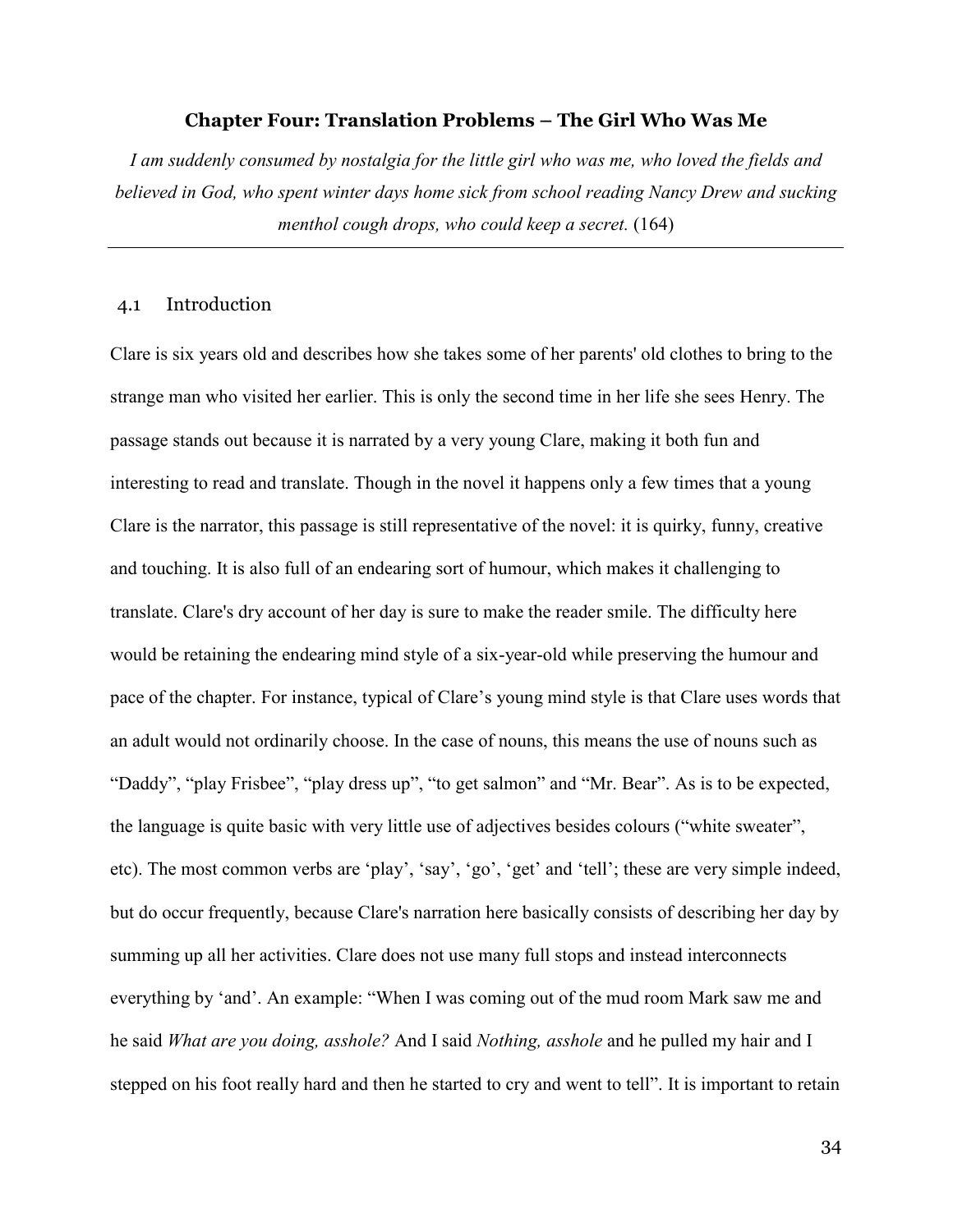## Chapter Four: Translation Problems – The Girl Who Was Me

*I am suddenly consumed by nostalgia for the little girl who was me, who loved the fields and believed in God, who spent winter days home sick from school reading Nancy Drew and sucking menthol cough drops, who could keep a secret.* (164)

---

### 4.1 Introduction

Clare is six years old and describes how she takes some of her parents' old clothes to bring to the strange man who visited her earlier. This is only the second time in her life she sees Henry. The passage stands out because it is narrated by a very young Clare, making it both fun and interesting to read and translate. Though in the novel it happens only a few times that a young Clare is the narrator, this passage is still representative of the novel: it is quirky, funny, creative and touching. It is also full of an endearing sort of humour, which makes it challenging to translate. Clare's dry account of her day is sure to make the reader smile. The difficulty here would be retaining the endearing mind style of a six-year-old while preserving the humour and pace of the chapter. For instance, typical of Clare's young mind style is that Clare uses words that an adult would not ordinarily choose. In the case of nouns, this means the use of nouns such as "Daddy", "play Frisbee", "play dress up", "to get salmon" and "Mr. Bear". As is to be expected, the language is quite basic with very little use of adjectives besides colours ("white sweater", etc). The most common verbs are 'play', 'say', 'go', 'get' and 'tell'; these are very simple indeed, but do occur frequently, because Clare's narration here basically consists of describing her day by summing up all her activities. Clare does not use many full stops and instead interconnects everything by 'and'. An example: "When I was coming out of the mud room Mark saw me and he said *What are you doing, asshole?* And I said *Nothing, asshole* and he pulled my hair and I stepped on his foot really hard and then he started to cry and went to tell". It is important to retain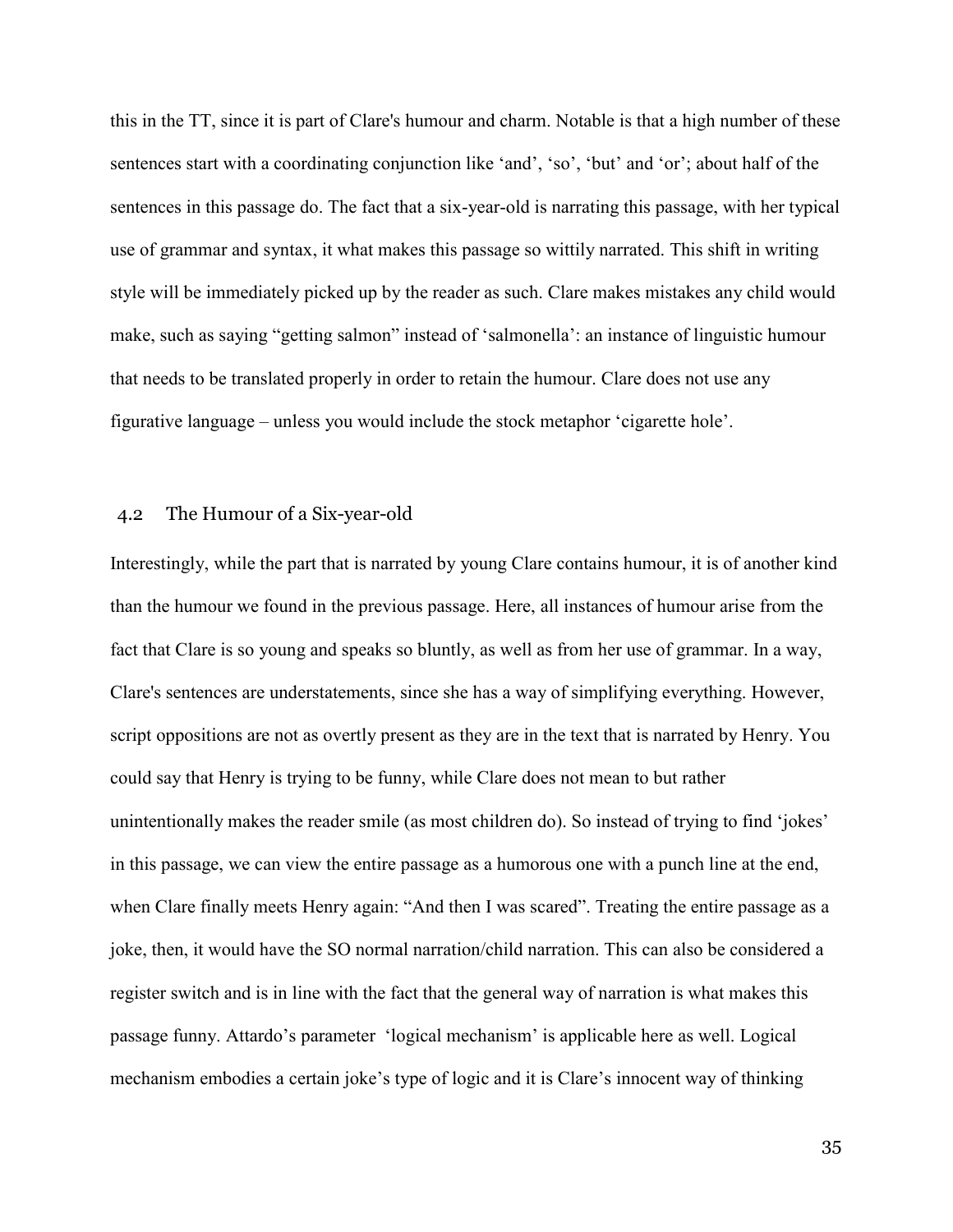this in the TT, since it is part of Clare's humour and charm. Notable is that a high number of these sentences start with a coordinating conjunction like 'and', 'so', 'but' and 'or'; about half of the sentences in this passage do. The fact that a six-year-old is narrating this passage, with her typical use of grammar and syntax, it what makes this passage so wittily narrated. This shift in writing style will be immediately picked up by the reader as such. Clare makes mistakes any child would make, such as saying "getting salmon" instead of 'salmonella': an instance of linguistic humour that needs to be translated properly in order to retain the humour. Clare does not use any figurative language – unless you would include the stock metaphor 'cigarette hole'.

## 4.2 The Humour of a Six-year-old

Interestingly, while the part that is narrated by young Clare contains humour, it is of another kind than the humour we found in the previous passage. Here, all instances of humour arise from the fact that Clare is so young and speaks so bluntly, as well as from her use of grammar. In a way, Clare's sentences are understatements, since she has a way of simplifying everything. However, script oppositions are not as overtly present as they are in the text that is narrated by Henry. You could say that Henry is trying to be funny, while Clare does not mean to but rather unintentionally makes the reader smile (as most children do). So instead of trying to find 'jokes' in this passage, we can view the entire passage as a humorous one with a punch line at the end, when Clare finally meets Henry again: "And then I was scared". Treating the entire passage as a joke, then, it would have the SO normal narration/child narration. This can also be considered a register switch and is in line with the fact that the general way of narration is what makes this passage funny. Attardo's parameter 'logical mechanism' is applicable here as well. Logical mechanism embodies a certain joke's type of logic and it is Clare's innocent way of thinking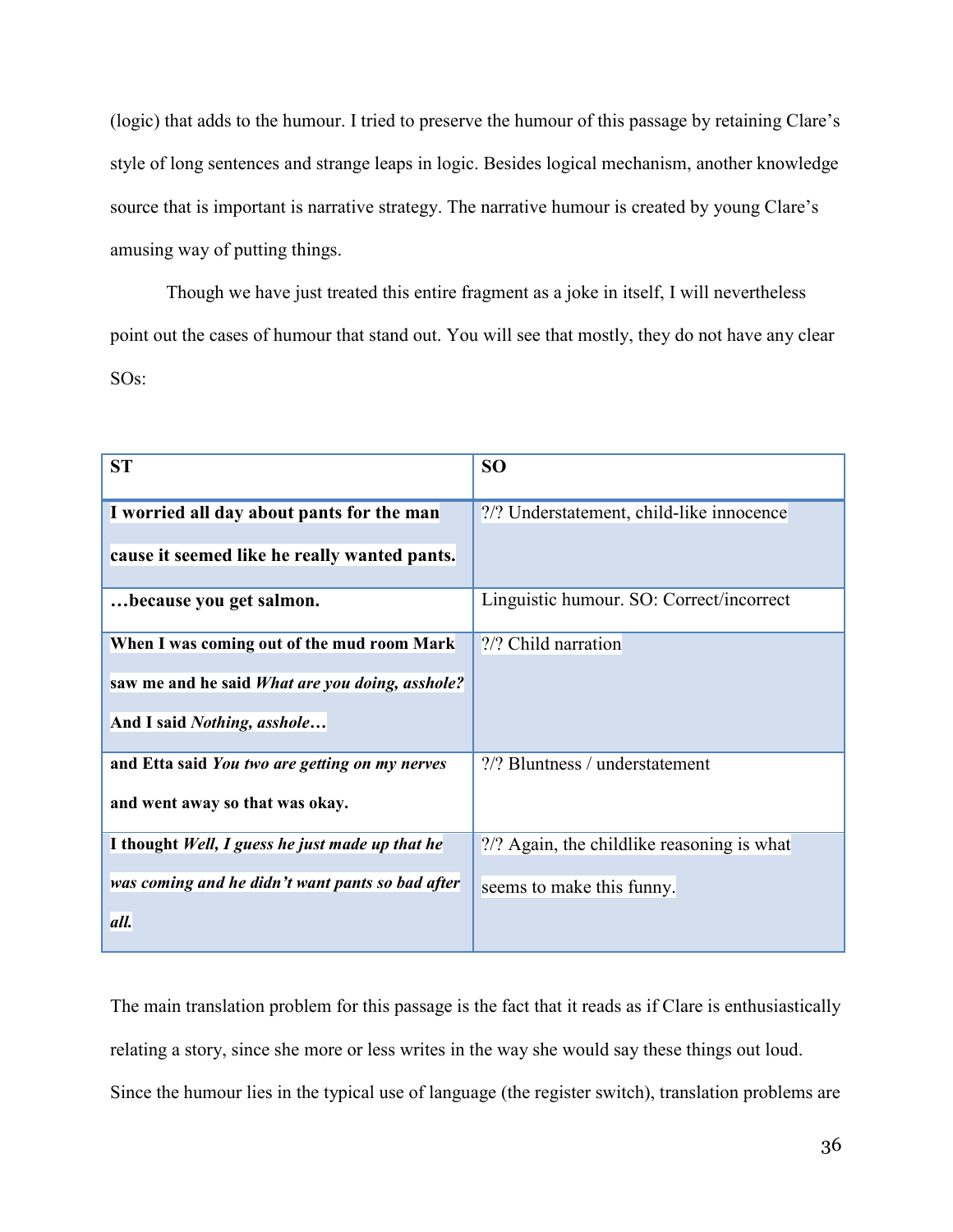(logic) that adds to the humour. I tried to preserve the humour of this passage by retaining Clare's style of long sentences and strange leaps in logic. Besides logical mechanism, another knowledge source that is important is narrative strategy. The narrative humour is created by young Clare's amusing way of putting things.

Though we have just treated this entire fragment as a joke in itself, I will nevertheless point out the cases of humour that stand out. You will see that mostly, they do not have any clear SOs:

| ST | SO |
|---|---|
| **I worried all day about pants for the man cause it seemed like he really wanted pants.** | ?/? Understatement, child-like innocence |
| **…because you get salmon.** | Linguistic humour. SO: Correct/incorrect |
| **When I was coming out of the mud room Mark saw me and he said *What are you doing, asshole?* And I said *Nothing, asshole*…** | ?/? Child narration |
| **and Etta said *You two are getting on my nerves* and went away so that was okay.** | ?/? Bluntness / understatement |
| **I thought *Well, I guess he just made up that he was coming and he didn't want pants so bad after all.*** | ?/? Again, the childlike reasoning is what seems to make this funny. |

The main translation problem for this passage is the fact that it reads as if Clare is enthusiastically relating a story, since she more or less writes in the way she would say these things out loud. Since the humour lies in the typical use of language (the register switch), translation problems are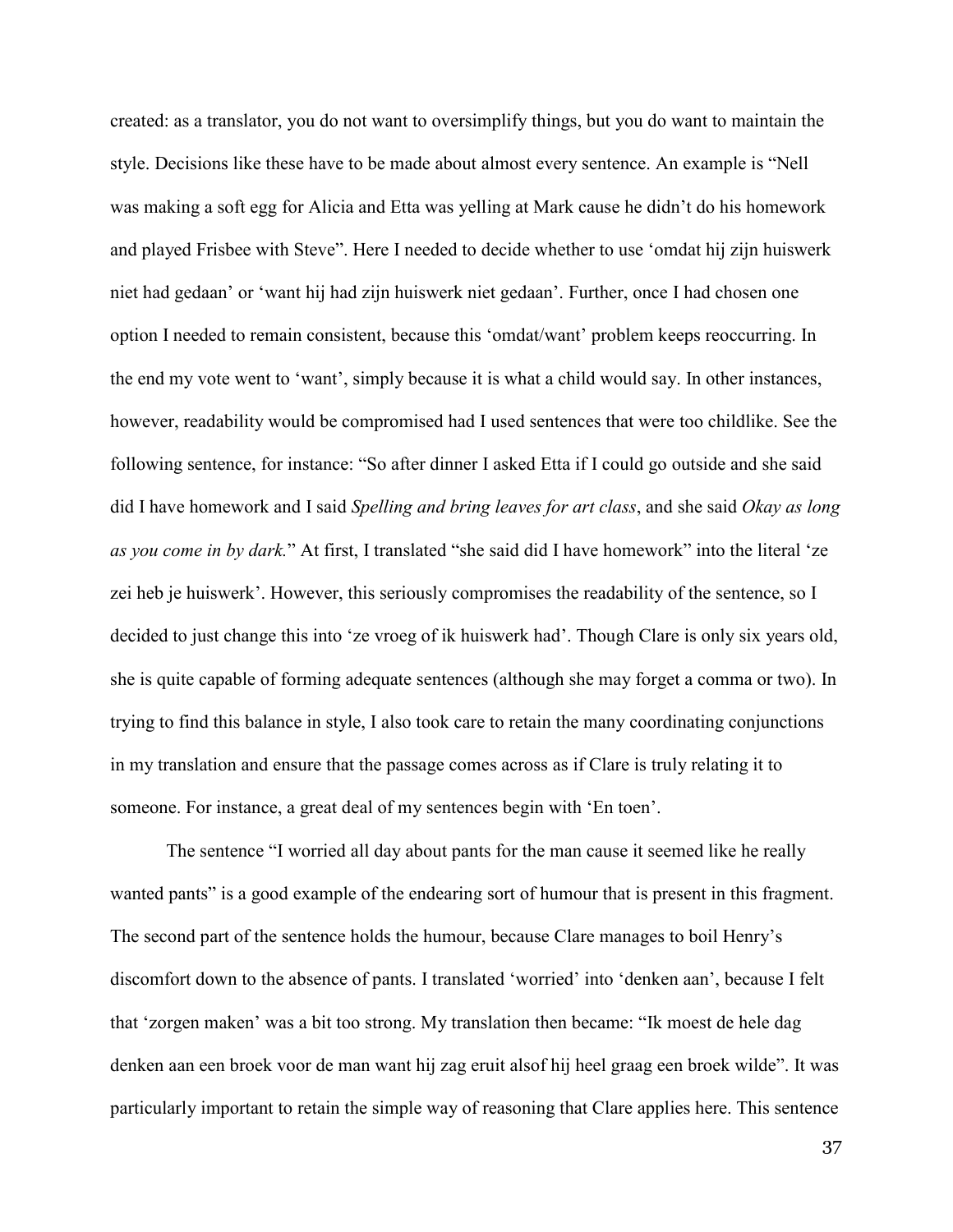created: as a translator, you do not want to oversimplify things, but you do want to maintain the style. Decisions like these have to be made about almost every sentence. An example is "Nell was making a soft egg for Alicia and Etta was yelling at Mark cause he didn't do his homework and played Frisbee with Steve". Here I needed to decide whether to use 'omdat hij zijn huiswerk niet had gedaan' or 'want hij had zijn huiswerk niet gedaan'. Further, once I had chosen one option I needed to remain consistent, because this 'omdat/want' problem keeps reoccurring. In the end my vote went to 'want', simply because it is what a child would say. In other instances, however, readability would be compromised had I used sentences that were too childlike. See the following sentence, for instance: "So after dinner I asked Etta if I could go outside and she said did I have homework and I said *Spelling and bring leaves for art class*, and she said *Okay as long as you come in by dark.*" At first, I translated "she said did I have homework" into the literal 'ze zei heb je huiswerk'. However, this seriously compromises the readability of the sentence, so I decided to just change this into 'ze vroeg of ik huiswerk had'. Though Clare is only six years old, she is quite capable of forming adequate sentences (although she may forget a comma or two). In trying to find this balance in style, I also took care to retain the many coordinating conjunctions in my translation and ensure that the passage comes across as if Clare is truly relating it to someone. For instance, a great deal of my sentences begin with 'En toen'.

The sentence "I worried all day about pants for the man cause it seemed like he really wanted pants" is a good example of the endearing sort of humour that is present in this fragment. The second part of the sentence holds the humour, because Clare manages to boil Henry's discomfort down to the absence of pants. I translated 'worried' into 'denken aan', because I felt that 'zorgen maken' was a bit too strong. My translation then became: "Ik moest de hele dag denken aan een broek voor de man want hij zag eruit alsof hij heel graag een broek wilde". It was particularly important to retain the simple way of reasoning that Clare applies here. This sentence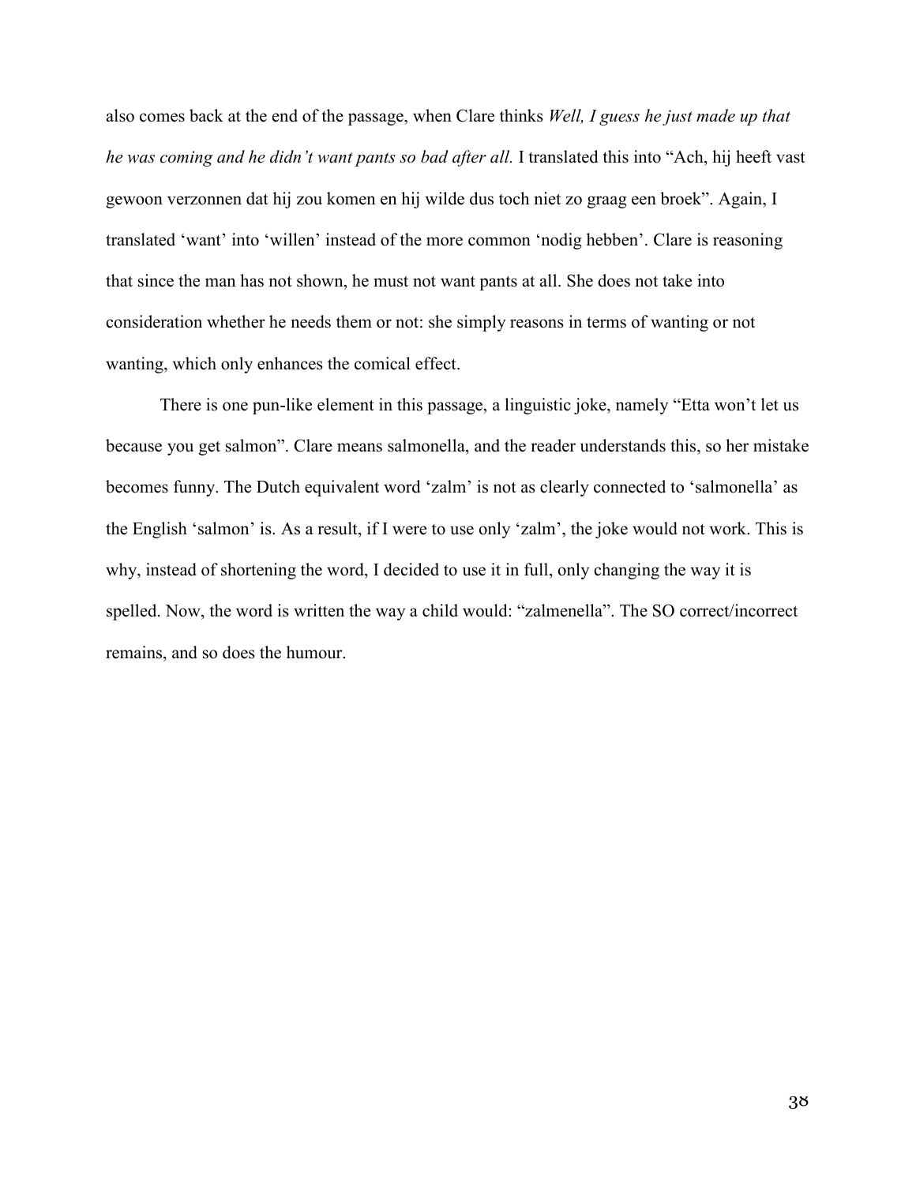also comes back at the end of the passage, when Clare thinks *Well, I guess he just made up that he was coming and he didn't want pants so bad after all.* I translated this into "Ach, hij heeft vast gewoon verzonnen dat hij zou komen en hij wilde dus toch niet zo graag een broek". Again, I translated 'want' into 'willen' instead of the more common 'nodig hebben'. Clare is reasoning that since the man has not shown, he must not want pants at all. She does not take into consideration whether he needs them or not: she simply reasons in terms of wanting or not wanting, which only enhances the comical effect.

There is one pun-like element in this passage, a linguistic joke, namely "Etta won't let us because you get salmon". Clare means salmonella, and the reader understands this, so her mistake becomes funny. The Dutch equivalent word 'zalm' is not as clearly connected to 'salmonella' as the English 'salmon' is. As a result, if I were to use only 'zalm', the joke would not work. This is why, instead of shortening the word, I decided to use it in full, only changing the way it is spelled. Now, the word is written the way a child would: "zalmenella". The SO correct/incorrect remains, and so does the humour.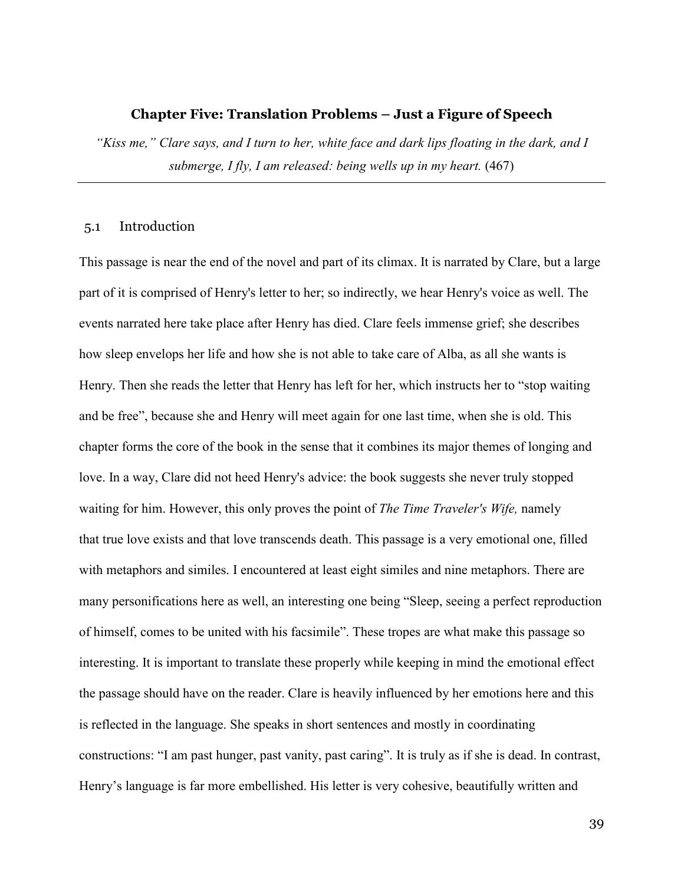## Chapter Five: Translation Problems – Just a Figure of Speech

*"Kiss me," Clare says, and I turn to her, white face and dark lips floating in the dark, and I submerge, I fly, I am released: being wells up in my heart.* (467)

---

### 5.1 Introduction

This passage is near the end of the novel and part of its climax. It is narrated by Clare, but a large part of it is comprised of Henry's letter to her; so indirectly, we hear Henry's voice as well. The events narrated here take place after Henry has died. Clare feels immense grief; she describes how sleep envelops her life and how she is not able to take care of Alba, as all she wants is Henry. Then she reads the letter that Henry has left for her, which instructs her to "stop waiting and be free", because she and Henry will meet again for one last time, when she is old. This chapter forms the core of the book in the sense that it combines its major themes of longing and love. In a way, Clare did not heed Henry's advice: the book suggests she never truly stopped waiting for him. However, this only proves the point of *The Time Traveler's Wife,* namely that true love exists and that love transcends death. This passage is a very emotional one, filled with metaphors and similes. I encountered at least eight similes and nine metaphors. There are many personifications here as well, an interesting one being "Sleep, seeing a perfect reproduction of himself, comes to be united with his facsimile". These tropes are what make this passage so interesting. It is important to translate these properly while keeping in mind the emotional effect the passage should have on the reader. Clare is heavily influenced by her emotions here and this is reflected in the language. She speaks in short sentences and mostly in coordinating constructions: "I am past hunger, past vanity, past caring". It is truly as if she is dead. In contrast, Henry's language is far more embellished. His letter is very cohesive, beautifully written and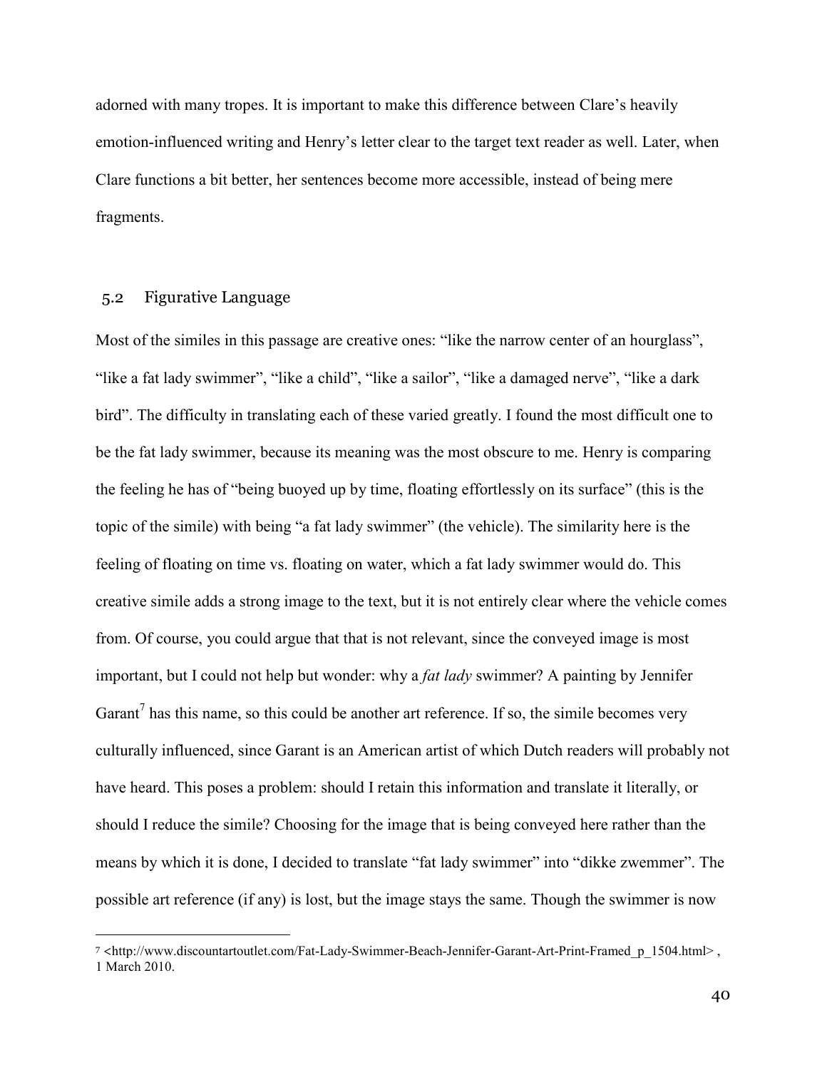adorned with many tropes. It is important to make this difference between Clare's heavily emotion-influenced writing and Henry's letter clear to the target text reader as well. Later, when Clare functions a bit better, her sentences become more accessible, instead of being mere fragments.

## 5.2 Figurative Language

Most of the similes in this passage are creative ones: "like the narrow center of an hourglass", "like a fat lady swimmer", "like a child", "like a sailor", "like a damaged nerve", "like a dark bird". The difficulty in translating each of these varied greatly. I found the most difficult one to be the fat lady swimmer, because its meaning was the most obscure to me. Henry is comparing the feeling he has of "being buoyed up by time, floating effortlessly on its surface" (this is the topic of the simile) with being "a fat lady swimmer" (the vehicle). The similarity here is the feeling of floating on time vs. floating on water, which a fat lady swimmer would do. This creative simile adds a strong image to the text, but it is not entirely clear where the vehicle comes from. Of course, you could argue that that is not relevant, since the conveyed image is most important, but I could not help but wonder: why a *fat lady* swimmer? A painting by Jennifer Garant[7] has this name, so this could be another art reference. If so, the simile becomes very culturally influenced, since Garant is an American artist of which Dutch readers will probably not have heard. This poses a problem: should I retain this information and translate it literally, or should I reduce the simile? Choosing for the image that is being conveyed here rather than the means by which it is done, I decided to translate "fat lady swimmer" into "dikke zwemmer". The possible art reference (if any) is lost, but the image stays the same. Though the swimmer is now

---

[7] <http://www.discountartoutlet.com/Fat-Lady-Swimmer-Beach-Jennifer-Garant-Art-Print-Framed_p_1504.html> , 1 March 2010.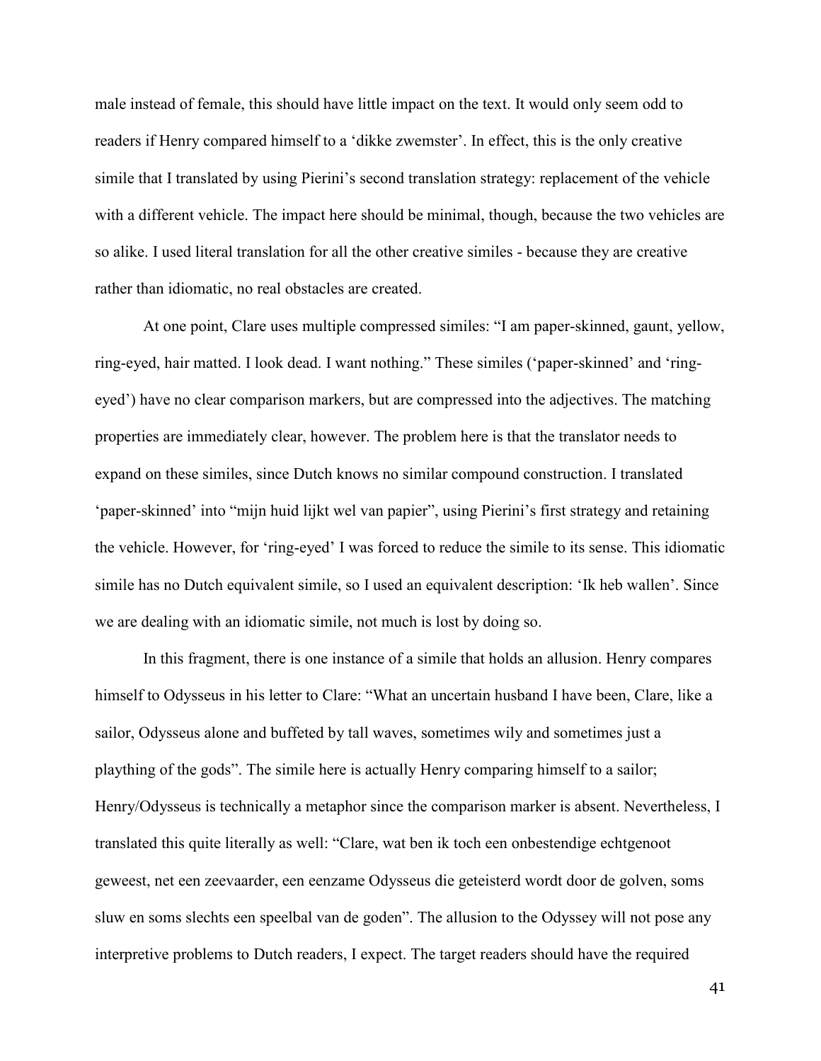male instead of female, this should have little impact on the text. It would only seem odd to readers if Henry compared himself to a 'dikke zwemster'. In effect, this is the only creative simile that I translated by using Pierini's second translation strategy: replacement of the vehicle with a different vehicle. The impact here should be minimal, though, because the two vehicles are so alike. I used literal translation for all the other creative similes - because they are creative rather than idiomatic, no real obstacles are created.

At one point, Clare uses multiple compressed similes: "I am paper-skinned, gaunt, yellow, ring-eyed, hair matted. I look dead. I want nothing." These similes ('paper-skinned' and 'ring-eyed') have no clear comparison markers, but are compressed into the adjectives. The matching properties are immediately clear, however. The problem here is that the translator needs to expand on these similes, since Dutch knows no similar compound construction. I translated 'paper-skinned' into "mijn huid lijkt wel van papier", using Pierini's first strategy and retaining the vehicle. However, for 'ring-eyed' I was forced to reduce the simile to its sense. This idiomatic simile has no Dutch equivalent simile, so I used an equivalent description: 'Ik heb wallen'. Since we are dealing with an idiomatic simile, not much is lost by doing so.

In this fragment, there is one instance of a simile that holds an allusion. Henry compares himself to Odysseus in his letter to Clare: "What an uncertain husband I have been, Clare, like a sailor, Odysseus alone and buffeted by tall waves, sometimes wily and sometimes just a plaything of the gods". The simile here is actually Henry comparing himself to a sailor; Henry/Odysseus is technically a metaphor since the comparison marker is absent. Nevertheless, I translated this quite literally as well: "Clare, wat ben ik toch een onbestendige echtgenoot geweest, net een zeevaarder, een eenzame Odysseus die geteisterd wordt door de golven, soms sluw en soms slechts een speelbal van de goden". The allusion to the Odyssey will not pose any interpretive problems to Dutch readers, I expect. The target readers should have the required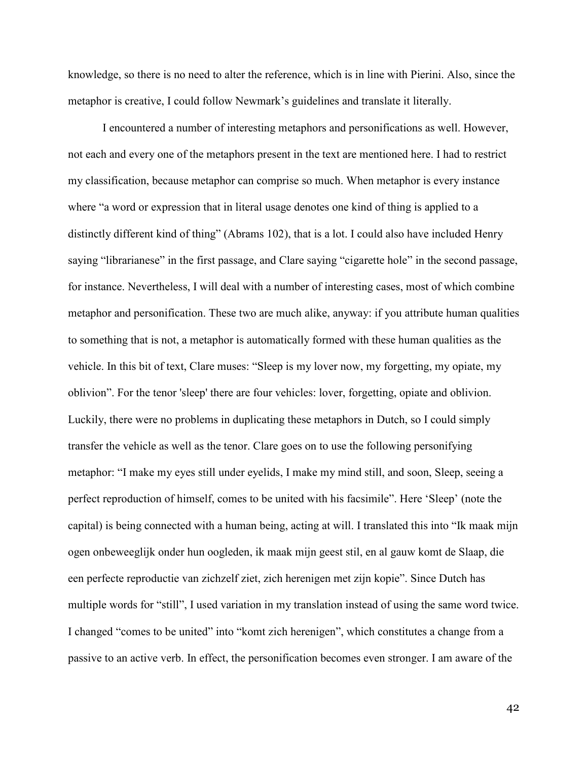knowledge, so there is no need to alter the reference, which is in line with Pierini. Also, since the metaphor is creative, I could follow Newmark's guidelines and translate it literally.

I encountered a number of interesting metaphors and personifications as well. However, not each and every one of the metaphors present in the text are mentioned here. I had to restrict my classification, because metaphor can comprise so much. When metaphor is every instance where "a word or expression that in literal usage denotes one kind of thing is applied to a distinctly different kind of thing" (Abrams 102), that is a lot. I could also have included Henry saying "librarianese" in the first passage, and Clare saying "cigarette hole" in the second passage, for instance. Nevertheless, I will deal with a number of interesting cases, most of which combine metaphor and personification. These two are much alike, anyway: if you attribute human qualities to something that is not, a metaphor is automatically formed with these human qualities as the vehicle. In this bit of text, Clare muses: "Sleep is my lover now, my forgetting, my opiate, my oblivion". For the tenor 'sleep' there are four vehicles: lover, forgetting, opiate and oblivion. Luckily, there were no problems in duplicating these metaphors in Dutch, so I could simply transfer the vehicle as well as the tenor. Clare goes on to use the following personifying metaphor: "I make my eyes still under eyelids, I make my mind still, and soon, Sleep, seeing a perfect reproduction of himself, comes to be united with his facsimile". Here 'Sleep' (note the capital) is being connected with a human being, acting at will. I translated this into "Ik maak mijn ogen onbeweeglijk onder hun oogleden, ik maak mijn geest stil, en al gauw komt de Slaap, die een perfecte reproductie van zichzelf ziet, zich herenigen met zijn kopie". Since Dutch has multiple words for "still", I used variation in my translation instead of using the same word twice. I changed "comes to be united" into "komt zich herenigen", which constitutes a change from a passive to an active verb. In effect, the personification becomes even stronger. I am aware of the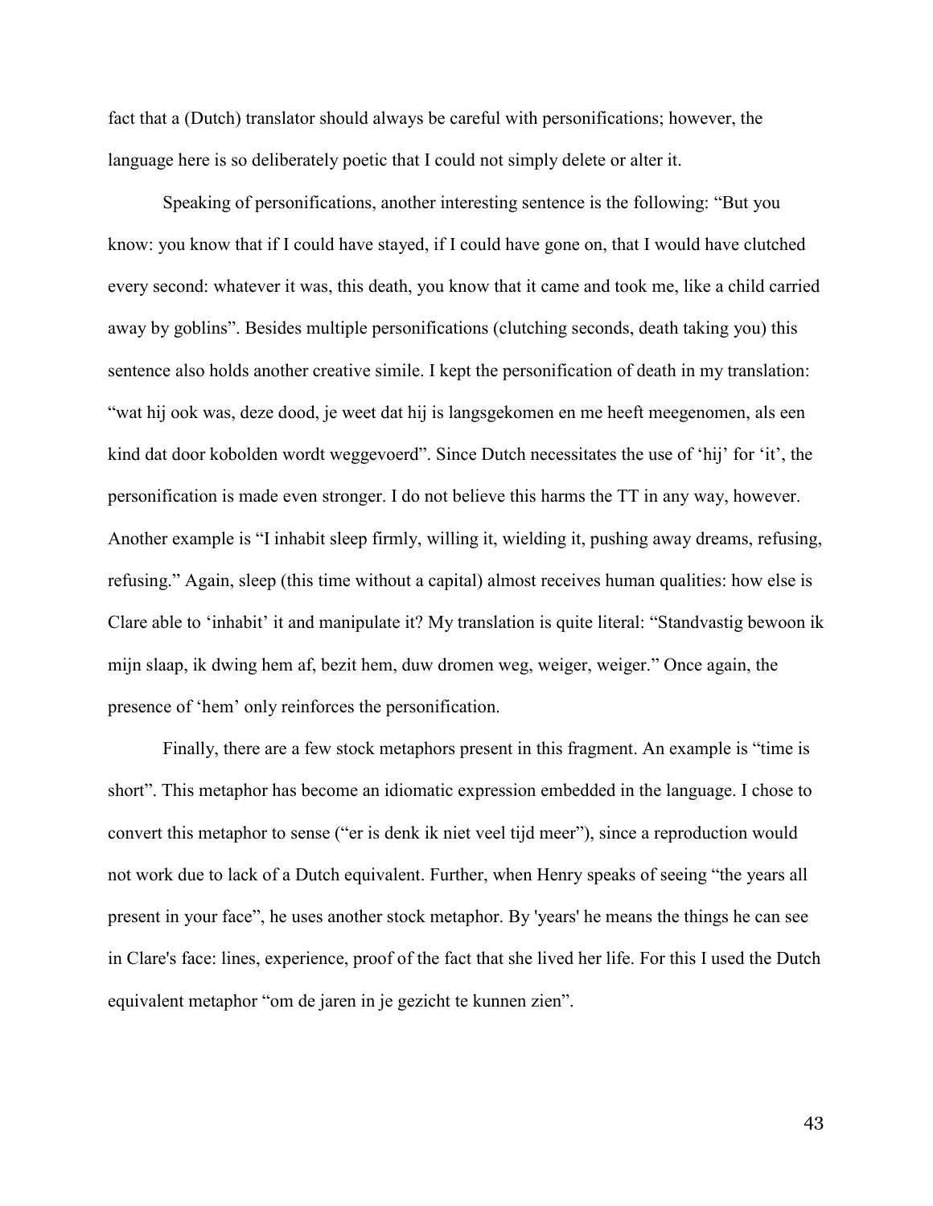fact that a (Dutch) translator should always be careful with personifications; however, the language here is so deliberately poetic that I could not simply delete or alter it.

Speaking of personifications, another interesting sentence is the following: "But you know: you know that if I could have stayed, if I could have gone on, that I would have clutched every second: whatever it was, this death, you know that it came and took me, like a child carried away by goblins". Besides multiple personifications (clutching seconds, death taking you) this sentence also holds another creative simile. I kept the personification of death in my translation: "wat hij ook was, deze dood, je weet dat hij is langsgekomen en me heeft meegenomen, als een kind dat door kobolden wordt weggevoerd". Since Dutch necessitates the use of 'hij' for 'it', the personification is made even stronger. I do not believe this harms the TT in any way, however. Another example is "I inhabit sleep firmly, willing it, wielding it, pushing away dreams, refusing, refusing." Again, sleep (this time without a capital) almost receives human qualities: how else is Clare able to 'inhabit' it and manipulate it? My translation is quite literal: "Standvastig bewoon ik mijn slaap, ik dwing hem af, bezit hem, duw dromen weg, weiger, weiger." Once again, the presence of 'hem' only reinforces the personification.

Finally, there are a few stock metaphors present in this fragment. An example is "time is short". This metaphor has become an idiomatic expression embedded in the language. I chose to convert this metaphor to sense ("er is denk ik niet veel tijd meer"), since a reproduction would not work due to lack of a Dutch equivalent. Further, when Henry speaks of seeing "the years all present in your face", he uses another stock metaphor. By 'years' he means the things he can see in Clare's face: lines, experience, proof of the fact that she lived her life. For this I used the Dutch equivalent metaphor "om de jaren in je gezicht te kunnen zien".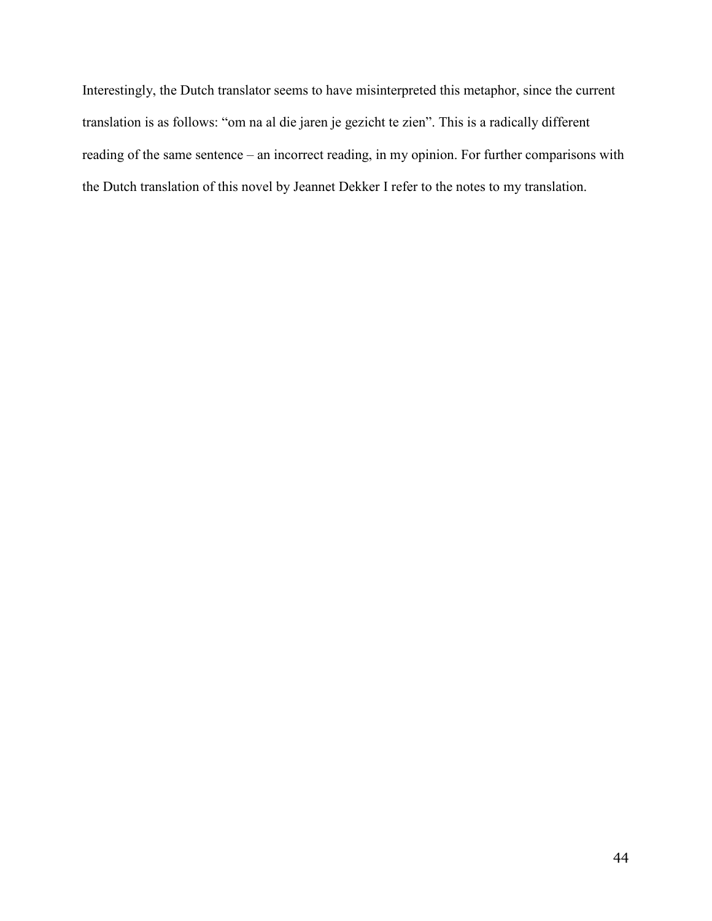Interestingly, the Dutch translator seems to have misinterpreted this metaphor, since the current translation is as follows: “om na al die jaren je gezicht te zien”. This is a radically different reading of the same sentence – an incorrect reading, in my opinion. For further comparisons with the Dutch translation of this novel by Jeannet Dekker I refer to the notes to my translation.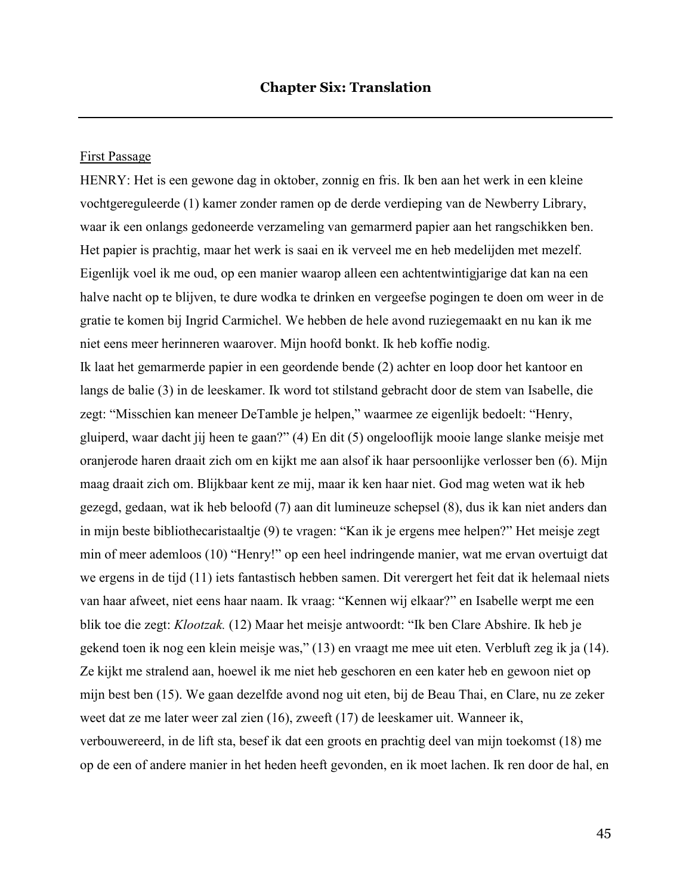## Chapter Six: Translation

First Passage

HENRY: Het is een gewone dag in oktober, zonnig en fris. Ik ben aan het werk in een kleine vochtgereguleerde (1) kamer zonder ramen op de derde verdieping van de Newberry Library, waar ik een onlangs gedoneerde verzameling van gemarmerd papier aan het rangschikken ben. Het papier is prachtig, maar het werk is saai en ik verveel me en heb medelijden met mezelf. Eigenlijk voel ik me oud, op een manier waarop alleen een achtentwintigjarige dat kan na een halve nacht op te blijven, te dure wodka te drinken en vergeefse pogingen te doen om weer in de gratie te komen bij Ingrid Carmichel. We hebben de hele avond ruziegemaakt en nu kan ik me niet eens meer herinneren waarover. Mijn hoofd bonkt. Ik heb koffie nodig.

Ik laat het gemarmerde papier in een geordende bende (2) achter en loop door het kantoor en langs de balie (3) in de leeskamer. Ik word tot stilstand gebracht door de stem van Isabelle, die zegt: "Misschien kan meneer DeTamble je helpen," waarmee ze eigenlijk bedoelt: "Henry, gluiperd, waar dacht jij heen te gaan?" (4) En dit (5) ongelooflijk mooie lange slanke meisje met oranjerode haren draait zich om en kijkt me aan alsof ik haar persoonlijke verlosser ben (6). Mijn maag draait zich om. Blijkbaar kent ze mij, maar ik ken haar niet. God mag weten wat ik heb gezegd, gedaan, wat ik heb beloofd (7) aan dit lumineuze schepsel (8), dus ik kan niet anders dan in mijn beste bibliothecaristaaltje (9) te vragen: "Kan ik je ergens mee helpen?" Het meisje zegt min of meer ademloos (10) "Henry!" op een heel indringende manier, wat me ervan overtuigt dat we ergens in de tijd (11) iets fantastisch hebben samen. Dit verergert het feit dat ik helemaal niets van haar afweet, niet eens haar naam. Ik vraag: "Kennen wij elkaar?" en Isabelle werpt me een blik toe die zegt: *Klootzak.* (12) Maar het meisje antwoordt: "Ik ben Clare Abshire. Ik heb je gekend toen ik nog een klein meisje was," (13) en vraagt me mee uit eten. Verbluft zeg ik ja (14). Ze kijkt me stralend aan, hoewel ik me niet heb geschoren en een kater heb en gewoon niet op mijn best ben (15). We gaan dezelfde avond nog uit eten, bij de Beau Thai, en Clare, nu ze zeker weet dat ze me later weer zal zien (16), zweeft (17) de leeskamer uit. Wanneer ik, verbouwereerd, in de lift sta, besef ik dat een groots en prachtig deel van mijn toekomst (18) me op de een of andere manier in het heden heeft gevonden, en ik moet lachen. Ik ren door de hal, en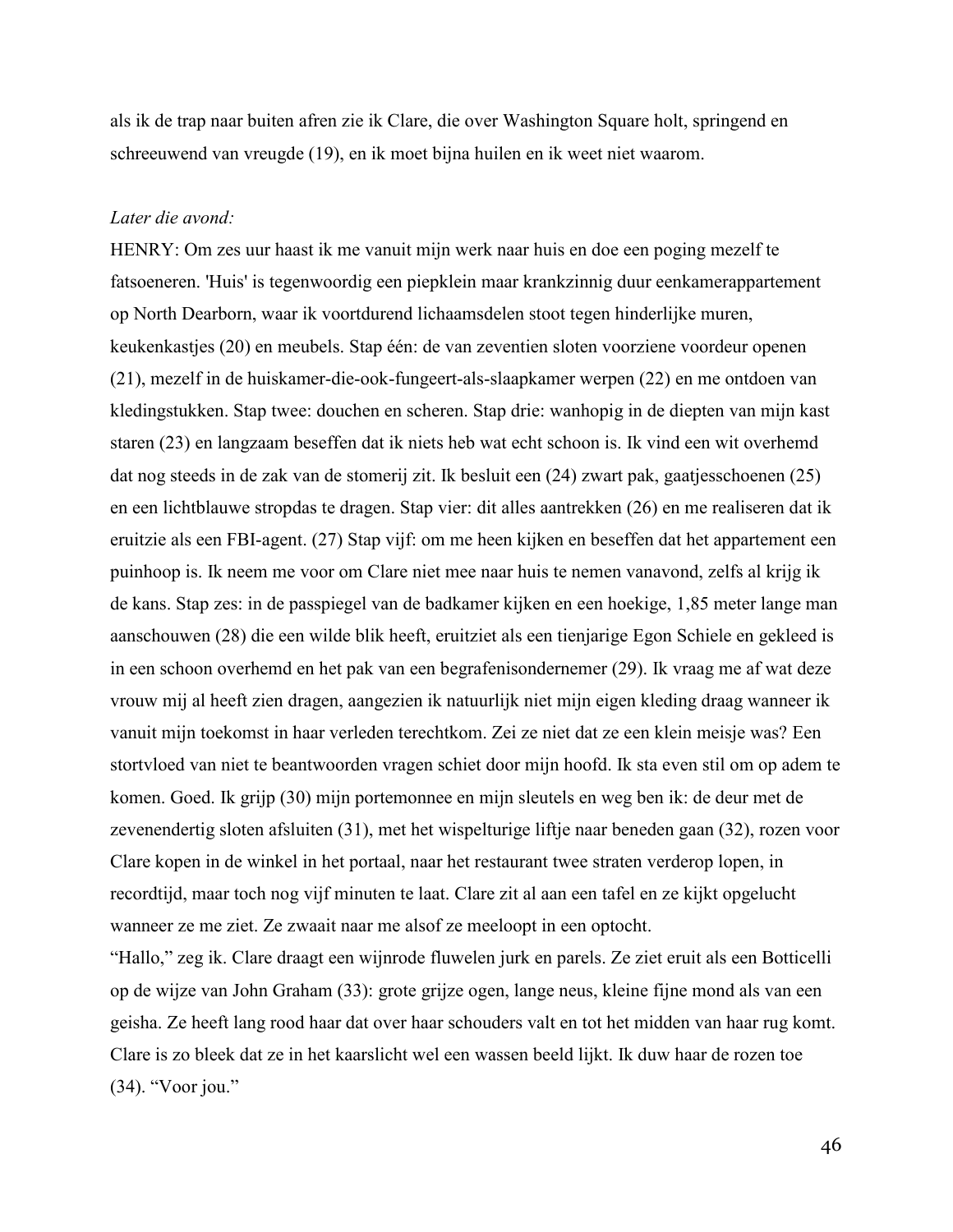als ik de trap naar buiten afren zie ik Clare, die over Washington Square holt, springend en schreeuwend van vreugde (19), en ik moet bijna huilen en ik weet niet waarom.

*Later die avond:*

HENRY: Om zes uur haast ik me vanuit mijn werk naar huis en doe een poging mezelf te fatsoeneren. 'Huis' is tegenwoordig een piepklein maar krankzinnig duur eenkamerappartement op North Dearborn, waar ik voortdurend lichaamsdelen stoot tegen hinderlijke muren, keukenkastjes (20) en meubels. Stap één: de van zeventien sloten voorziene voordeur openen (21), mezelf in de huiskamer-die-ook-fungeert-als-slaapkamer werpen (22) en me ontdoen van kledingstukken. Stap twee: douchen en scheren. Stap drie: wanhopig in de diepten van mijn kast staren (23) en langzaam beseffen dat ik niets heb wat echt schoon is. Ik vind een wit overhemd dat nog steeds in de zak van de stomerij zit. Ik besluit een (24) zwart pak, gaatjesschoenen (25) en een lichtblauwe stropdas te dragen. Stap vier: dit alles aantrekken (26) en me realiseren dat ik eruitzie als een FBI-agent. (27) Stap vijf: om me heen kijken en beseffen dat het appartement een puinhoop is. Ik neem me voor om Clare niet mee naar huis te nemen vanavond, zelfs al krijg ik de kans. Stap zes: in de passpiegel van de badkamer kijken en een hoekige, 1,85 meter lange man aanschouwen (28) die een wilde blik heeft, eruitziet als een tienjarige Egon Schiele en gekleed is in een schoon overhemd en het pak van een begrafenisondernemer (29). Ik vraag me af wat deze vrouw mij al heeft zien dragen, aangezien ik natuurlijk niet mijn eigen kleding draag wanneer ik vanuit mijn toekomst in haar verleden terechtkom. Zei ze niet dat ze een klein meisje was? Een stortvloed van niet te beantwoorden vragen schiet door mijn hoofd. Ik sta even stil om op adem te komen. Goed. Ik grijp (30) mijn portemonnee en mijn sleutels en weg ben ik: de deur met de zevenendertig sloten afsluiten (31), met het wispelturige liftje naar beneden gaan (32), rozen voor Clare kopen in de winkel in het portaal, naar het restaurant twee straten verderop lopen, in recordtijd, maar toch nog vijf minuten te laat. Clare zit al aan een tafel en ze kijkt opgelucht wanneer ze me ziet. Ze zwaait naar me alsof ze meeloopt in een optocht.

“Hallo,” zeg ik. Clare draagt een wijnrode fluwelen jurk en parels. Ze ziet eruit als een Botticelli op de wijze van John Graham (33): grote grijze ogen, lange neus, kleine fijne mond als van een geisha. Ze heeft lang rood haar dat over haar schouders valt en tot het midden van haar rug komt. Clare is zo bleek dat ze in het kaarslicht wel een wassen beeld lijkt. Ik duw haar de rozen toe (34). “Voor jou.”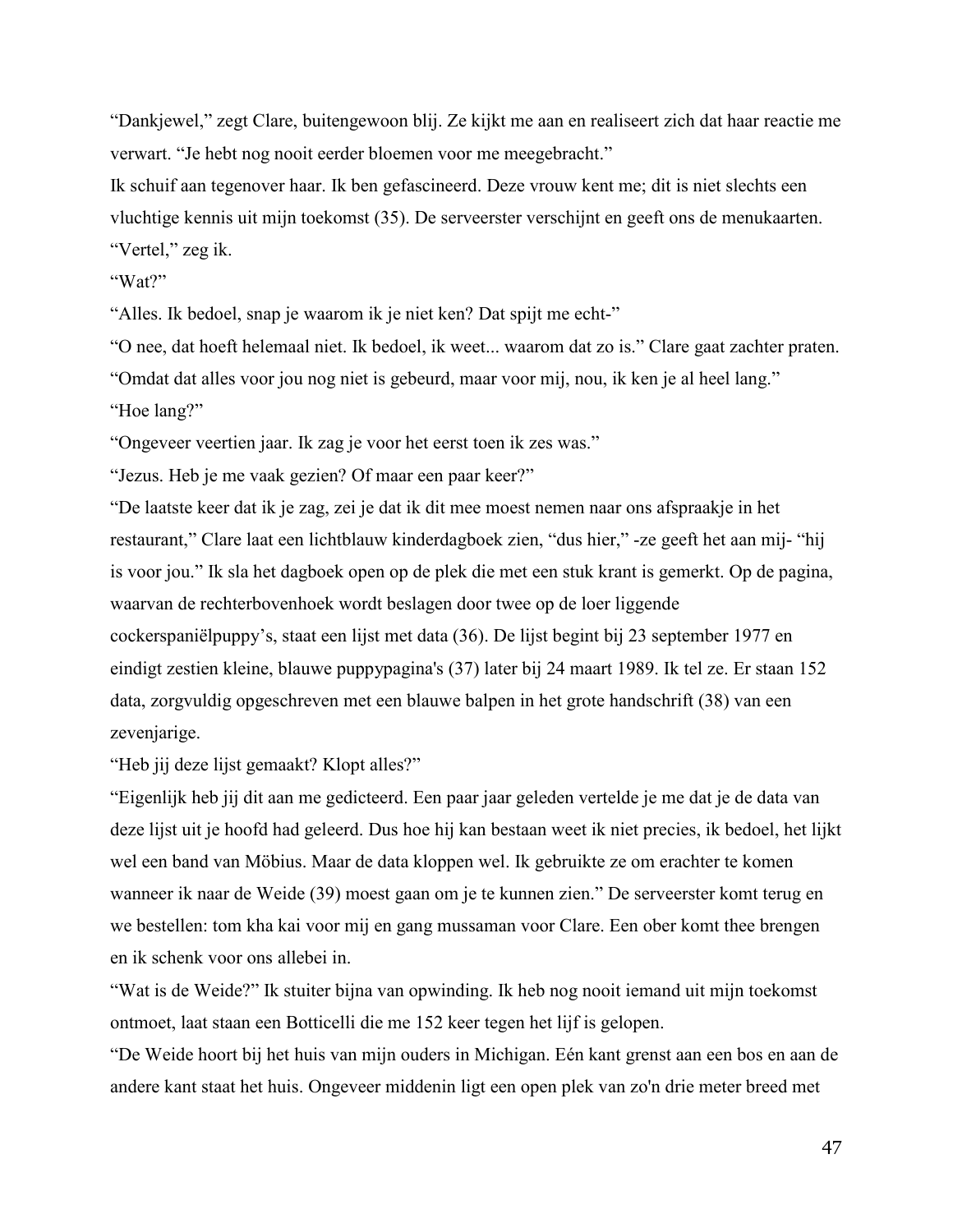“Dankjewel,” zegt Clare, buitengewoon blij. Ze kijkt me aan en realiseert zich dat haar reactie me verwart. “Je hebt nog nooit eerder bloemen voor me meegebracht.”

Ik schuif aan tegenover haar. Ik ben gefascineerd. Deze vrouw kent me; dit is niet slechts een vluchtige kennis uit mijn toekomst (35). De serveerster verschijnt en geeft ons de menukaarten.

“Vertel,” zeg ik.

“Wat?”

“Alles. Ik bedoel, snap je waarom ik je niet ken? Dat spijt me echt-”

“O nee, dat hoeft helemaal niet. Ik bedoel, ik weet... waarom dat zo is.” Clare gaat zachter praten. “Omdat dat alles voor jou nog niet is gebeurd, maar voor mij, nou, ik ken je al heel lang.”

“Hoe lang?”

“Ongeveer veertien jaar. Ik zag je voor het eerst toen ik zes was.”

“Jezus. Heb je me vaak gezien? Of maar een paar keer?”

“De laatste keer dat ik je zag, zei je dat ik dit mee moest nemen naar ons afspraakje in het restaurant,” Clare laat een lichtblauw kinderdagboek zien, “dus hier,” -ze geeft het aan mij- “hij is voor jou.” Ik sla het dagboek open op de plek die met een stuk krant is gemerkt. Op de pagina, waarvan de rechterbovenhoek wordt beslagen door twee op de loer liggende cockerspaniëlpuppy’s, staat een lijst met data (36). De lijst begint bij 23 september 1977 en eindigt zestien kleine, blauwe puppypagina's (37) later bij 24 maart 1989. Ik tel ze. Er staan 152 data, zorgvuldig opgeschreven met een blauwe balpen in het grote handschrift (38) van een zevenjarige.

“Heb jij deze lijst gemaakt? Klopt alles?”

“Eigenlijk heb jij dit aan me gedicteerd. Een paar jaar geleden vertelde je me dat je de data van deze lijst uit je hoofd had geleerd. Dus hoe hij kan bestaan weet ik niet precies, ik bedoel, het lijkt wel een band van Möbius. Maar de data kloppen wel. Ik gebruikte ze om erachter te komen wanneer ik naar de Weide (39) moest gaan om je te kunnen zien.” De serveerster komt terug en we bestellen: tom kha kai voor mij en gang mussaman voor Clare. Een ober komt thee brengen en ik schenk voor ons allebei in.

“Wat is de Weide?” Ik stuiter bijna van opwinding. Ik heb nog nooit iemand uit mijn toekomst ontmoet, laat staan een Botticelli die me 152 keer tegen het lijf is gelopen.

“De Weide hoort bij het huis van mijn ouders in Michigan. Eén kant grenst aan een bos en aan de andere kant staat het huis. Ongeveer middenin ligt een open plek van zo'n drie meter breed met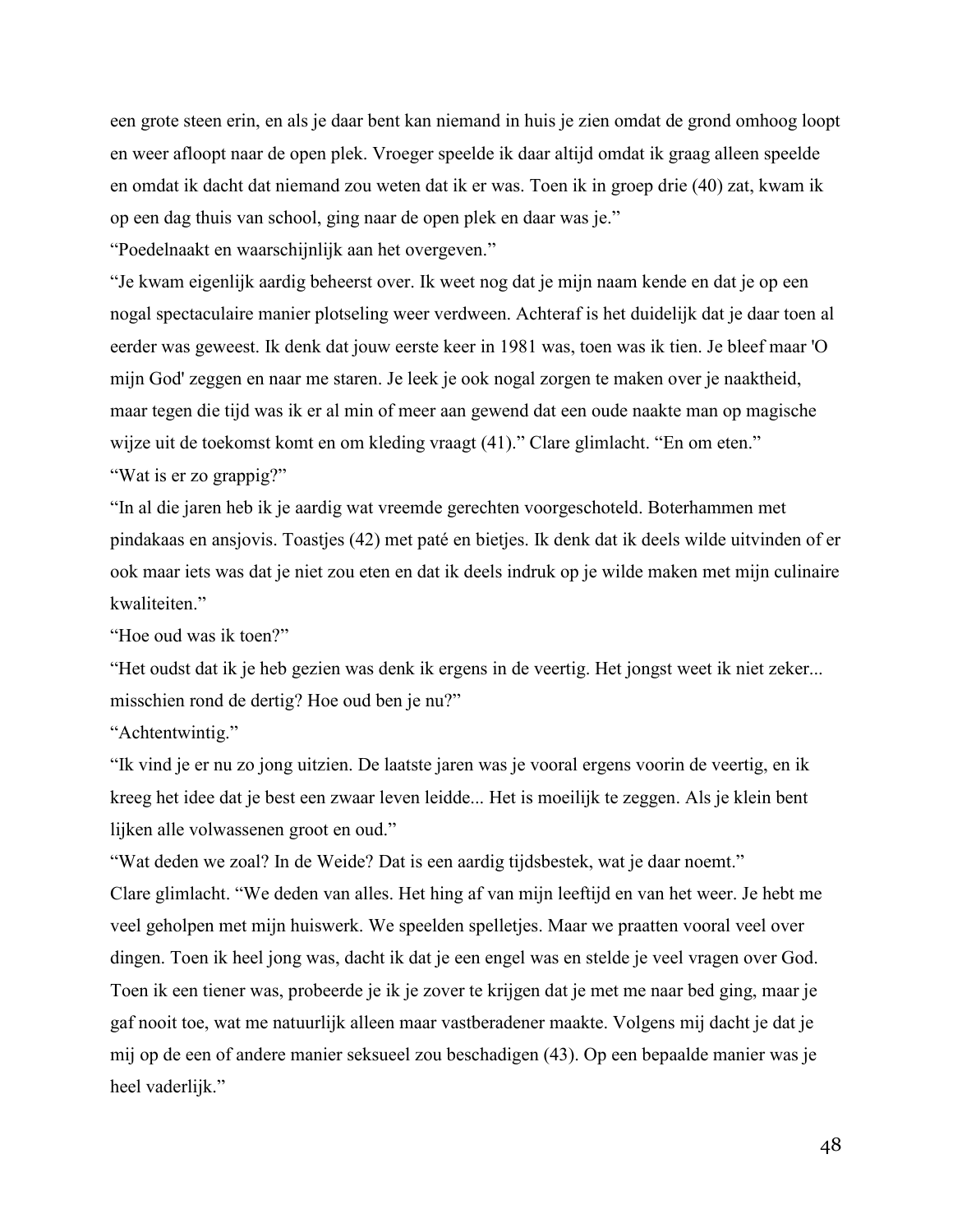een grote steen erin, en als je daar bent kan niemand in huis je zien omdat de grond omhoog loopt en weer afloopt naar de open plek. Vroeger speelde ik daar altijd omdat ik graag alleen speelde en omdat ik dacht dat niemand zou weten dat ik er was. Toen ik in groep drie (40) zat, kwam ik op een dag thuis van school, ging naar de open plek en daar was je."

"Poedelnaakt en waarschijnlijk aan het overgeven."

"Je kwam eigenlijk aardig beheerst over. Ik weet nog dat je mijn naam kende en dat je op een nogal spectaculaire manier plotseling weer verdween. Achteraf is het duidelijk dat je daar toen al eerder was geweest. Ik denk dat jouw eerste keer in 1981 was, toen was ik tien. Je bleef maar 'O mijn God' zeggen en naar me staren. Je leek je ook nogal zorgen te maken over je naaktheid, maar tegen die tijd was ik er al min of meer aan gewend dat een oude naakte man op magische wijze uit de toekomst komt en om kleding vraagt (41)." Clare glimlacht. "En om eten."

"Wat is er zo grappig?"

"In al die jaren heb ik je aardig wat vreemde gerechten voorgeschoteld. Boterhammen met pindakaas en ansjovis. Toastjes (42) met paté en bietjes. Ik denk dat ik deels wilde uitvinden of er ook maar iets was dat je niet zou eten en dat ik deels indruk op je wilde maken met mijn culinaire kwaliteiten."

"Hoe oud was ik toen?"

"Het oudst dat ik je heb gezien was denk ik ergens in de veertig. Het jongst weet ik niet zeker... misschien rond de dertig? Hoe oud ben je nu?"

"Achtentwintig."

"Ik vind je er nu zo jong uitzien. De laatste jaren was je vooral ergens voorin de veertig, en ik kreeg het idee dat je best een zwaar leven leidde... Het is moeilijk te zeggen. Als je klein bent lijken alle volwassenen groot en oud."

"Wat deden we zoal? In de Weide? Dat is een aardig tijdsbestek, wat je daar noemt."

Clare glimlacht. "We deden van alles. Het hing af van mijn leeftijd en van het weer. Je hebt me veel geholpen met mijn huiswerk. We speelden spelletjes. Maar we praatten vooral veel over dingen. Toen ik heel jong was, dacht ik dat je een engel was en stelde je veel vragen over God. Toen ik een tiener was, probeerde je ik je zover te krijgen dat je met me naar bed ging, maar je gaf nooit toe, wat me natuurlijk alleen maar vastberadener maakte. Volgens mij dacht je dat je mij op de een of andere manier seksueel zou beschadigen (43). Op een bepaalde manier was je heel vaderlijk."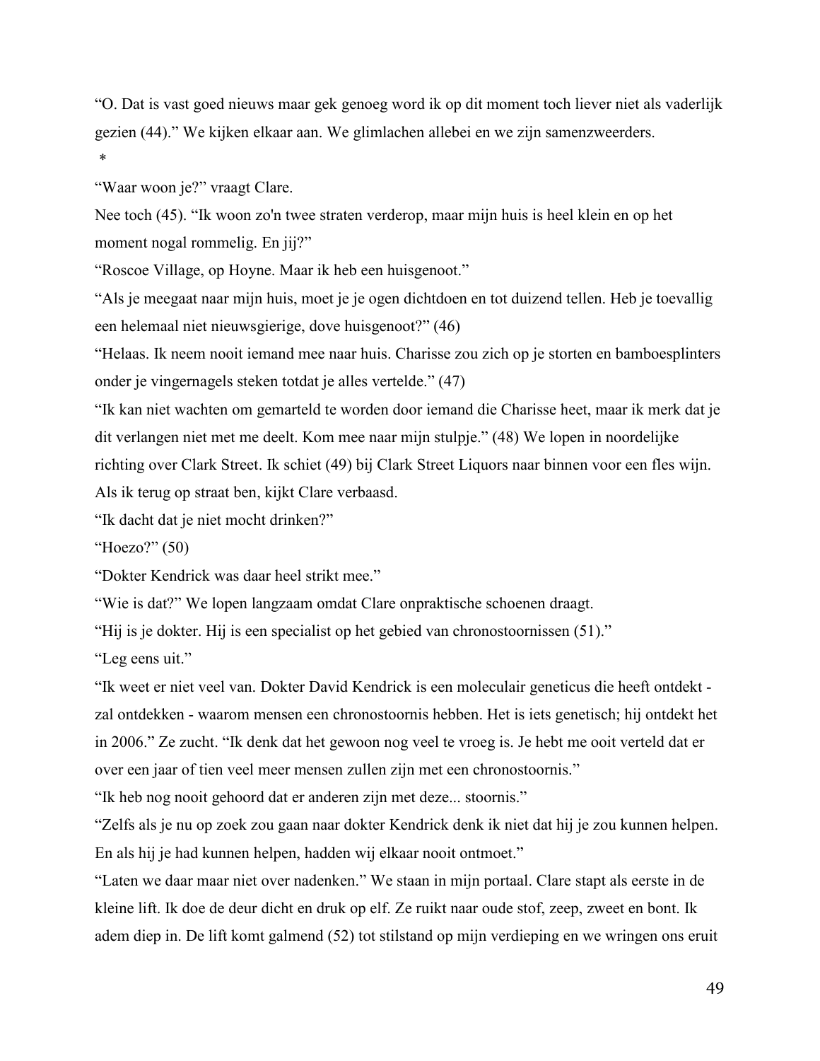“O. Dat is vast goed nieuws maar gek genoeg word ik op dit moment toch liever niet als vaderlijk gezien (44).” We kijken elkaar aan. We glimlachen allebei en we zijn samenzweerders.

*

“Waar woon je?” vraagt Clare.

Nee toch (45). “Ik woon zo'n twee straten verderop, maar mijn huis is heel klein en op het moment nogal rommelig. En jij?”

“Roscoe Village, op Hoyne. Maar ik heb een huisgenoot.”

“Als je meegaat naar mijn huis, moet je je ogen dichtdoen en tot duizend tellen. Heb je toevallig een helemaal niet nieuwsgierige, dove huisgenoot?” (46)

“Helaas. Ik neem nooit iemand mee naar huis. Charisse zou zich op je storten en bamboesplinters onder je vingernagels steken totdat je alles vertelde.” (47)

“Ik kan niet wachten om gemarteld te worden door iemand die Charisse heet, maar ik merk dat je dit verlangen niet met me deelt. Kom mee naar mijn stulpje.” (48) We lopen in noordelijke richting over Clark Street. Ik schiet (49) bij Clark Street Liquors naar binnen voor een fles wijn. Als ik terug op straat ben, kijkt Clare verbaasd.

“Ik dacht dat je niet mocht drinken?”

“Hoezo?” (50)

“Dokter Kendrick was daar heel strikt mee.”

“Wie is dat?” We lopen langzaam omdat Clare onpraktische schoenen draagt.

“Hij is je dokter. Hij is een specialist op het gebied van chronostoornissen (51).”

“Leg eens uit.”

“Ik weet er niet veel van. Dokter David Kendrick is een moleculair geneticus die heeft ontdekt - zal ontdekken - waarom mensen een chronostoornis hebben. Het is iets genetisch; hij ontdekt het in 2006.” Ze zucht. “Ik denk dat het gewoon nog veel te vroeg is. Je hebt me ooit verteld dat er over een jaar of tien veel meer mensen zullen zijn met een chronostoornis.”

“Ik heb nog nooit gehoord dat er anderen zijn met deze... stoornis.”

“Zelfs als je nu op zoek zou gaan naar dokter Kendrick denk ik niet dat hij je zou kunnen helpen. En als hij je had kunnen helpen, hadden wij elkaar nooit ontmoet.”

“Laten we daar maar niet over nadenken.” We staan in mijn portaal. Clare stapt als eerste in de kleine lift. Ik doe de deur dicht en druk op elf. Ze ruikt naar oude stof, zeep, zweet en bont. Ik adem diep in. De lift komt galmend (52) tot stilstand op mijn verdieping en we wringen ons eruit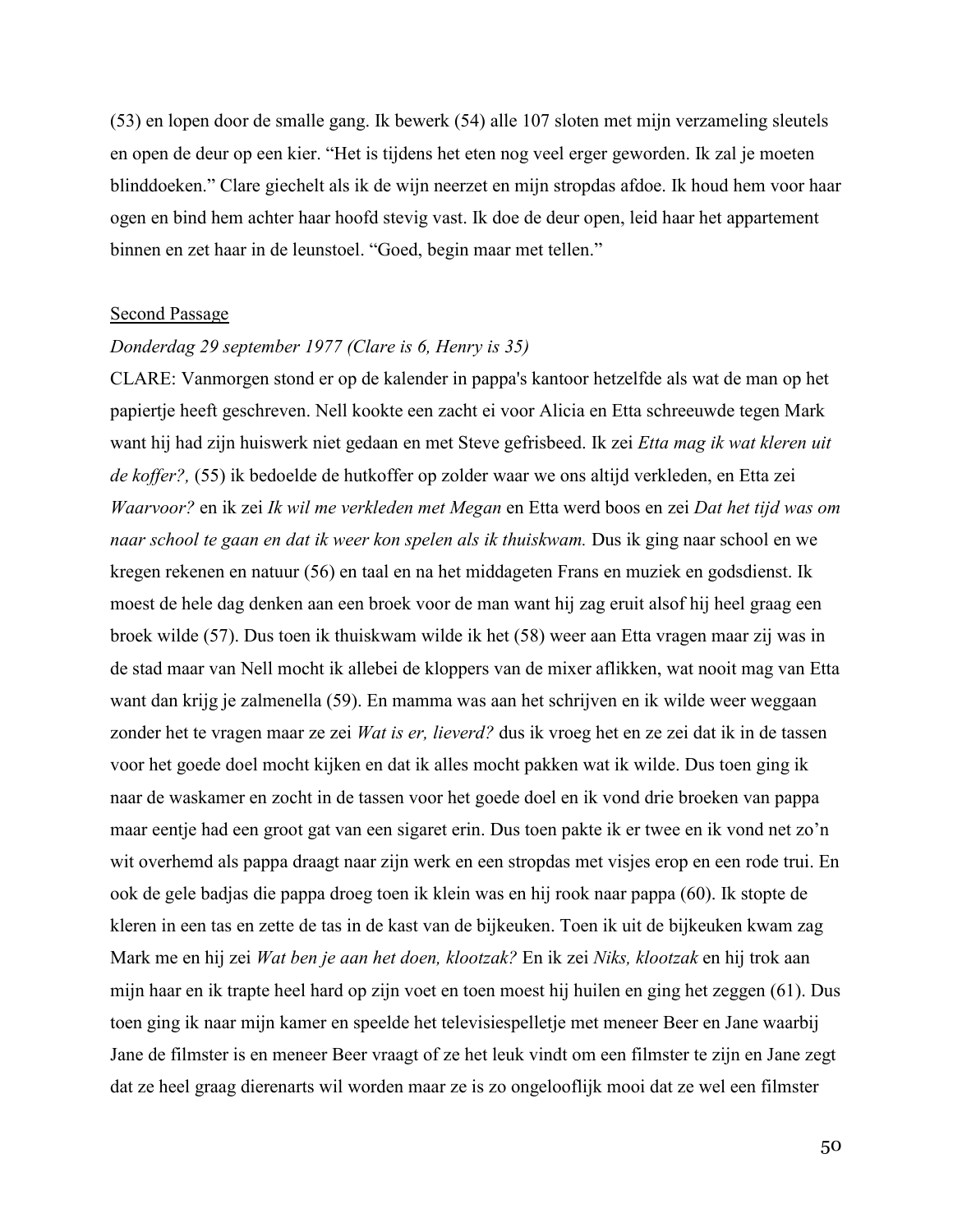(53) en lopen door de smalle gang. Ik bewerk (54) alle 107 sloten met mijn verzameling sleutels en open de deur op een kier. “Het is tijdens het eten nog veel erger geworden. Ik zal je moeten blinddoeken.” Clare giechelt als ik de wijn neerzet en mijn stropdas afdoe. Ik houd hem voor haar ogen en bind hem achter haar hoofd stevig vast. Ik doe de deur open, leid haar het appartement binnen en zet haar in de leunstoel. “Goed, begin maar met tellen.”

Second Passage

*Donderdag 29 september 1977 (Clare is 6, Henry is 35)*

CLARE: Vanmorgen stond er op de kalender in pappa's kantoor hetzelfde als wat de man op het papiertje heeft geschreven. Nell kookte een zacht ei voor Alicia en Etta schreeuwde tegen Mark want hij had zijn huiswerk niet gedaan en met Steve gefrisbeed. Ik zei *Etta mag ik wat kleren uit de koffer?,* (55) ik bedoelde de hutkoffer op zolder waar we ons altijd verkleden, en Etta zei *Waarvoor?* en ik zei *Ik wil me verkleden met Megan* en Etta werd boos en zei *Dat het tijd was om naar school te gaan en dat ik weer kon spelen als ik thuiskwam.* Dus ik ging naar school en we kregen rekenen en natuur (56) en taal en na het middageten Frans en muziek en godsdienst. Ik moest de hele dag denken aan een broek voor de man want hij zag eruit alsof hij heel graag een broek wilde (57). Dus toen ik thuiskwam wilde ik het (58) weer aan Etta vragen maar zij was in de stad maar van Nell mocht ik allebei de kloppers van de mixer aflikken, wat nooit mag van Etta want dan krijg je zalmenella (59). En mamma was aan het schrijven en ik wilde weer weggaan zonder het te vragen maar ze zei *Wat is er, lieverd?* dus ik vroeg het en ze zei dat ik in de tassen voor het goede doel mocht kijken en dat ik alles mocht pakken wat ik wilde. Dus toen ging ik naar de waskamer en zocht in de tassen voor het goede doel en ik vond drie broeken van pappa maar eentje had een groot gat van een sigaret erin. Dus toen pakte ik er twee en ik vond net zo’n wit overhemd als pappa draagt naar zijn werk en een stropdas met visjes erop en een rode trui. En ook de gele badjas die pappa droeg toen ik klein was en hij rook naar pappa (60). Ik stopte de kleren in een tas en zette de tas in de kast van de bijkeuken. Toen ik uit de bijkeuken kwam zag Mark me en hij zei *Wat ben je aan het doen, klootzak?* En ik zei *Niks, klootzak* en hij trok aan mijn haar en ik trapte heel hard op zijn voet en toen moest hij huilen en ging het zeggen (61). Dus toen ging ik naar mijn kamer en speelde het televisiespelletje met meneer Beer en Jane waarbij Jane de filmster is en meneer Beer vraagt of ze het leuk vindt om een filmster te zijn en Jane zegt dat ze heel graag dierenarts wil worden maar ze is zo ongelooflijk mooi dat ze wel een filmster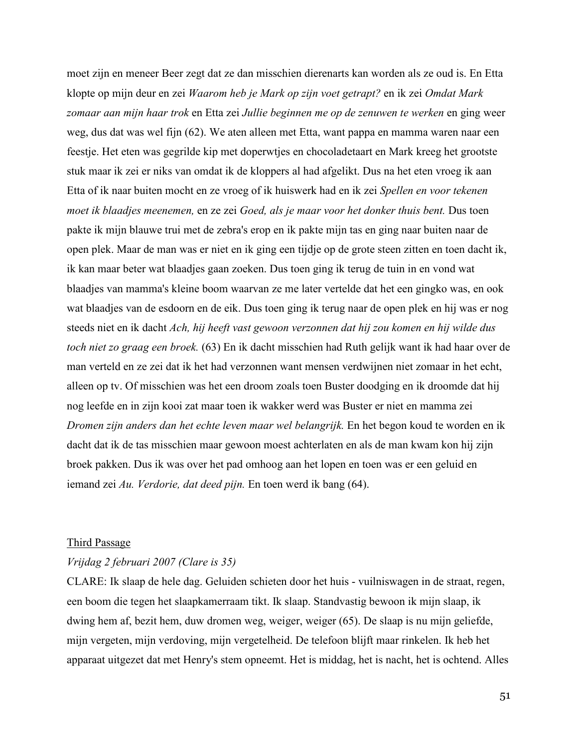moet zijn en meneer Beer zegt dat ze dan misschien dierenarts kan worden als ze oud is. En Etta klopte op mijn deur en zei *Waarom heb je Mark op zijn voet getrapt?* en ik zei *Omdat Mark zomaar aan mijn haar trok* en Etta zei *Jullie beginnen me op de zenuwen te werken* en ging weer weg, dus dat was wel fijn (62). We aten alleen met Etta, want pappa en mamma waren naar een feestje. Het eten was gegrilde kip met doperwtjes en chocoladetaart en Mark kreeg het grootste stuk maar ik zei er niks van omdat ik de kloppers al had afgelikt. Dus na het eten vroeg ik aan Etta of ik naar buiten mocht en ze vroeg of ik huiswerk had en ik zei *Spellen en voor tekenen moet ik blaadjes meenemen,* en ze zei *Goed, als je maar voor het donker thuis bent.* Dus toen pakte ik mijn blauwe trui met de zebra's erop en ik pakte mijn tas en ging naar buiten naar de open plek. Maar de man was er niet en ik ging een tijdje op de grote steen zitten en toen dacht ik, ik kan maar beter wat blaadjes gaan zoeken. Dus toen ging ik terug de tuin in en vond wat blaadjes van mamma's kleine boom waarvan ze me later vertelde dat het een gingko was, en ook wat blaadjes van de esdoorn en de eik. Dus toen ging ik terug naar de open plek en hij was er nog steeds niet en ik dacht *Ach, hij heeft vast gewoon verzonnen dat hij zou komen en hij wilde dus toch niet zo graag een broek.* (63) En ik dacht misschien had Ruth gelijk want ik had haar over de man verteld en ze zei dat ik het had verzonnen want mensen verdwijnen niet zomaar in het echt, alleen op tv. Of misschien was het een droom zoals toen Buster doodging en ik droomde dat hij nog leefde en in zijn kooi zat maar toen ik wakker werd was Buster er niet en mamma zei *Dromen zijn anders dan het echte leven maar wel belangrijk.* En het begon koud te worden en ik dacht dat ik de tas misschien maar gewoon moest achterlaten en als de man kwam kon hij zijn broek pakken. Dus ik was over het pad omhoog aan het lopen en toen was er een geluid en iemand zei *Au. Verdorie, dat deed pijn.* En toen werd ik bang (64).

## Third Passage

*Vrijdag 2 februari 2007 (Clare is 35)*

CLARE: Ik slaap de hele dag. Geluiden schieten door het huis - vuilniswagen in de straat, regen, een boom die tegen het slaapkamerraam tikt. Ik slaap. Standvastig bewoon ik mijn slaap, ik dwing hem af, bezit hem, duw dromen weg, weiger, weiger (65). De slaap is nu mijn geliefde, mijn vergeten, mijn verdoving, mijn vergetelheid. De telefoon blijft maar rinkelen. Ik heb het apparaat uitgezet dat met Henry's stem opneemt. Het is middag, het is nacht, het is ochtend. Alles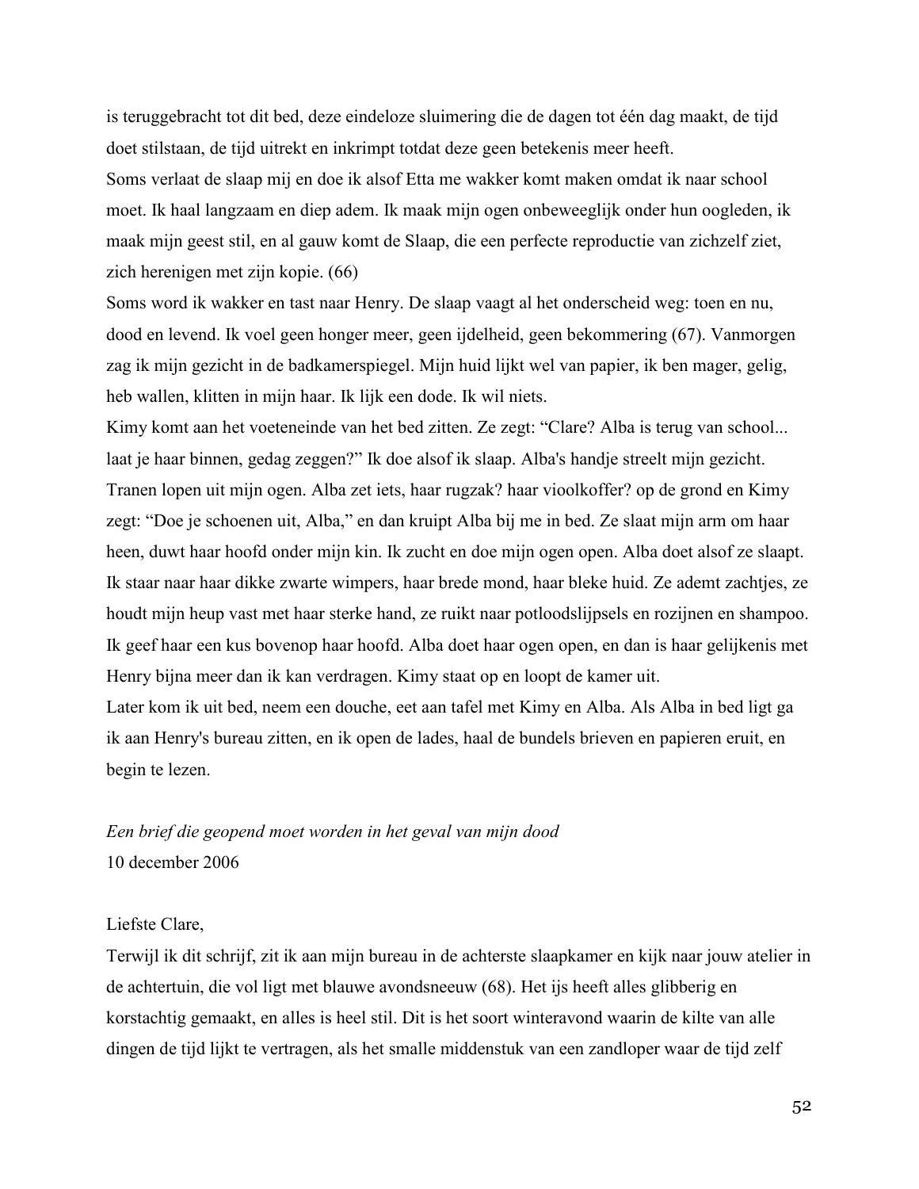is teruggebracht tot dit bed, deze eindeloze sluimering die de dagen tot één dag maakt, de tijd doet stilstaan, de tijd uitrekt en inkrimpt totdat deze geen betekenis meer heeft.

Soms verlaat de slaap mij en doe ik alsof Etta me wakker komt maken omdat ik naar school moet. Ik haal langzaam en diep adem. Ik maak mijn ogen onbeweeglijk onder hun oogleden, ik maak mijn geest stil, en al gauw komt de Slaap, die een perfecte reproductie van zichzelf ziet, zich herenigen met zijn kopie. (66)

Soms word ik wakker en tast naar Henry. De slaap vaagt al het onderscheid weg: toen en nu, dood en levend. Ik voel geen honger meer, geen ijdelheid, geen bekommering (67). Vanmorgen zag ik mijn gezicht in de badkamerspiegel. Mijn huid lijkt wel van papier, ik ben mager, gelig, heb wallen, klitten in mijn haar. Ik lijk een dode. Ik wil niets.

Kimy komt aan het voeteneinde van het bed zitten. Ze zegt: "Clare? Alba is terug van school... laat je haar binnen, gedag zeggen?" Ik doe alsof ik slaap. Alba's handje streelt mijn gezicht. Tranen lopen uit mijn ogen. Alba zet iets, haar rugzak? haar vioolkoffer? op de grond en Kimy zegt: "Doe je schoenen uit, Alba," en dan kruipt Alba bij me in bed. Ze slaat mijn arm om haar heen, duwt haar hoofd onder mijn kin. Ik zucht en doe mijn ogen open. Alba doet alsof ze slaapt. Ik staar naar haar dikke zwarte wimpers, haar brede mond, haar bleke huid. Ze ademt zachtjes, ze houdt mijn heup vast met haar sterke hand, ze ruikt naar potloodslijpsels en rozijnen en shampoo. Ik geef haar een kus bovenop haar hoofd. Alba doet haar ogen open, en dan is haar gelijkenis met Henry bijna meer dan ik kan verdragen. Kimy staat op en loopt de kamer uit.

Later kom ik uit bed, neem een douche, eet aan tafel met Kimy en Alba. Als Alba in bed ligt ga ik aan Henry's bureau zitten, en ik open de lades, haal de bundels brieven en papieren eruit, en begin te lezen.

*Een brief die geopend moet worden in het geval van mijn dood*
10 december 2006

Liefste Clare,

Terwijl ik dit schrijf, zit ik aan mijn bureau in de achterste slaapkamer en kijk naar jouw atelier in de achtertuin, die vol ligt met blauwe avondsneeuw (68). Het ijs heeft alles glibberig en korstachtig gemaakt, en alles is heel stil. Dit is het soort winteravond waarin de kilte van alle dingen de tijd lijkt te vertragen, als het smalle middenstuk van een zandloper waar de tijd zelf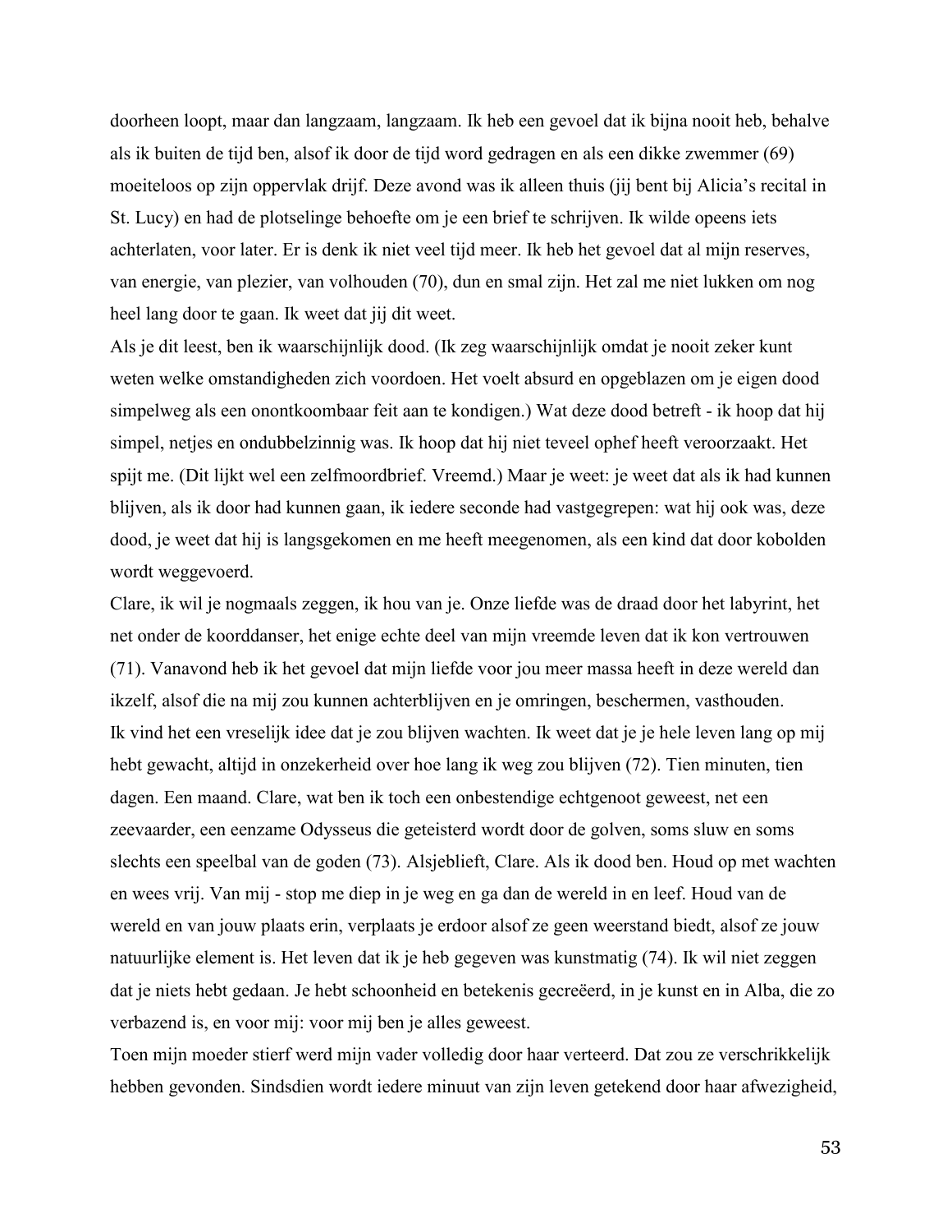doorheen loopt, maar dan langzaam, langzaam. Ik heb een gevoel dat ik bijna nooit heb, behalve als ik buiten de tijd ben, alsof ik door de tijd word gedragen en als een dikke zwemmer (69) moeiteloos op zijn oppervlak drijf. Deze avond was ik alleen thuis (jij bent bij Alicia's recital in St. Lucy) en had de plotselinge behoefte om je een brief te schrijven. Ik wilde opeens iets achterlaten, voor later. Er is denk ik niet veel tijd meer. Ik heb het gevoel dat al mijn reserves, van energie, van plezier, van volhouden (70), dun en smal zijn. Het zal me niet lukken om nog heel lang door te gaan. Ik weet dat jij dit weet.

Als je dit leest, ben ik waarschijnlijk dood. (Ik zeg waarschijnlijk omdat je nooit zeker kunt weten welke omstandigheden zich voordoen. Het voelt absurd en opgeblazen om je eigen dood simpelweg als een onontkoombaar feit aan te kondigen.) Wat deze dood betreft - ik hoop dat hij simpel, netjes en ondubbelzinnig was. Ik hoop dat hij niet teveel ophef heeft veroorzaakt. Het spijt me. (Dit lijkt wel een zelfmoordbrief. Vreemd.) Maar je weet: je weet dat als ik had kunnen blijven, als ik door had kunnen gaan, ik iedere seconde had vastgegrepen: wat hij ook was, deze dood, je weet dat hij is langsgekomen en me heeft meegenomen, als een kind dat door kobolden wordt weggevoerd.

Clare, ik wil je nogmaals zeggen, ik hou van je. Onze liefde was de draad door het labyrint, het net onder de koorddanser, het enige echte deel van mijn vreemde leven dat ik kon vertrouwen (71). Vanavond heb ik het gevoel dat mijn liefde voor jou meer massa heeft in deze wereld dan ikzelf, alsof die na mij zou kunnen achterblijven en je omringen, beschermen, vasthouden.

Ik vind het een vreselijk idee dat je zou blijven wachten. Ik weet dat je je hele leven lang op mij hebt gewacht, altijd in onzekerheid over hoe lang ik weg zou blijven (72). Tien minuten, tien dagen. Een maand. Clare, wat ben ik toch een onbestendige echtgenoot geweest, net een zeevaarder, een eenzame Odysseus die geteisterd wordt door de golven, soms sluw en soms slechts een speelbal van de goden (73). Alsjeblieft, Clare. Als ik dood ben. Houd op met wachten en wees vrij. Van mij - stop me diep in je weg en ga dan de wereld in en leef. Houd van de wereld en van jouw plaats erin, verplaats je erdoor alsof ze geen weerstand biedt, alsof ze jouw natuurlijke element is. Het leven dat ik je heb gegeven was kunstmatig (74). Ik wil niet zeggen dat je niets hebt gedaan. Je hebt schoonheid en betekenis gecreëerd, in je kunst en in Alba, die zo verbazend is, en voor mij: voor mij ben je alles geweest.

Toen mijn moeder stierf werd mijn vader volledig door haar verteerd. Dat zou ze verschrikkelijk hebben gevonden. Sindsdien wordt iedere minuut van zijn leven getekend door haar afwezigheid,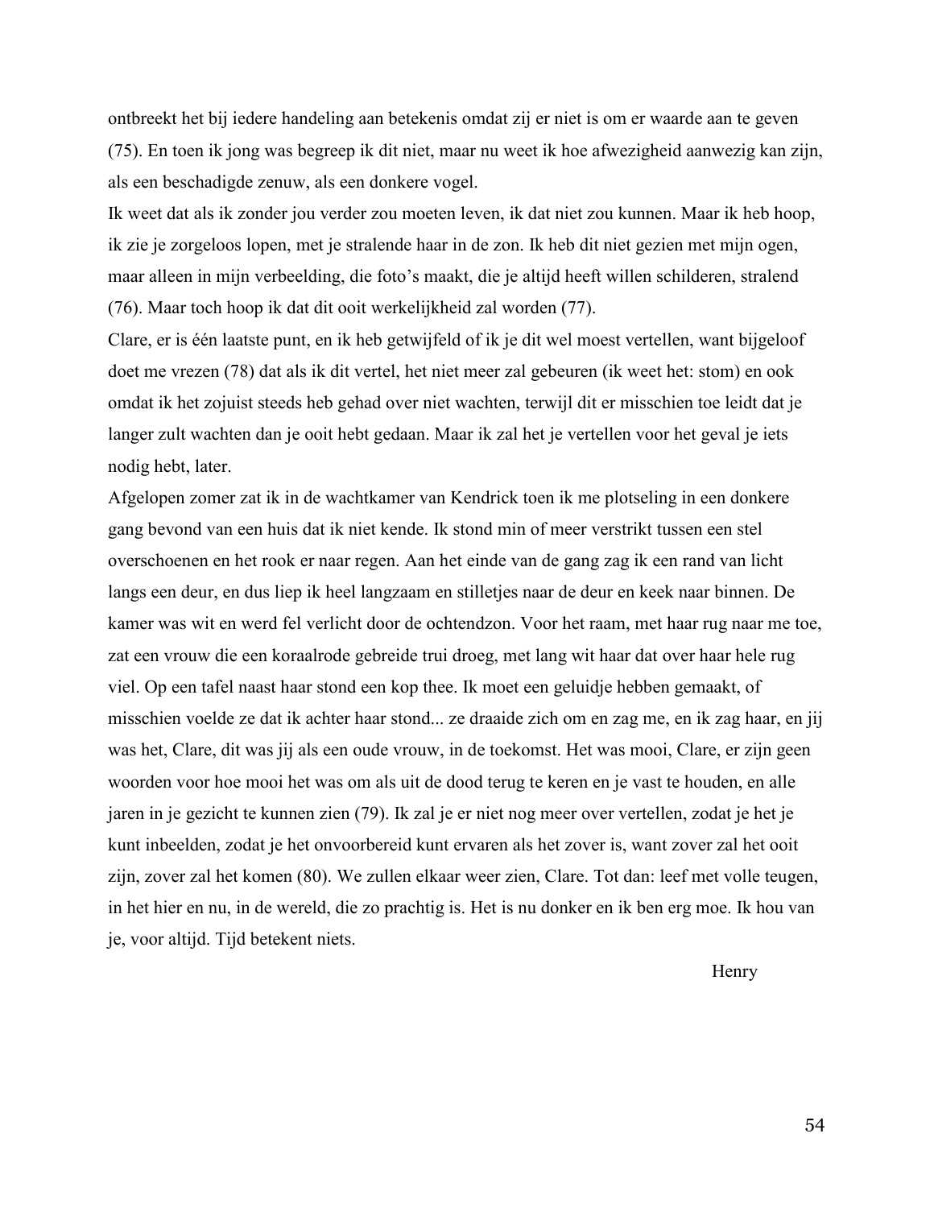ontbreekt het bij iedere handeling aan betekenis omdat zij er niet is om er waarde aan te geven (75). En toen ik jong was begreep ik dit niet, maar nu weet ik hoe afwezigheid aanwezig kan zijn, als een beschadigde zenuw, als een donkere vogel.

Ik weet dat als ik zonder jou verder zou moeten leven, ik dat niet zou kunnen. Maar ik heb hoop, ik zie je zorgeloos lopen, met je stralende haar in de zon. Ik heb dit niet gezien met mijn ogen, maar alleen in mijn verbeelding, die foto's maakt, die je altijd heeft willen schilderen, stralend (76). Maar toch hoop ik dat dit ooit werkelijkheid zal worden (77).

Clare, er is één laatste punt, en ik heb getwijfeld of ik je dit wel moest vertellen, want bijgeloof doet me vrezen (78) dat als ik dit vertel, het niet meer zal gebeuren (ik weet het: stom) en ook omdat ik het zojuist steeds heb gehad over niet wachten, terwijl dit er misschien toe leidt dat je langer zult wachten dan je ooit hebt gedaan. Maar ik zal het je vertellen voor het geval je iets nodig hebt, later.

Afgelopen zomer zat ik in de wachtkamer van Kendrick toen ik me plotseling in een donkere gang bevond van een huis dat ik niet kende. Ik stond min of meer verstrikt tussen een stel overschoenen en het rook er naar regen. Aan het einde van de gang zag ik een rand van licht langs een deur, en dus liep ik heel langzaam en stilletjes naar de deur en keek naar binnen. De kamer was wit en werd fel verlicht door de ochtendzon. Voor het raam, met haar rug naar me toe, zat een vrouw die een koraalrode gebreide trui droeg, met lang wit haar dat over haar hele rug viel. Op een tafel naast haar stond een kop thee. Ik moet een geluidje hebben gemaakt, of misschien voelde ze dat ik achter haar stond... ze draaide zich om en zag me, en ik zag haar, en jij was het, Clare, dit was jij als een oude vrouw, in de toekomst. Het was mooi, Clare, er zijn geen woorden voor hoe mooi het was om als uit de dood terug te keren en je vast te houden, en alle jaren in je gezicht te kunnen zien (79). Ik zal je er niet nog meer over vertellen, zodat je het je kunt inbeelden, zodat je het onvoorbereid kunt ervaren als het zover is, want zover zal het ooit zijn, zover zal het komen (80). We zullen elkaar weer zien, Clare. Tot dan: leef met volle teugen, in het hier en nu, in de wereld, die zo prachtig is. Het is nu donker en ik ben erg moe. Ik hou van je, voor altijd. Tijd betekent niets.

Henry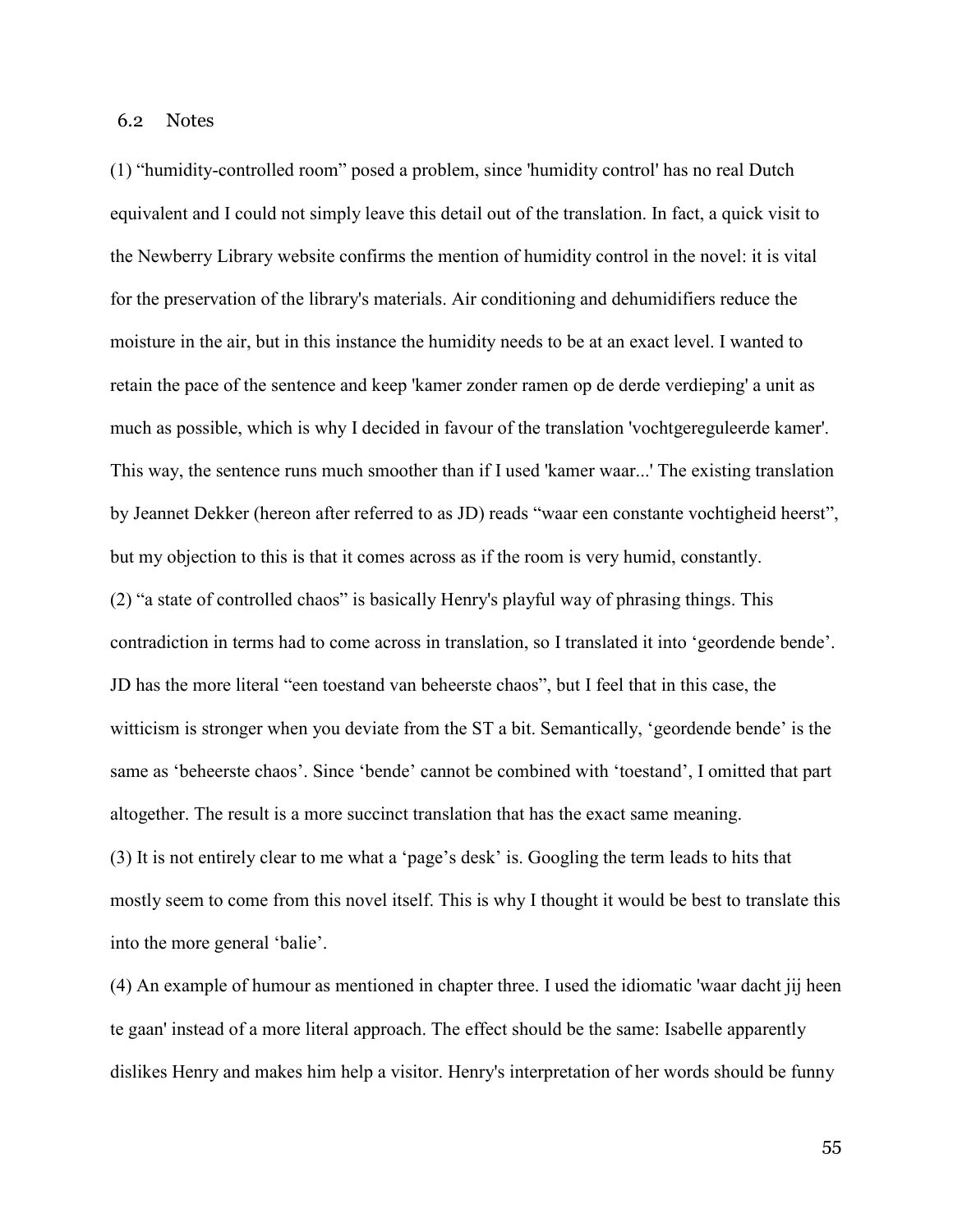## 6.2 Notes

(1) “humidity-controlled room” posed a problem, since 'humidity control' has no real Dutch equivalent and I could not simply leave this detail out of the translation. In fact, a quick visit to the Newberry Library website confirms the mention of humidity control in the novel: it is vital for the preservation of the library's materials. Air conditioning and dehumidifiers reduce the moisture in the air, but in this instance the humidity needs to be at an exact level. I wanted to retain the pace of the sentence and keep 'kamer zonder ramen op de derde verdieping' a unit as much as possible, which is why I decided in favour of the translation 'vochtgereguleerde kamer'. This way, the sentence runs much smoother than if I used 'kamer waar...' The existing translation by Jeannet Dekker (hereon after referred to as JD) reads “waar een constante vochtigheid heerst”, but my objection to this is that it comes across as if the room is very humid, constantly.

(2) “a state of controlled chaos” is basically Henry's playful way of phrasing things. This contradiction in terms had to come across in translation, so I translated it into ‘geordende bende’. JD has the more literal “een toestand van beheerste chaos”, but I feel that in this case, the witticism is stronger when you deviate from the ST a bit. Semantically, ‘geordende bende’ is the same as ‘beheerste chaos’. Since ‘bende’ cannot be combined with ‘toestand’, I omitted that part altogether. The result is a more succinct translation that has the exact same meaning.

(3) It is not entirely clear to me what a ‘page’s desk’ is. Googling the term leads to hits that mostly seem to come from this novel itself. This is why I thought it would be best to translate this into the more general ‘balie’.

(4) An example of humour as mentioned in chapter three. I used the idiomatic 'waar dacht jij heen te gaan' instead of a more literal approach. The effect should be the same: Isabelle apparently dislikes Henry and makes him help a visitor. Henry's interpretation of her words should be funny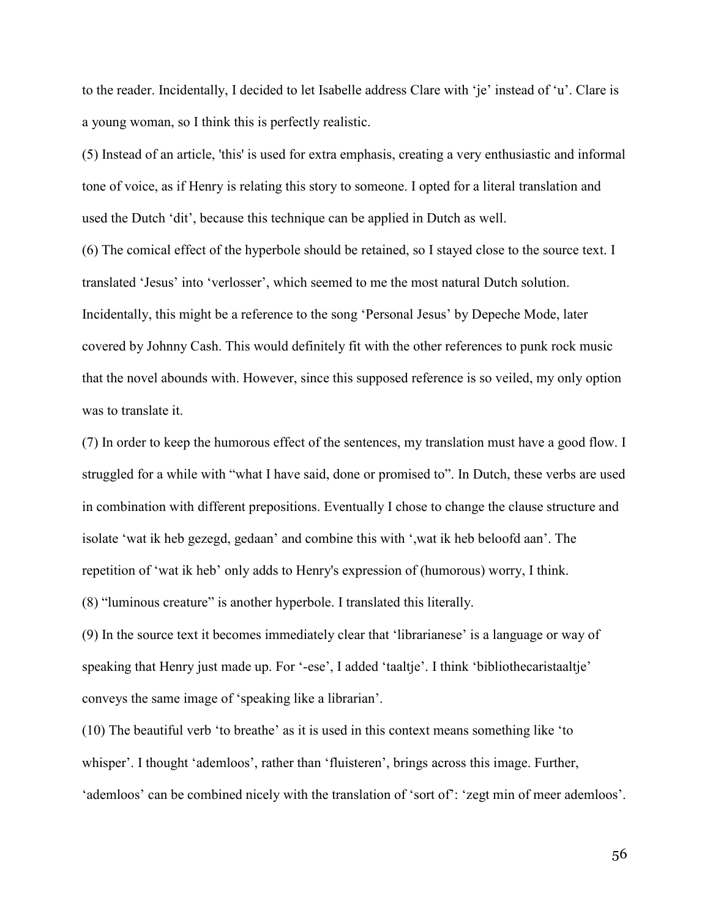to the reader. Incidentally, I decided to let Isabelle address Clare with 'je' instead of 'u'. Clare is a young woman, so I think this is perfectly realistic.

(5) Instead of an article, 'this' is used for extra emphasis, creating a very enthusiastic and informal tone of voice, as if Henry is relating this story to someone. I opted for a literal translation and used the Dutch 'dit', because this technique can be applied in Dutch as well.

(6) The comical effect of the hyperbole should be retained, so I stayed close to the source text. I translated 'Jesus' into 'verlosser', which seemed to me the most natural Dutch solution. Incidentally, this might be a reference to the song 'Personal Jesus' by Depeche Mode, later covered by Johnny Cash. This would definitely fit with the other references to punk rock music that the novel abounds with. However, since this supposed reference is so veiled, my only option was to translate it.

(7) In order to keep the humorous effect of the sentences, my translation must have a good flow. I struggled for a while with "what I have said, done or promised to". In Dutch, these verbs are used in combination with different prepositions. Eventually I chose to change the clause structure and isolate 'wat ik heb gezegd, gedaan' and combine this with ',wat ik heb beloofd aan'. The repetition of 'wat ik heb' only adds to Henry's expression of (humorous) worry, I think.

(8) "luminous creature" is another hyperbole. I translated this literally.

(9) In the source text it becomes immediately clear that 'librarianese' is a language or way of speaking that Henry just made up. For '-ese', I added 'taaltje'. I think 'bibliothecaristaaltje' conveys the same image of 'speaking like a librarian'.

(10) The beautiful verb 'to breathe' as it is used in this context means something like 'to whisper'. I thought 'ademloos', rather than 'fluisteren', brings across this image. Further, 'ademloos' can be combined nicely with the translation of 'sort of': 'zegt min of meer ademloos'.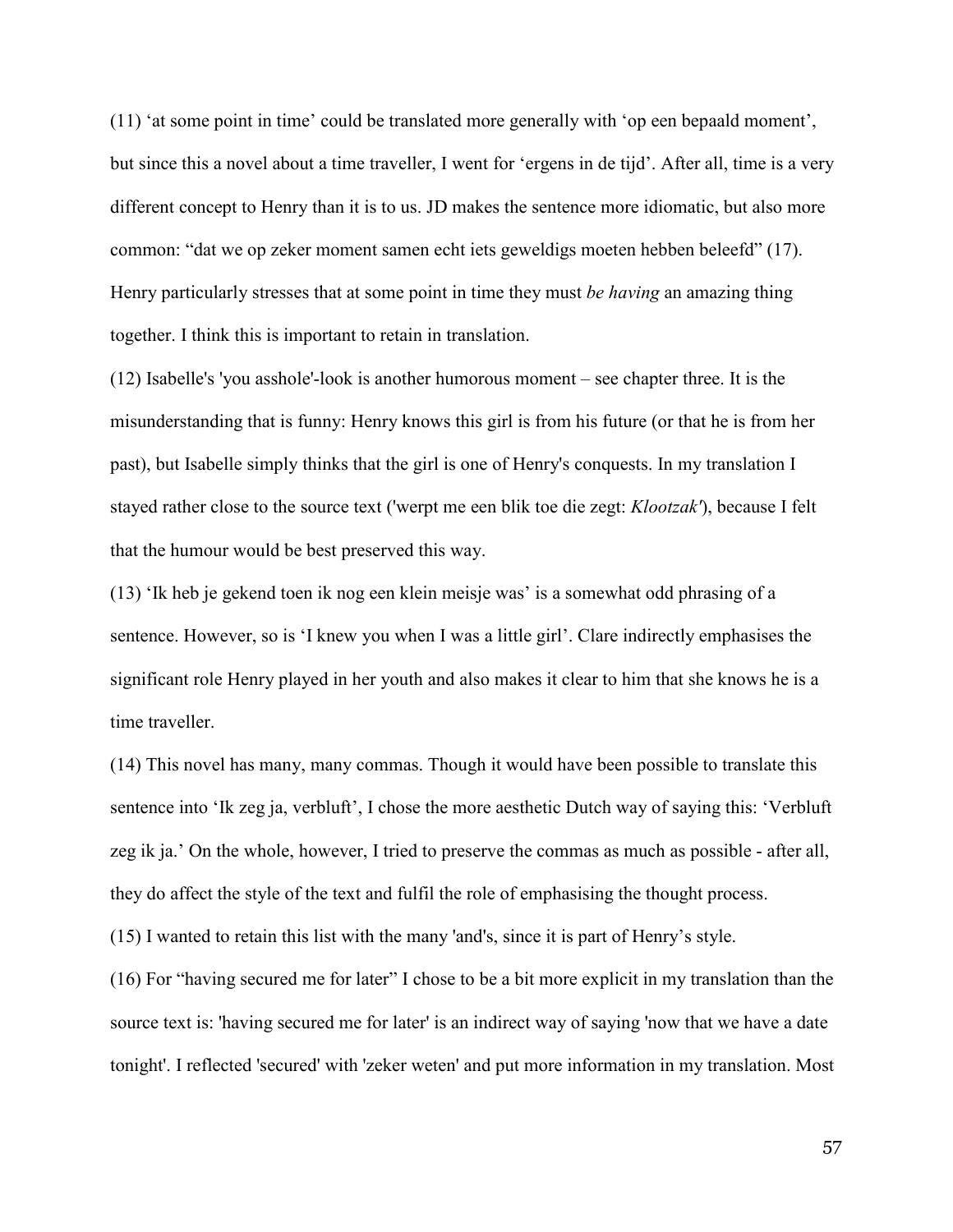(11) 'at some point in time' could be translated more generally with 'op een bepaald moment', but since this a novel about a time traveller, I went for 'ergens in de tijd'. After all, time is a very different concept to Henry than it is to us. JD makes the sentence more idiomatic, but also more common: "dat we op zeker moment samen echt iets geweldigs moeten hebben beleefd" (17). Henry particularly stresses that at some point in time they must *be having* an amazing thing together. I think this is important to retain in translation.

(12) Isabelle's 'you asshole'-look is another humorous moment – see chapter three. It is the misunderstanding that is funny: Henry knows this girl is from his future (or that he is from her past), but Isabelle simply thinks that the girl is one of Henry's conquests. In my translation I stayed rather close to the source text ('werpt me een blik toe die zegt: *Klootzak'*), because I felt that the humour would be best preserved this way.

(13) 'Ik heb je gekend toen ik nog een klein meisje was' is a somewhat odd phrasing of a sentence. However, so is 'I knew you when I was a little girl'. Clare indirectly emphasises the significant role Henry played in her youth and also makes it clear to him that she knows he is a time traveller.

(14) This novel has many, many commas. Though it would have been possible to translate this sentence into 'Ik zeg ja, verbluft', I chose the more aesthetic Dutch way of saying this: 'Verbluft zeg ik ja.' On the whole, however, I tried to preserve the commas as much as possible - after all, they do affect the style of the text and fulfil the role of emphasising the thought process.

(15) I wanted to retain this list with the many 'and's, since it is part of Henry's style.

(16) For "having secured me for later" I chose to be a bit more explicit in my translation than the source text is: 'having secured me for later' is an indirect way of saying 'now that we have a date tonight'. I reflected 'secured' with 'zeker weten' and put more information in my translation. Most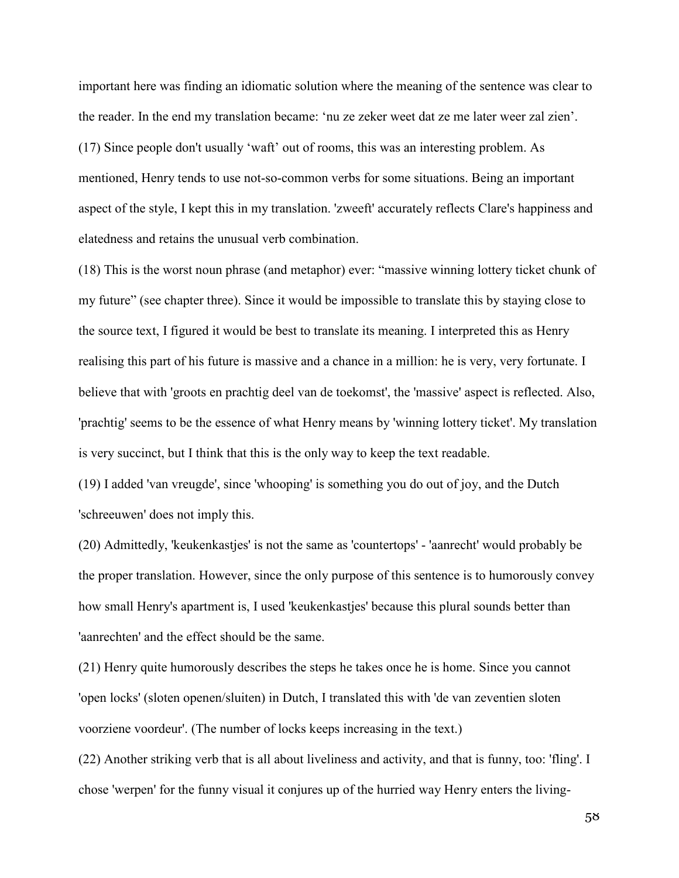important here was finding an idiomatic solution where the meaning of the sentence was clear to the reader. In the end my translation became: 'nu ze zeker weet dat ze me later weer zal zien'.

(17) Since people don't usually 'waft' out of rooms, this was an interesting problem. As mentioned, Henry tends to use not-so-common verbs for some situations. Being an important aspect of the style, I kept this in my translation. 'zweeft' accurately reflects Clare's happiness and elatedness and retains the unusual verb combination.

(18) This is the worst noun phrase (and metaphor) ever: "massive winning lottery ticket chunk of my future" (see chapter three). Since it would be impossible to translate this by staying close to the source text, I figured it would be best to translate its meaning. I interpreted this as Henry realising this part of his future is massive and a chance in a million: he is very, very fortunate. I believe that with 'groots en prachtig deel van de toekomst', the 'massive' aspect is reflected. Also, 'prachtig' seems to be the essence of what Henry means by 'winning lottery ticket'. My translation is very succinct, but I think that this is the only way to keep the text readable.

(19) I added 'van vreugde', since 'whooping' is something you do out of joy, and the Dutch 'schreeuwen' does not imply this.

(20) Admittedly, 'keukenkastjes' is not the same as 'countertops' - 'aanrecht' would probably be the proper translation. However, since the only purpose of this sentence is to humorously convey how small Henry's apartment is, I used 'keukenkastjes' because this plural sounds better than 'aanrechten' and the effect should be the same.

(21) Henry quite humorously describes the steps he takes once he is home. Since you cannot 'open locks' (sloten openen/sluiten) in Dutch, I translated this with 'de van zeventien sloten voorziene voordeur'. (The number of locks keeps increasing in the text.)

(22) Another striking verb that is all about liveliness and activity, and that is funny, too: 'fling'. I chose 'werpen' for the funny visual it conjures up of the hurried way Henry enters the living-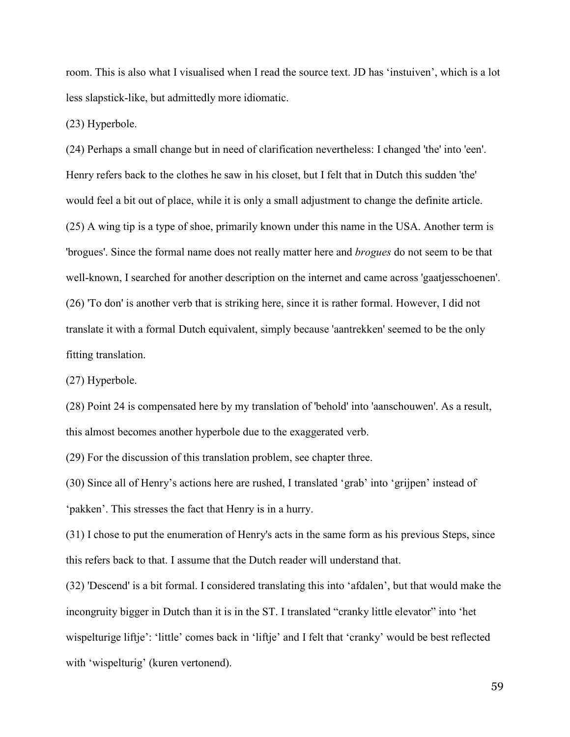room. This is also what I visualised when I read the source text. JD has ‘instuiven’, which is a lot less slapstick-like, but admittedly more idiomatic.

(23) Hyperbole.

(24) Perhaps a small change but in need of clarification nevertheless: I changed 'the' into 'een'. Henry refers back to the clothes he saw in his closet, but I felt that in Dutch this sudden 'the' would feel a bit out of place, while it is only a small adjustment to change the definite article.

(25) A wing tip is a type of shoe, primarily known under this name in the USA. Another term is 'brogues'. Since the formal name does not really matter here and *brogues* do not seem to be that well-known, I searched for another description on the internet and came across 'gaatjesschoenen'.

(26) 'To don' is another verb that is striking here, since it is rather formal. However, I did not translate it with a formal Dutch equivalent, simply because 'aantrekken' seemed to be the only fitting translation.

(27) Hyperbole.

(28) Point 24 is compensated here by my translation of 'behold' into 'aanschouwen'. As a result, this almost becomes another hyperbole due to the exaggerated verb.

(29) For the discussion of this translation problem, see chapter three.

(30) Since all of Henry’s actions here are rushed, I translated ‘grab’ into ‘grijpen’ instead of ‘pakken’. This stresses the fact that Henry is in a hurry.

(31) I chose to put the enumeration of Henry's acts in the same form as his previous Steps, since this refers back to that. I assume that the Dutch reader will understand that.

(32) 'Descend' is a bit formal. I considered translating this into ‘afdalen’, but that would make the incongruity bigger in Dutch than it is in the ST. I translated “cranky little elevator” into ‘het wispelturige liftje’: ‘little’ comes back in ‘liftje’ and I felt that ‘cranky’ would be best reflected with ‘wispelturig’ (kuren vertonend).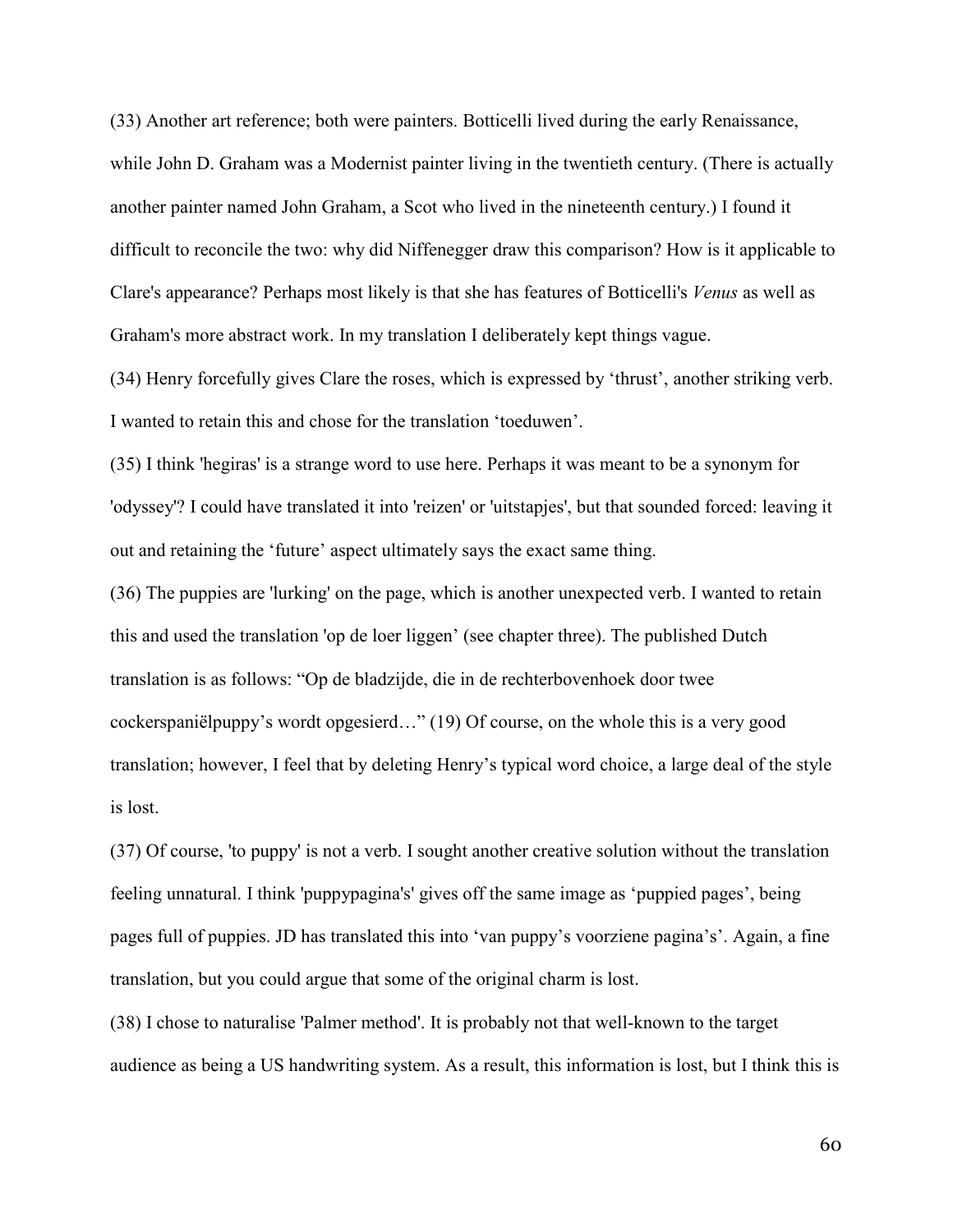(33) Another art reference; both were painters. Botticelli lived during the early Renaissance, while John D. Graham was a Modernist painter living in the twentieth century. (There is actually another painter named John Graham, a Scot who lived in the nineteenth century.) I found it difficult to reconcile the two: why did Niffenegger draw this comparison? How is it applicable to Clare's appearance? Perhaps most likely is that she has features of Botticelli's *Venus* as well as Graham's more abstract work. In my translation I deliberately kept things vague.

(34) Henry forcefully gives Clare the roses, which is expressed by 'thrust', another striking verb. I wanted to retain this and chose for the translation 'toeduwen'.

(35) I think 'hegiras' is a strange word to use here. Perhaps it was meant to be a synonym for 'odyssey'? I could have translated it into 'reizen' or 'uitstapjes', but that sounded forced: leaving it out and retaining the 'future' aspect ultimately says the exact same thing.

(36) The puppies are 'lurking' on the page, which is another unexpected verb. I wanted to retain this and used the translation 'op de loer liggen' (see chapter three). The published Dutch translation is as follows: "Op de bladzijde, die in de rechterbovenhoek door twee cockerspaniëlpuppy's wordt opgesierd…" (19) Of course, on the whole this is a very good translation; however, I feel that by deleting Henry's typical word choice, a large deal of the style is lost.

(37) Of course, 'to puppy' is not a verb. I sought another creative solution without the translation feeling unnatural. I think 'puppypagina's' gives off the same image as 'puppied pages', being pages full of puppies. JD has translated this into 'van puppy's voorziene pagina's'. Again, a fine translation, but you could argue that some of the original charm is lost.

(38) I chose to naturalise 'Palmer method'. It is probably not that well-known to the target audience as being a US handwriting system. As a result, this information is lost, but I think this is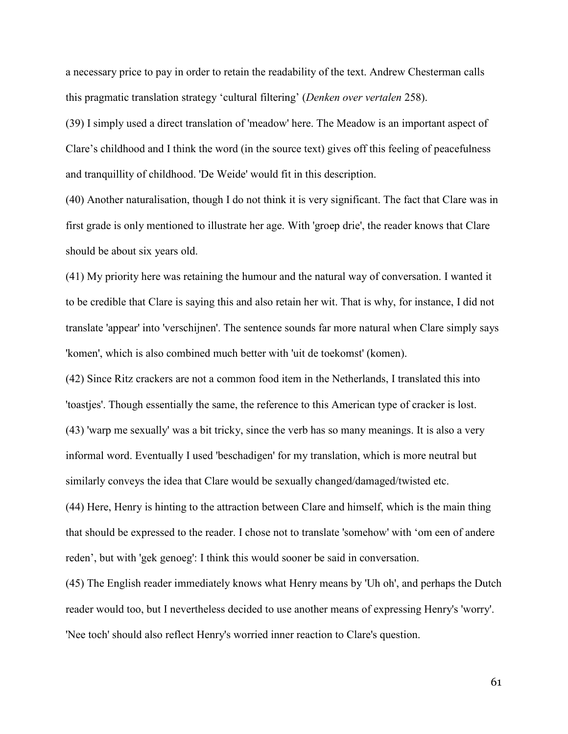a necessary price to pay in order to retain the readability of the text. Andrew Chesterman calls this pragmatic translation strategy 'cultural filtering' (*Denken over vertalen* 258).

(39) I simply used a direct translation of 'meadow' here. The Meadow is an important aspect of Clare's childhood and I think the word (in the source text) gives off this feeling of peacefulness and tranquillity of childhood. 'De Weide' would fit in this description.

(40) Another naturalisation, though I do not think it is very significant. The fact that Clare was in first grade is only mentioned to illustrate her age. With 'groep drie', the reader knows that Clare should be about six years old.

(41) My priority here was retaining the humour and the natural way of conversation. I wanted it to be credible that Clare is saying this and also retain her wit. That is why, for instance, I did not translate 'appear' into 'verschijnen'. The sentence sounds far more natural when Clare simply says 'komen', which is also combined much better with 'uit de toekomst' (komen).

(42) Since Ritz crackers are not a common food item in the Netherlands, I translated this into 'toastjes'. Though essentially the same, the reference to this American type of cracker is lost.

(43) 'warp me sexually' was a bit tricky, since the verb has so many meanings. It is also a very informal word. Eventually I used 'beschadigen' for my translation, which is more neutral but similarly conveys the idea that Clare would be sexually changed/damaged/twisted etc.

(44) Here, Henry is hinting to the attraction between Clare and himself, which is the main thing that should be expressed to the reader. I chose not to translate 'somehow' with 'om een of andere reden', but with 'gek genoeg': I think this would sooner be said in conversation.

(45) The English reader immediately knows what Henry means by 'Uh oh', and perhaps the Dutch reader would too, but I nevertheless decided to use another means of expressing Henry's 'worry'. 'Nee toch' should also reflect Henry's worried inner reaction to Clare's question.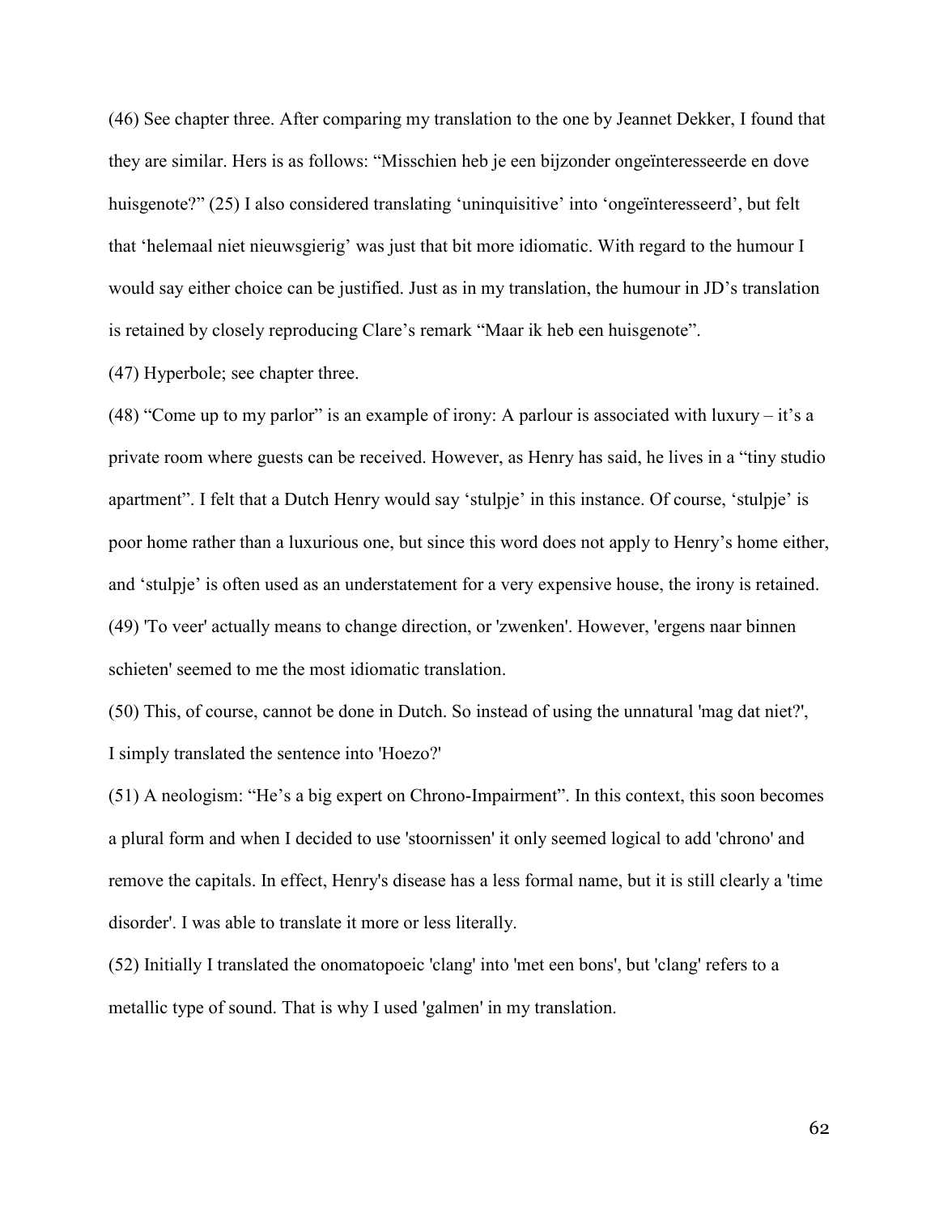(46) See chapter three. After comparing my translation to the one by Jeannet Dekker, I found that they are similar. Hers is as follows: “Misschien heb je een bijzonder ongeïnteresseerde en dove huisgenote?” (25) I also considered translating ‘uninquisitive’ into ‘ongeïnteresseerd’, but felt that ‘helemaal niet nieuwsgierig’ was just that bit more idiomatic. With regard to the humour I would say either choice can be justified. Just as in my translation, the humour in JD’s translation is retained by closely reproducing Clare’s remark “Maar ik heb een huisgenote”.

(47) Hyperbole; see chapter three.

(48) “Come up to my parlor” is an example of irony: A parlour is associated with luxury – it’s a private room where guests can be received. However, as Henry has said, he lives in a “tiny studio apartment”. I felt that a Dutch Henry would say ‘stulpje’ in this instance. Of course, ‘stulpje’ is poor home rather than a luxurious one, but since this word does not apply to Henry’s home either, and ‘stulpje’ is often used as an understatement for a very expensive house, the irony is retained.

(49) 'To veer' actually means to change direction, or 'zwenken'. However, 'ergens naar binnen schieten' seemed to me the most idiomatic translation.

(50) This, of course, cannot be done in Dutch. So instead of using the unnatural 'mag dat niet?', I simply translated the sentence into 'Hoezo?'

(51) A neologism: “He’s a big expert on Chrono-Impairment”. In this context, this soon becomes a plural form and when I decided to use 'stoornissen' it only seemed logical to add 'chrono' and remove the capitals. In effect, Henry's disease has a less formal name, but it is still clearly a 'time disorder'. I was able to translate it more or less literally.

(52) Initially I translated the onomatopoeic 'clang' into 'met een bons', but 'clang' refers to a metallic type of sound. That is why I used 'galmen' in my translation.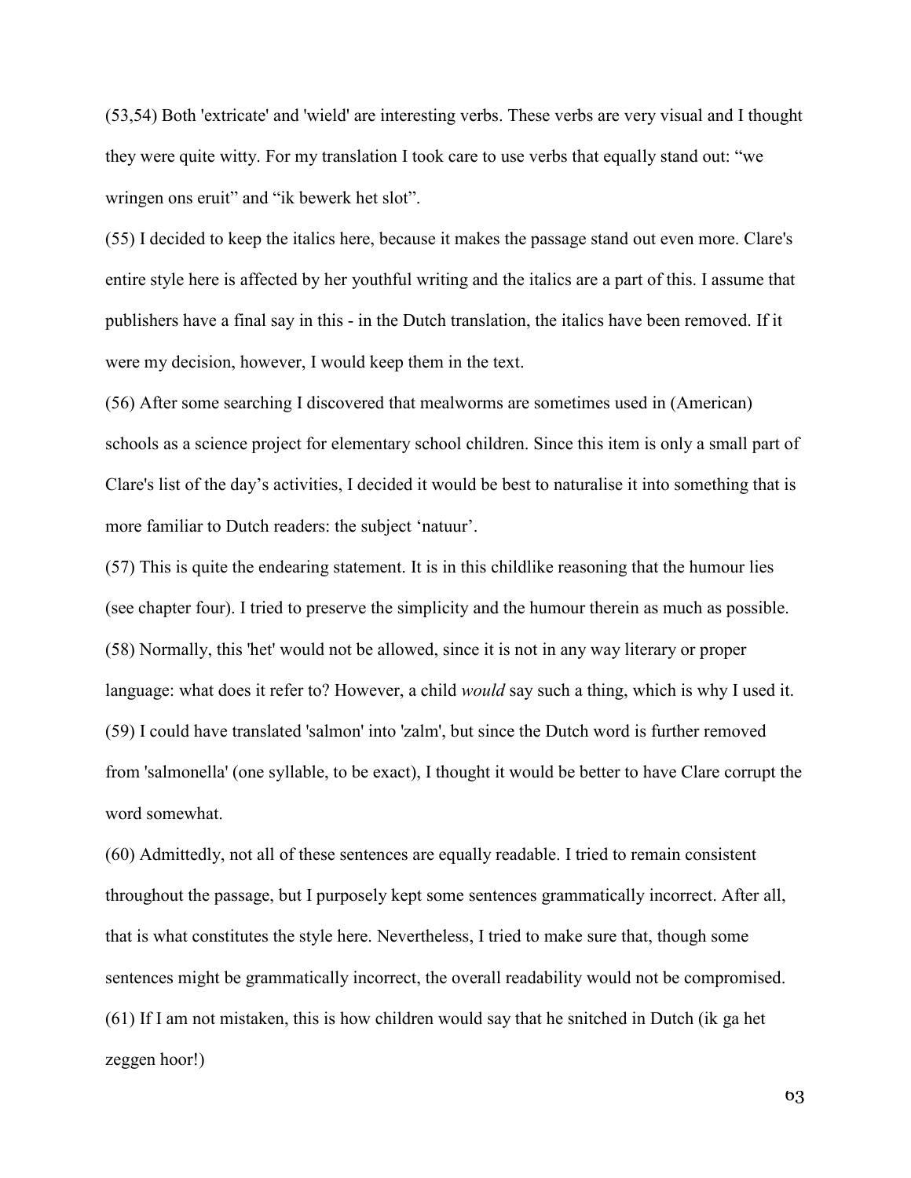(53,54) Both 'extricate' and 'wield' are interesting verbs. These verbs are very visual and I thought they were quite witty. For my translation I took care to use verbs that equally stand out: "we wringen ons eruit" and "ik bewerk het slot".

(55) I decided to keep the italics here, because it makes the passage stand out even more. Clare's entire style here is affected by her youthful writing and the italics are a part of this. I assume that publishers have a final say in this - in the Dutch translation, the italics have been removed. If it were my decision, however, I would keep them in the text.

(56) After some searching I discovered that mealworms are sometimes used in (American) schools as a science project for elementary school children. Since this item is only a small part of Clare's list of the day's activities, I decided it would be best to naturalise it into something that is more familiar to Dutch readers: the subject 'natuur'.

(57) This is quite the endearing statement. It is in this childlike reasoning that the humour lies (see chapter four). I tried to preserve the simplicity and the humour therein as much as possible.

(58) Normally, this 'het' would not be allowed, since it is not in any way literary or proper language: what does it refer to? However, a child *would* say such a thing, which is why I used it.

(59) I could have translated 'salmon' into 'zalm', but since the Dutch word is further removed from 'salmonella' (one syllable, to be exact), I thought it would be better to have Clare corrupt the word somewhat.

(60) Admittedly, not all of these sentences are equally readable. I tried to remain consistent throughout the passage, but I purposely kept some sentences grammatically incorrect. After all, that is what constitutes the style here. Nevertheless, I tried to make sure that, though some sentences might be grammatically incorrect, the overall readability would not be compromised.

(61) If I am not mistaken, this is how children would say that he snitched in Dutch (ik ga het zeggen hoor!)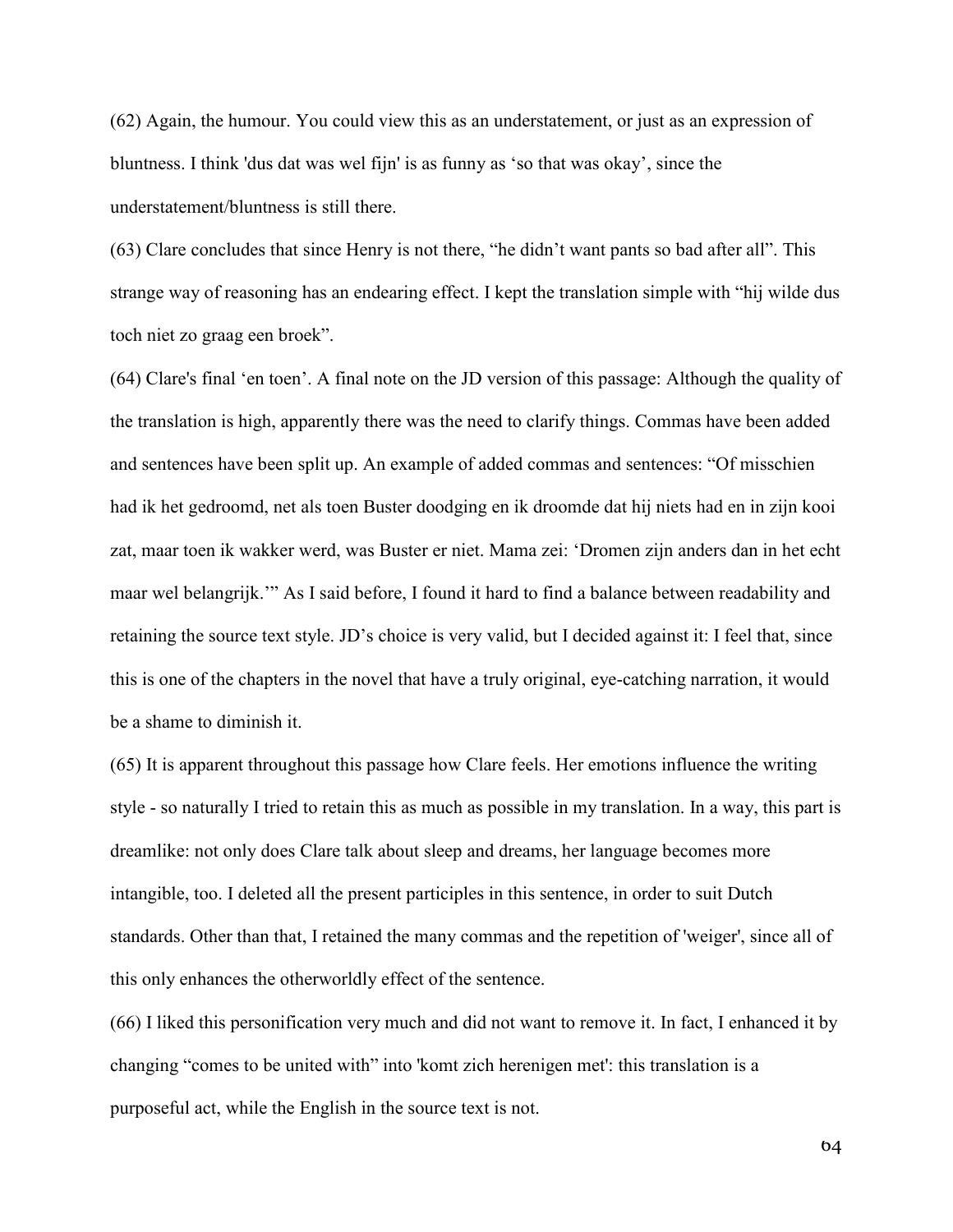(62) Again, the humour. You could view this as an understatement, or just as an expression of bluntness. I think 'dus dat was wel fijn' is as funny as ‘so that was okay’, since the understatement/bluntness is still there.

(63) Clare concludes that since Henry is not there, “he didn’t want pants so bad after all”. This strange way of reasoning has an endearing effect. I kept the translation simple with “hij wilde dus toch niet zo graag een broek”.

(64) Clare's final ‘en toen’. A final note on the JD version of this passage: Although the quality of the translation is high, apparently there was the need to clarify things. Commas have been added and sentences have been split up. An example of added commas and sentences: “Of misschien had ik het gedroomd, net als toen Buster doodging en ik droomde dat hij niets had en in zijn kooi zat, maar toen ik wakker werd, was Buster er niet. Mama zei: ‘Dromen zijn anders dan in het echt maar wel belangrijk.’” As I said before, I found it hard to find a balance between readability and retaining the source text style. JD’s choice is very valid, but I decided against it: I feel that, since this is one of the chapters in the novel that have a truly original, eye-catching narration, it would be a shame to diminish it.

(65) It is apparent throughout this passage how Clare feels. Her emotions influence the writing style - so naturally I tried to retain this as much as possible in my translation. In a way, this part is dreamlike: not only does Clare talk about sleep and dreams, her language becomes more intangible, too. I deleted all the present participles in this sentence, in order to suit Dutch standards. Other than that, I retained the many commas and the repetition of 'weiger', since all of this only enhances the otherworldly effect of the sentence.

(66) I liked this personification very much and did not want to remove it. In fact, I enhanced it by changing “comes to be united with” into 'komt zich herenigen met': this translation is a purposeful act, while the English in the source text is not.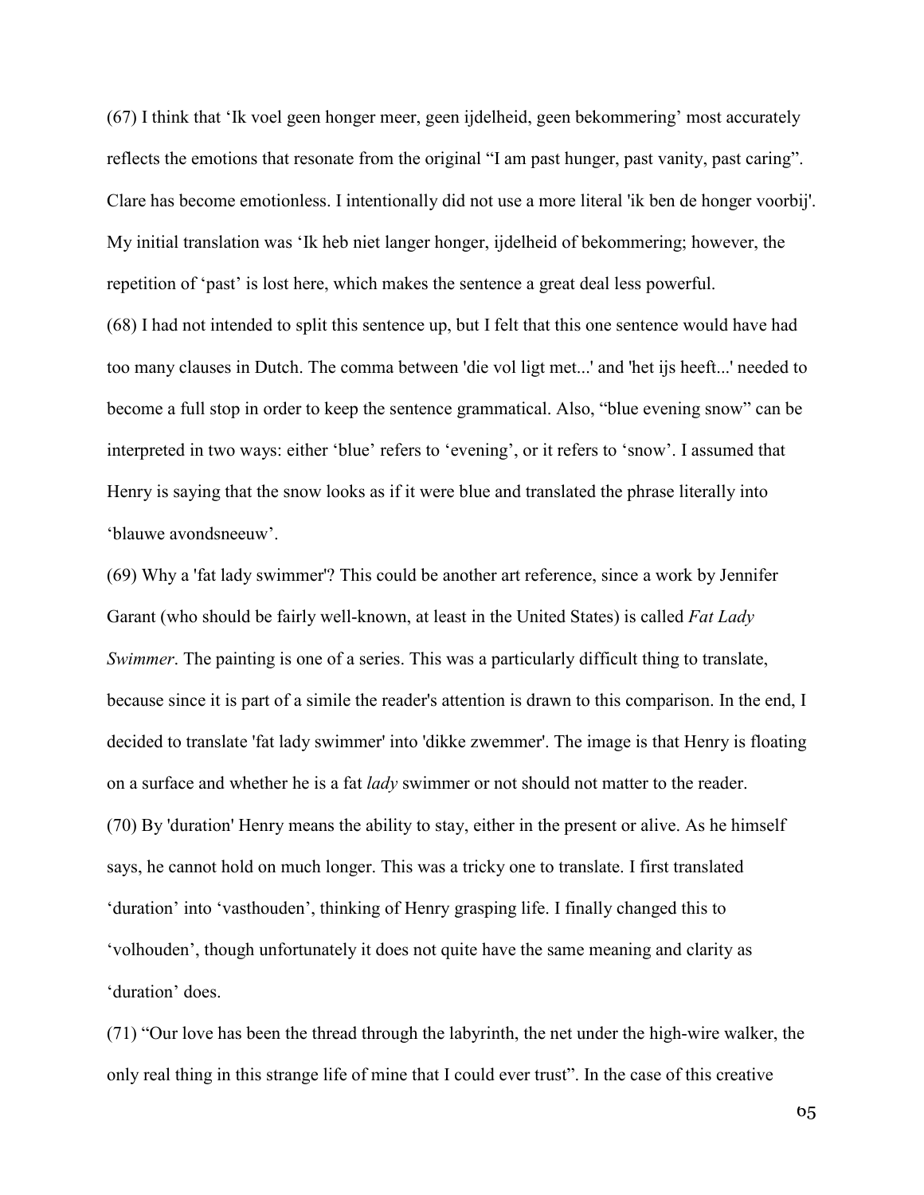(67) I think that 'Ik voel geen honger meer, geen ijdelheid, geen bekommering' most accurately reflects the emotions that resonate from the original "I am past hunger, past vanity, past caring". Clare has become emotionless. I intentionally did not use a more literal 'ik ben de honger voorbij'. My initial translation was 'Ik heb niet langer honger, ijdelheid of bekommering; however, the repetition of 'past' is lost here, which makes the sentence a great deal less powerful.

(68) I had not intended to split this sentence up, but I felt that this one sentence would have had too many clauses in Dutch. The comma between 'die vol ligt met...' and 'het ijs heeft...' needed to become a full stop in order to keep the sentence grammatical. Also, "blue evening snow" can be interpreted in two ways: either 'blue' refers to 'evening', or it refers to 'snow'. I assumed that Henry is saying that the snow looks as if it were blue and translated the phrase literally into 'blauwe avondsneeuw'.

(69) Why a 'fat lady swimmer'? This could be another art reference, since a work by Jennifer Garant (who should be fairly well-known, at least in the United States) is called *Fat Lady Swimmer*. The painting is one of a series. This was a particularly difficult thing to translate, because since it is part of a simile the reader's attention is drawn to this comparison. In the end, I decided to translate 'fat lady swimmer' into 'dikke zwemmer'. The image is that Henry is floating on a surface and whether he is a fat *lady* swimmer or not should not matter to the reader.

(70) By 'duration' Henry means the ability to stay, either in the present or alive. As he himself says, he cannot hold on much longer. This was a tricky one to translate. I first translated 'duration' into 'vasthouden', thinking of Henry grasping life. I finally changed this to 'volhouden', though unfortunately it does not quite have the same meaning and clarity as 'duration' does.

(71) "Our love has been the thread through the labyrinth, the net under the high-wire walker, the only real thing in this strange life of mine that I could ever trust". In the case of this creative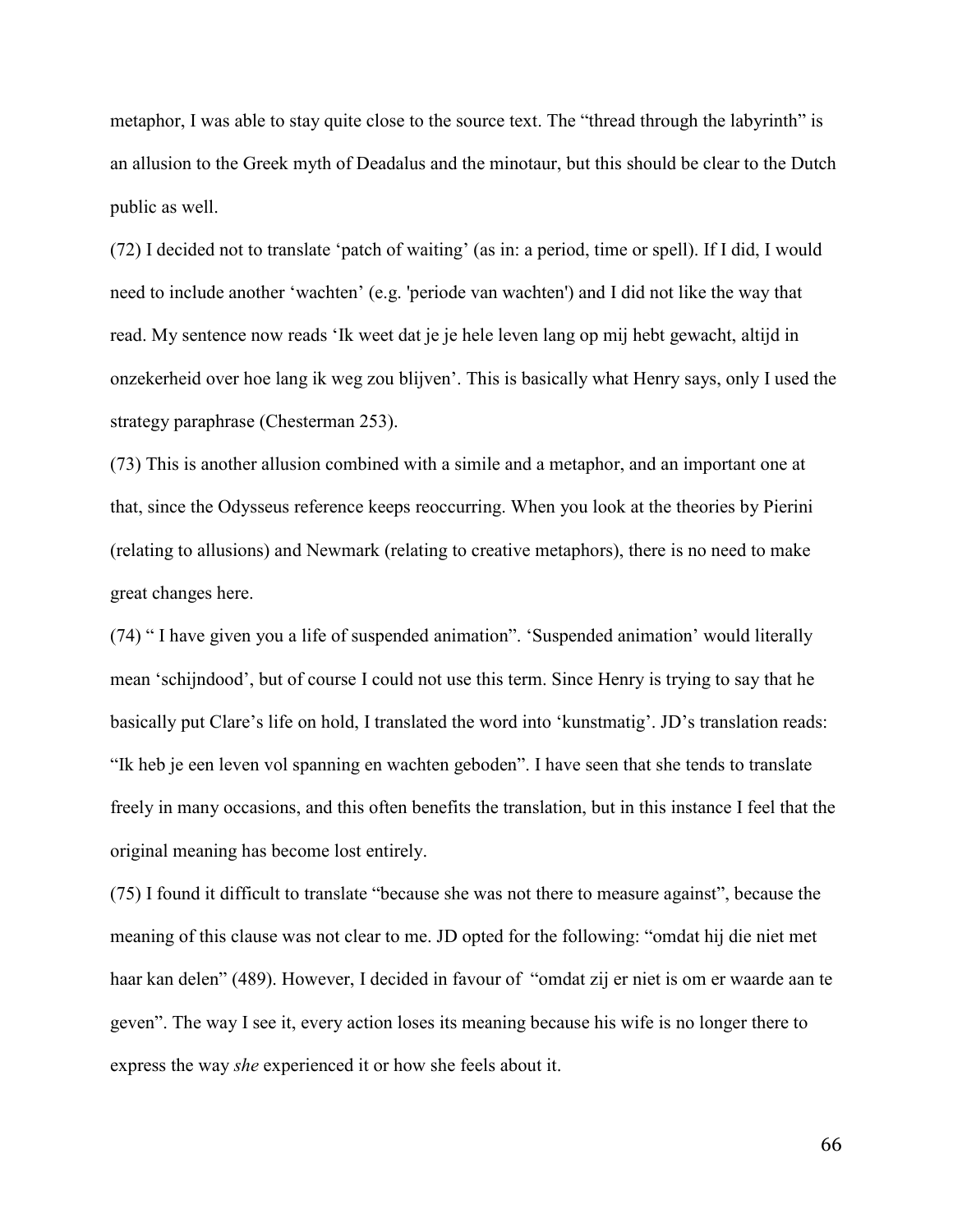metaphor, I was able to stay quite close to the source text. The “thread through the labyrinth” is an allusion to the Greek myth of Deadalus and the minotaur, but this should be clear to the Dutch public as well.

(72) I decided not to translate ‘patch of waiting’ (as in: a period, time or spell). If I did, I would need to include another ‘wachten’ (e.g. 'periode van wachten') and I did not like the way that read. My sentence now reads ‘Ik weet dat je je hele leven lang op mij hebt gewacht, altijd in onzekerheid over hoe lang ik weg zou blijven’. This is basically what Henry says, only I used the strategy paraphrase (Chesterman 253).

(73) This is another allusion combined with a simile and a metaphor, and an important one at that, since the Odysseus reference keeps reoccurring. When you look at the theories by Pierini (relating to allusions) and Newmark (relating to creative metaphors), there is no need to make great changes here.

(74) “ I have given you a life of suspended animation”. ‘Suspended animation’ would literally mean ‘schijndood’, but of course I could not use this term. Since Henry is trying to say that he basically put Clare’s life on hold, I translated the word into ‘kunstmatig’. JD’s translation reads: “Ik heb je een leven vol spanning en wachten geboden”. I have seen that she tends to translate freely in many occasions, and this often benefits the translation, but in this instance I feel that the original meaning has become lost entirely.

(75) I found it difficult to translate “because she was not there to measure against”, because the meaning of this clause was not clear to me. JD opted for the following: “omdat hij die niet met haar kan delen” (489). However, I decided in favour of “omdat zij er niet is om er waarde aan te geven”. The way I see it, every action loses its meaning because his wife is no longer there to express the way *she* experienced it or how she feels about it.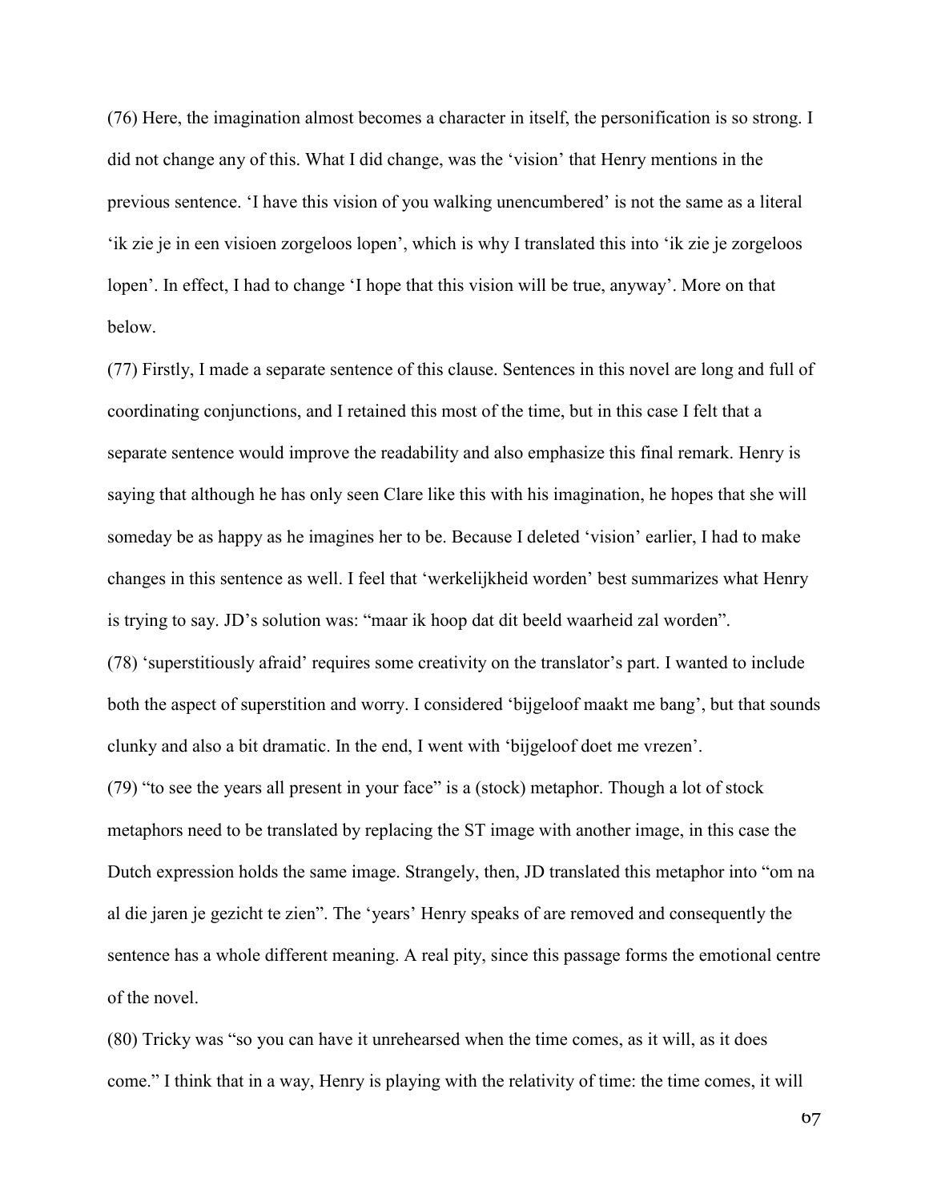(76) Here, the imagination almost becomes a character in itself, the personification is so strong. I did not change any of this. What I did change, was the 'vision' that Henry mentions in the previous sentence. 'I have this vision of you walking unencumbered' is not the same as a literal 'ik zie je in een visioen zorgeloos lopen', which is why I translated this into 'ik zie je zorgeloos lopen'. In effect, I had to change 'I hope that this vision will be true, anyway'. More on that below.

(77) Firstly, I made a separate sentence of this clause. Sentences in this novel are long and full of coordinating conjunctions, and I retained this most of the time, but in this case I felt that a separate sentence would improve the readability and also emphasize this final remark. Henry is saying that although he has only seen Clare like this with his imagination, he hopes that she will someday be as happy as he imagines her to be. Because I deleted 'vision' earlier, I had to make changes in this sentence as well. I feel that 'werkelijkheid worden' best summarizes what Henry is trying to say. JD's solution was: "maar ik hoop dat dit beeld waarheid zal worden".

(78) 'superstitiously afraid' requires some creativity on the translator's part. I wanted to include both the aspect of superstition and worry. I considered 'bijgeloof maakt me bang', but that sounds clunky and also a bit dramatic. In the end, I went with 'bijgeloof doet me vrezen'.

(79) "to see the years all present in your face" is a (stock) metaphor. Though a lot of stock metaphors need to be translated by replacing the ST image with another image, in this case the Dutch expression holds the same image. Strangely, then, JD translated this metaphor into "om na al die jaren je gezicht te zien". The 'years' Henry speaks of are removed and consequently the sentence has a whole different meaning. A real pity, since this passage forms the emotional centre of the novel.

(80) Tricky was "so you can have it unrehearsed when the time comes, as it will, as it does come." I think that in a way, Henry is playing with the relativity of time: the time comes, it will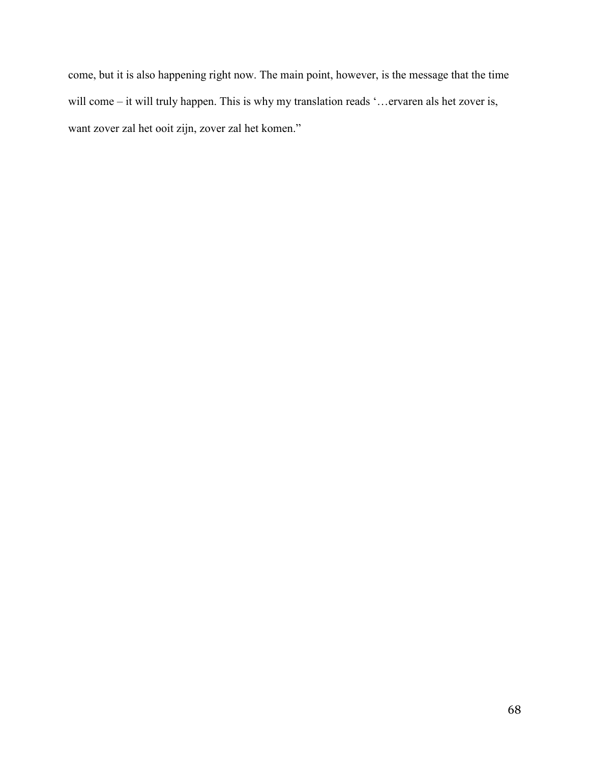come, but it is also happening right now. The main point, however, is the message that the time will come – it will truly happen. This is why my translation reads '…ervaren als het zover is, want zover zal het ooit zijn, zover zal het komen."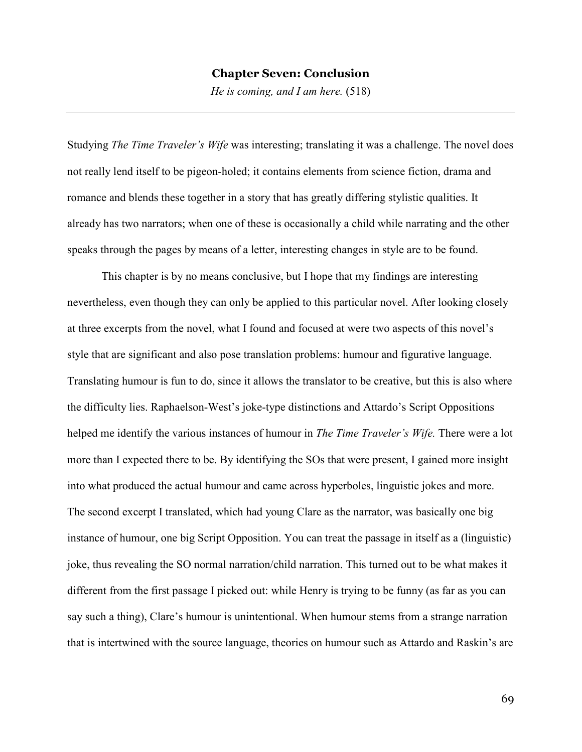# Chapter Seven: Conclusion

*He is coming, and I am here.* (518)

---

Studying *The Time Traveler's Wife* was interesting; translating it was a challenge. The novel does not really lend itself to be pigeon-holed; it contains elements from science fiction, drama and romance and blends these together in a story that has greatly differing stylistic qualities. It already has two narrators; when one of these is occasionally a child while narrating and the other speaks through the pages by means of a letter, interesting changes in style are to be found.

This chapter is by no means conclusive, but I hope that my findings are interesting nevertheless, even though they can only be applied to this particular novel. After looking closely at three excerpts from the novel, what I found and focused at were two aspects of this novel's style that are significant and also pose translation problems: humour and figurative language. Translating humour is fun to do, since it allows the translator to be creative, but this is also where the difficulty lies. Raphaelson-West's joke-type distinctions and Attardo's Script Oppositions helped me identify the various instances of humour in *The Time Traveler's Wife.* There were a lot more than I expected there to be. By identifying the SOs that were present, I gained more insight into what produced the actual humour and came across hyperboles, linguistic jokes and more. The second excerpt I translated, which had young Clare as the narrator, was basically one big instance of humour, one big Script Opposition. You can treat the passage in itself as a (linguistic) joke, thus revealing the SO normal narration/child narration. This turned out to be what makes it different from the first passage I picked out: while Henry is trying to be funny (as far as you can say such a thing), Clare's humour is unintentional. When humour stems from a strange narration that is intertwined with the source language, theories on humour such as Attardo and Raskin's are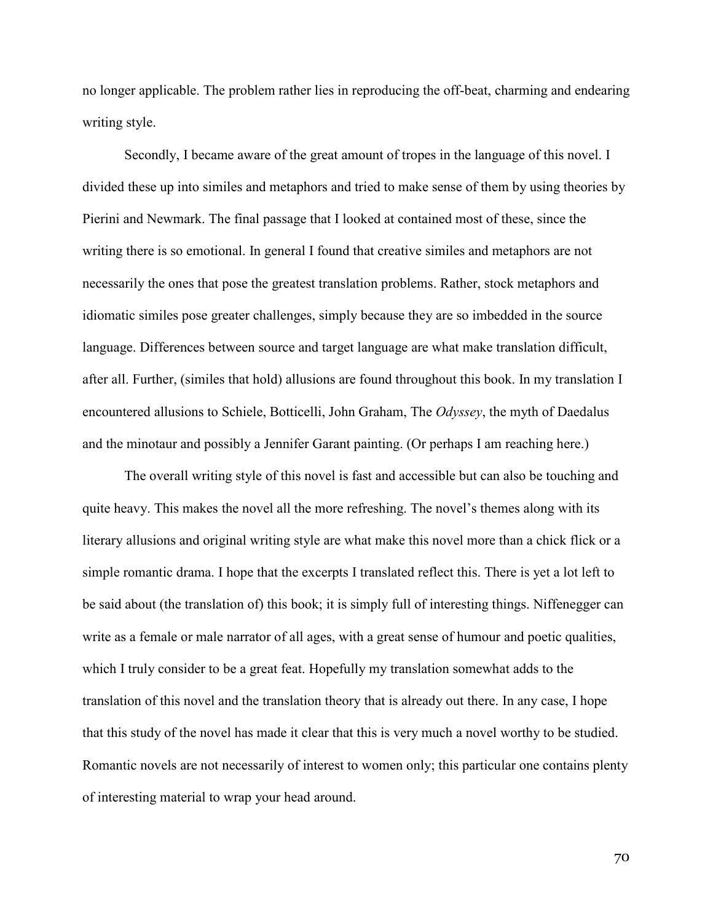no longer applicable. The problem rather lies in reproducing the off-beat, charming and endearing writing style.

Secondly, I became aware of the great amount of tropes in the language of this novel. I divided these up into similes and metaphors and tried to make sense of them by using theories by Pierini and Newmark. The final passage that I looked at contained most of these, since the writing there is so emotional. In general I found that creative similes and metaphors are not necessarily the ones that pose the greatest translation problems. Rather, stock metaphors and idiomatic similes pose greater challenges, simply because they are so imbedded in the source language. Differences between source and target language are what make translation difficult, after all. Further, (similes that hold) allusions are found throughout this book. In my translation I encountered allusions to Schiele, Botticelli, John Graham, The *Odyssey*, the myth of Daedalus and the minotaur and possibly a Jennifer Garant painting. (Or perhaps I am reaching here.)

The overall writing style of this novel is fast and accessible but can also be touching and quite heavy. This makes the novel all the more refreshing. The novel's themes along with its literary allusions and original writing style are what make this novel more than a chick flick or a simple romantic drama. I hope that the excerpts I translated reflect this. There is yet a lot left to be said about (the translation of) this book; it is simply full of interesting things. Niffenegger can write as a female or male narrator of all ages, with a great sense of humour and poetic qualities, which I truly consider to be a great feat. Hopefully my translation somewhat adds to the translation of this novel and the translation theory that is already out there. In any case, I hope that this study of the novel has made it clear that this is very much a novel worthy to be studied. Romantic novels are not necessarily of interest to women only; this particular one contains plenty of interesting material to wrap your head around.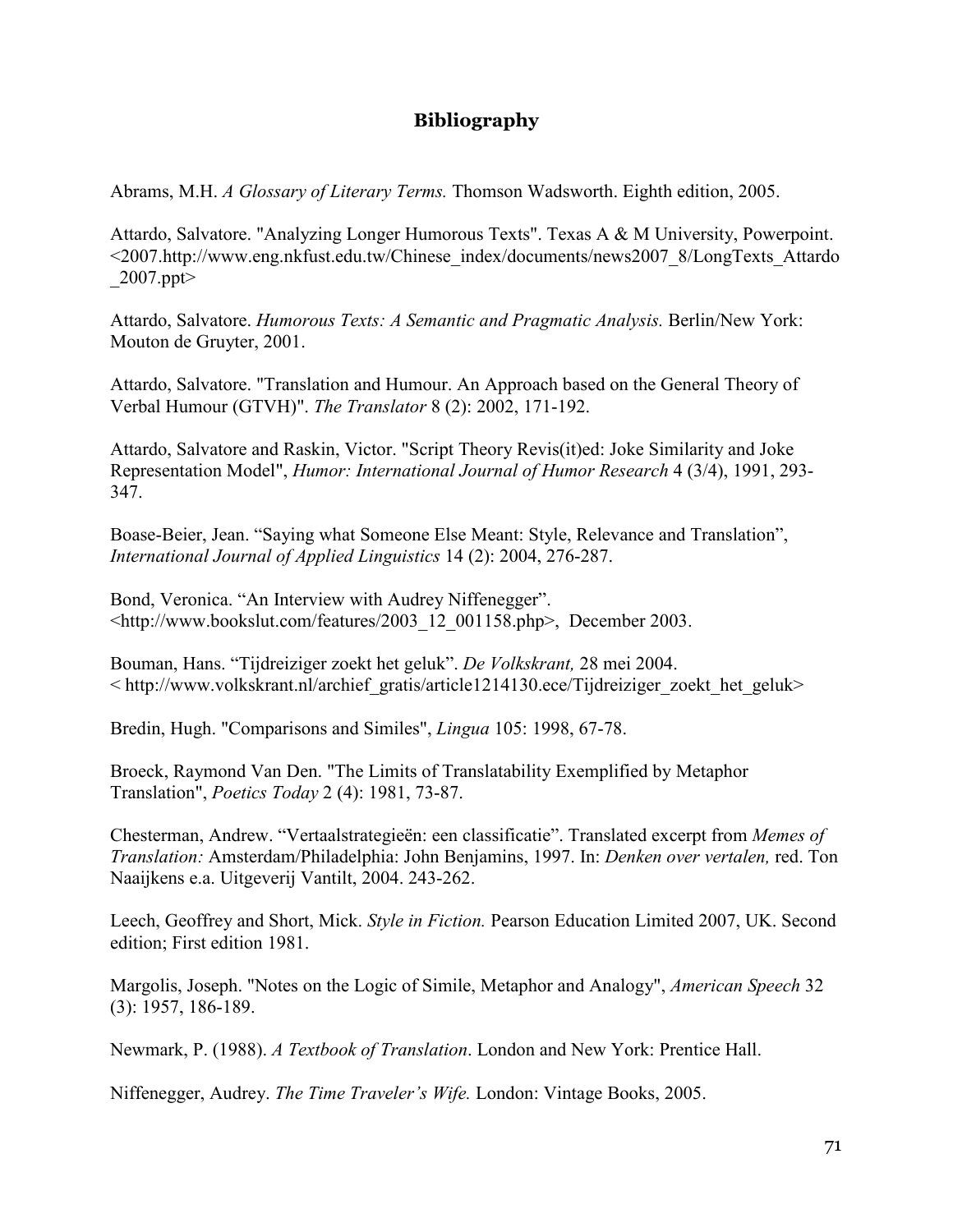## Bibliography

Abrams, M.H. *A Glossary of Literary Terms.* Thomson Wadsworth. Eighth edition, 2005.

Attardo, Salvatore. "Analyzing Longer Humorous Texts". Texas A & M University, Powerpoint. <2007.http://www.eng.nkfust.edu.tw/Chinese_index/documents/news2007_8/LongTexts_Attardo_2007.ppt>

Attardo, Salvatore. *Humorous Texts: A Semantic and Pragmatic Analysis.* Berlin/New York: Mouton de Gruyter, 2001.

Attardo, Salvatore. "Translation and Humour. An Approach based on the General Theory of Verbal Humour (GTVH)". *The Translator* 8 (2): 2002, 171-192.

Attardo, Salvatore and Raskin, Victor. "Script Theory Revis(it)ed: Joke Similarity and Joke Representation Model", *Humor: International Journal of Humor Research* 4 (3/4), 1991, 293-347.

Boase-Beier, Jean. "Saying what Someone Else Meant: Style, Relevance and Translation", *International Journal of Applied Linguistics* 14 (2): 2004, 276-287.

Bond, Veronica. "An Interview with Audrey Niffenegger". <http://www.bookslut.com/features/2003_12_001158.php>, December 2003.

Bouman, Hans. "Tijdreiziger zoekt het geluk". *De Volkskrant,* 28 mei 2004. < http://www.volkskrant.nl/archief_gratis/article1214130.ece/Tijdreiziger_zoekt_het_geluk>

Bredin, Hugh. "Comparisons and Similes", *Lingua* 105: 1998, 67-78.

Broeck, Raymond Van Den. "The Limits of Translatability Exemplified by Metaphor Translation", *Poetics Today* 2 (4): 1981, 73-87.

Chesterman, Andrew. "Vertaalstrategieën: een classificatie". Translated excerpt from *Memes of Translation:* Amsterdam/Philadelphia: John Benjamins, 1997. In: *Denken over vertalen,* red. Ton Naaijkens e.a. Uitgeverij Vantilt, 2004. 243-262.

Leech, Geoffrey and Short, Mick. *Style in Fiction.* Pearson Education Limited 2007, UK. Second edition; First edition 1981.

Margolis, Joseph. "Notes on the Logic of Simile, Metaphor and Analogy", *American Speech* 32 (3): 1957, 186-189.

Newmark, P. (1988). *A Textbook of Translation*. London and New York: Prentice Hall.

Niffenegger, Audrey. *The Time Traveler's Wife.* London: Vintage Books, 2005.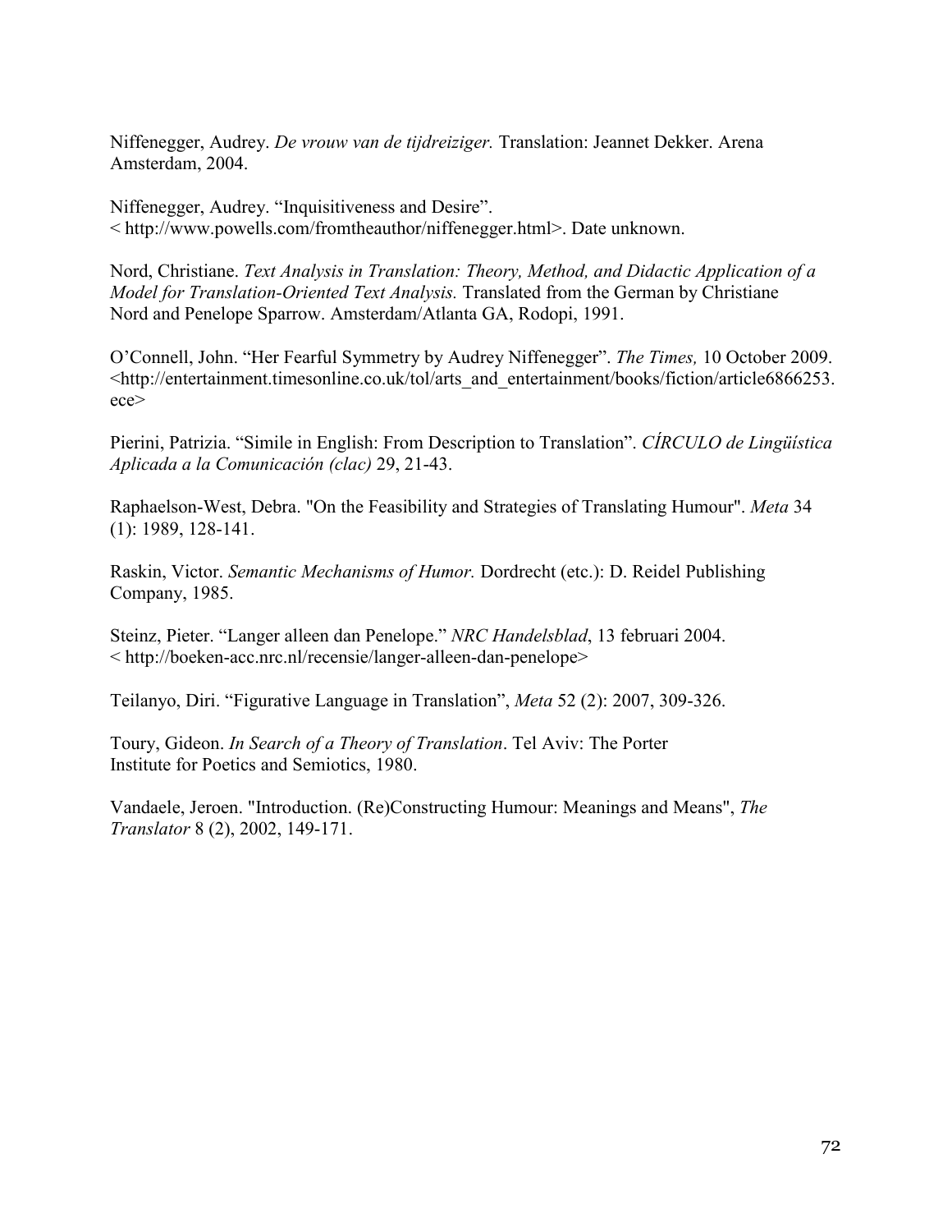Niffenegger, Audrey. *De vrouw van de tijdreiziger.* Translation: Jeannet Dekker. Arena Amsterdam, 2004.

Niffenegger, Audrey. “Inquisitiveness and Desire”. < http://www.powells.com/fromtheauthor/niffenegger.html>. Date unknown.

Nord, Christiane. *Text Analysis in Translation: Theory, Method, and Didactic Application of a Model for Translation-Oriented Text Analysis.* Translated from the German by Christiane Nord and Penelope Sparrow. Amsterdam/Atlanta GA, Rodopi, 1991.

O’Connell, John. “Her Fearful Symmetry by Audrey Niffenegger”. *The Times,* 10 October 2009. <http://entertainment.timesonline.co.uk/tol/arts_and_entertainment/books/fiction/article6866253.ece>

Pierini, Patrizia. “Simile in English: From Description to Translation”. *CÍRCULO de Lingüística Aplicada a la Comunicación (clac)* 29, 21-43.

Raphaelson-West, Debra. "On the Feasibility and Strategies of Translating Humour". *Meta* 34 (1): 1989, 128-141.

Raskin, Victor. *Semantic Mechanisms of Humor.* Dordrecht (etc.): D. Reidel Publishing Company, 1985.

Steinz, Pieter. “Langer alleen dan Penelope.” *NRC Handelsblad*, 13 februari 2004. < http://boeken-acc.nrc.nl/recensie/langer-alleen-dan-penelope>

Teilanyo, Diri. “Figurative Language in Translation”, *Meta* 52 (2): 2007, 309-326.

Toury, Gideon. *In Search of a Theory of Translation*. Tel Aviv: The Porter Institute for Poetics and Semiotics, 1980.

Vandaele, Jeroen. "Introduction. (Re)Constructing Humour: Meanings and Means", *The Translator* 8 (2), 2002, 149-171.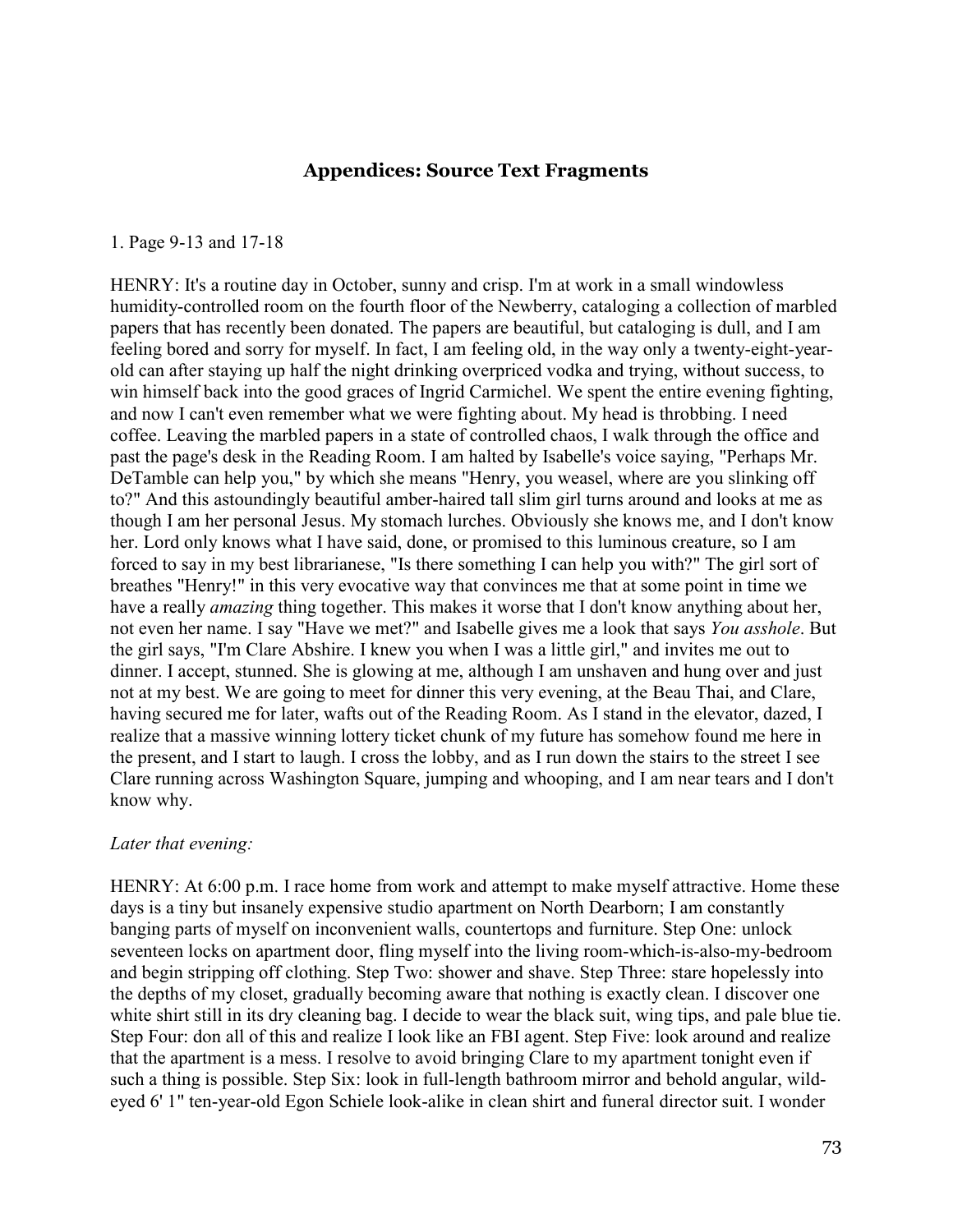## Appendices: Source Text Fragments

1. Page 9-13 and 17-18

HENRY: It's a routine day in October, sunny and crisp. I'm at work in a small windowless humidity-controlled room on the fourth floor of the Newberry, cataloging a collection of marbled papers that has recently been donated. The papers are beautiful, but cataloging is dull, and I am feeling bored and sorry for myself. In fact, I am feeling old, in the way only a twenty-eight-year-old can after staying up half the night drinking overpriced vodka and trying, without success, to win himself back into the good graces of Ingrid Carmichel. We spent the entire evening fighting, and now I can't even remember what we were fighting about. My head is throbbing. I need coffee. Leaving the marbled papers in a state of controlled chaos, I walk through the office and past the page's desk in the Reading Room. I am halted by Isabelle's voice saying, "Perhaps Mr. DeTamble can help you," by which she means "Henry, you weasel, where are you slinking off to?" And this astoundingly beautiful amber-haired tall slim girl turns around and looks at me as though I am her personal Jesus. My stomach lurches. Obviously she knows me, and I don't know her. Lord only knows what I have said, done, or promised to this luminous creature, so I am forced to say in my best librarianese, "Is there something I can help you with?" The girl sort of breathes "Henry!" in this very evocative way that convinces me that at some point in time we have a really *amazing* thing together. This makes it worse that I don't know anything about her, not even her name. I say "Have we met?" and Isabelle gives me a look that says *You asshole*. But the girl says, "I'm Clare Abshire. I knew you when I was a little girl," and invites me out to dinner. I accept, stunned. She is glowing at me, although I am unshaven and hung over and just not at my best. We are going to meet for dinner this very evening, at the Beau Thai, and Clare, having secured me for later, wafts out of the Reading Room. As I stand in the elevator, dazed, I realize that a massive winning lottery ticket chunk of my future has somehow found me here in the present, and I start to laugh. I cross the lobby, and as I run down the stairs to the street I see Clare running across Washington Square, jumping and whooping, and I am near tears and I don't know why.

*Later that evening:*

HENRY: At 6:00 p.m. I race home from work and attempt to make myself attractive. Home these days is a tiny but insanely expensive studio apartment on North Dearborn; I am constantly banging parts of myself on inconvenient walls, countertops and furniture. Step One: unlock seventeen locks on apartment door, fling myself into the living room-which-is-also-my-bedroom and begin stripping off clothing. Step Two: shower and shave. Step Three: stare hopelessly into the depths of my closet, gradually becoming aware that nothing is exactly clean. I discover one white shirt still in its dry cleaning bag. I decide to wear the black suit, wing tips, and pale blue tie. Step Four: don all of this and realize I look like an FBI agent. Step Five: look around and realize that the apartment is a mess. I resolve to avoid bringing Clare to my apartment tonight even if such a thing is possible. Step Six: look in full-length bathroom mirror and behold angular, wild-eyed 6' 1" ten-year-old Egon Schiele look-alike in clean shirt and funeral director suit. I wonder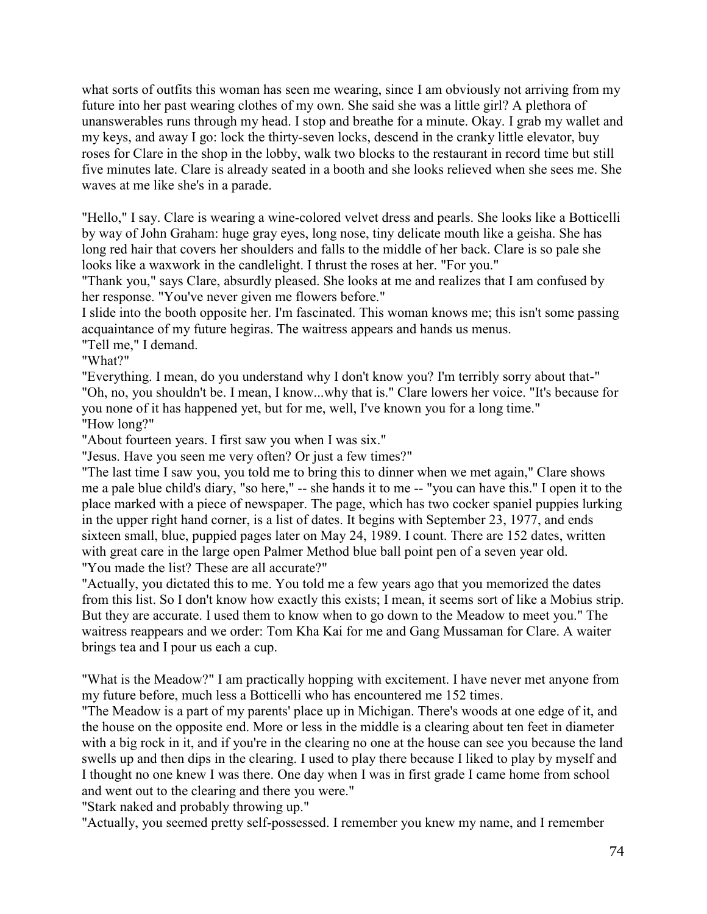what sorts of outfits this woman has seen me wearing, since I am obviously not arriving from my future into her past wearing clothes of my own. She said she was a little girl? A plethora of unanswerables runs through my head. I stop and breathe for a minute. Okay. I grab my wallet and my keys, and away I go: lock the thirty-seven locks, descend in the cranky little elevator, buy roses for Clare in the shop in the lobby, walk two blocks to the restaurant in record time but still five minutes late. Clare is already seated in a booth and she looks relieved when she sees me. She waves at me like she's in a parade.

"Hello," I say. Clare is wearing a wine-colored velvet dress and pearls. She looks like a Botticelli by way of John Graham: huge gray eyes, long nose, tiny delicate mouth like a geisha. She has long red hair that covers her shoulders and falls to the middle of her back. Clare is so pale she looks like a waxwork in the candlelight. I thrust the roses at her. "For you."

"Thank you," says Clare, absurdly pleased. She looks at me and realizes that I am confused by her response. "You've never given me flowers before."

I slide into the booth opposite her. I'm fascinated. This woman knows me; this isn't some passing acquaintance of my future hegiras. The waitress appears and hands us menus.

"Tell me," I demand.

"What?"

"Everything. I mean, do you understand why I don't know you? I'm terribly sorry about that-"

"Oh, no, you shouldn't be. I mean, I know...why that is." Clare lowers her voice. "It's because for you none of it has happened yet, but for me, well, I've known you for a long time."

"How long?"

"About fourteen years. I first saw you when I was six."

"Jesus. Have you seen me very often? Or just a few times?"

"The last time I saw you, you told me to bring this to dinner when we met again," Clare shows me a pale blue child's diary, "so here," -- she hands it to me -- "you can have this." I open it to the place marked with a piece of newspaper. The page, which has two cocker spaniel puppies lurking in the upper right hand corner, is a list of dates. It begins with September 23, 1977, and ends sixteen small, blue, puppied pages later on May 24, 1989. I count. There are 152 dates, written with great care in the large open Palmer Method blue ball point pen of a seven year old.

"You made the list? These are all accurate?"

"Actually, you dictated this to me. You told me a few years ago that you memorized the dates from this list. So I don't know how exactly this exists; I mean, it seems sort of like a Mobius strip. But they are accurate. I used them to know when to go down to the Meadow to meet you." The waitress reappears and we order: Tom Kha Kai for me and Gang Mussaman for Clare. A waiter brings tea and I pour us each a cup.

"What is the Meadow?" I am practically hopping with excitement. I have never met anyone from my future before, much less a Botticelli who has encountered me 152 times.

"The Meadow is a part of my parents' place up in Michigan. There's woods at one edge of it, and the house on the opposite end. More or less in the middle is a clearing about ten feet in diameter with a big rock in it, and if you're in the clearing no one at the house can see you because the land swells up and then dips in the clearing. I used to play there because I liked to play by myself and I thought no one knew I was there. One day when I was in first grade I came home from school and went out to the clearing and there you were."

"Stark naked and probably throwing up."

"Actually, you seemed pretty self-possessed. I remember you knew my name, and I remember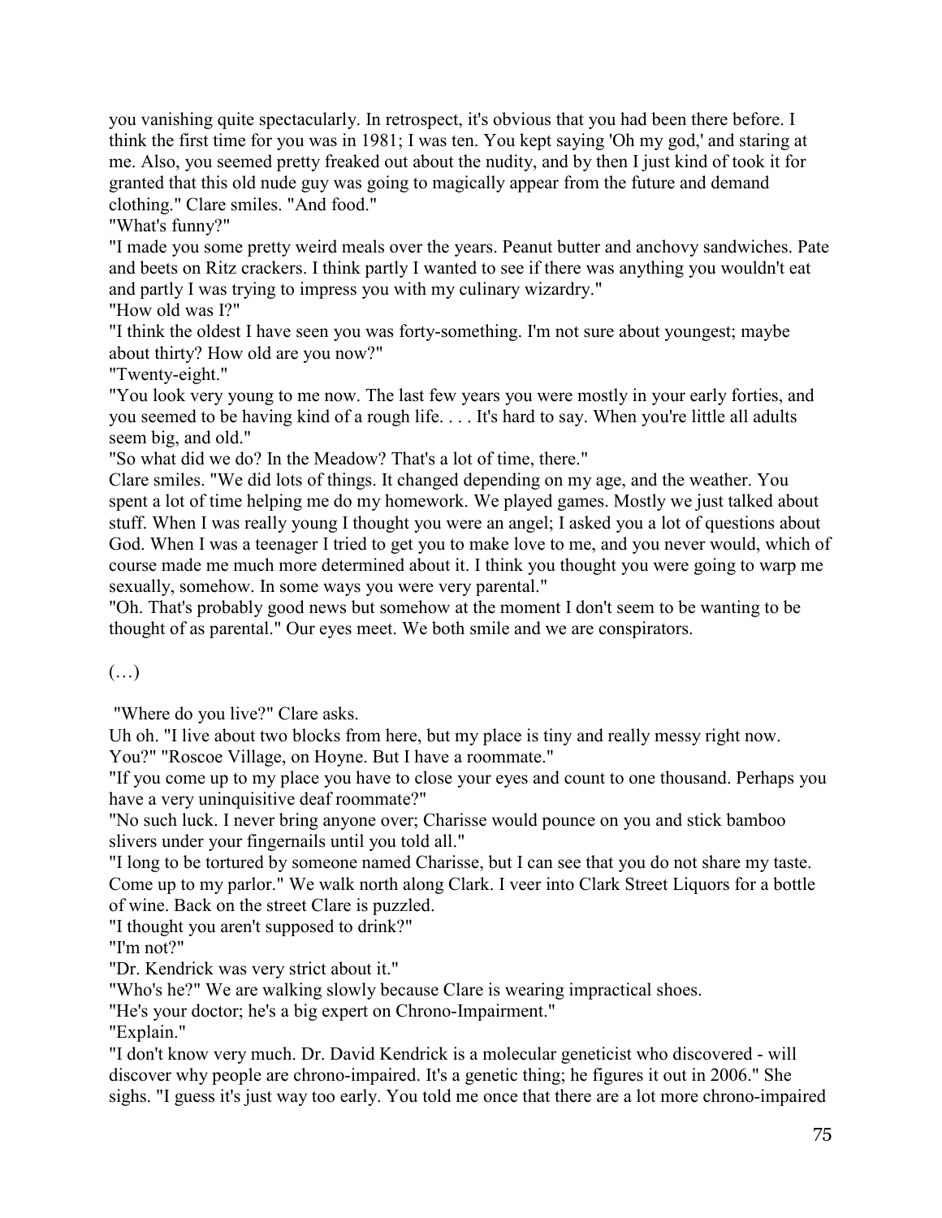you vanishing quite spectacularly. In retrospect, it's obvious that you had been there before. I think the first time for you was in 1981; I was ten. You kept saying 'Oh my god,' and staring at me. Also, you seemed pretty freaked out about the nudity, and by then I just kind of took it for granted that this old nude guy was going to magically appear from the future and demand clothing." Clare smiles. "And food."

"What's funny?"

"I made you some pretty weird meals over the years. Peanut butter and anchovy sandwiches. Pate and beets on Ritz crackers. I think partly I wanted to see if there was anything you wouldn't eat and partly I was trying to impress you with my culinary wizardry."

"How old was I?"

"I think the oldest I have seen you was forty-something. I'm not sure about youngest; maybe about thirty? How old are you now?"

"Twenty-eight."

"You look very young to me now. The last few years you were mostly in your early forties, and you seemed to be having kind of a rough life. . . . It's hard to say. When you're little all adults seem big, and old."

"So what did we do? In the Meadow? That's a lot of time, there."

Clare smiles. "We did lots of things. It changed depending on my age, and the weather. You spent a lot of time helping me do my homework. We played games. Mostly we just talked about stuff. When I was really young I thought you were an angel; I asked you a lot of questions about God. When I was a teenager I tried to get you to make love to me, and you never would, which of course made me much more determined about it. I think you thought you were going to warp me sexually, somehow. In some ways you were very parental."

"Oh. That's probably good news but somehow at the moment I don't seem to be wanting to be thought of as parental." Our eyes meet. We both smile and we are conspirators.

(…)

"Where do you live?" Clare asks.

Uh oh. "I live about two blocks from here, but my place is tiny and really messy right now. You?" "Roscoe Village, on Hoyne. But I have a roommate."

"If you come up to my place you have to close your eyes and count to one thousand. Perhaps you have a very uninquisitive deaf roommate?"

"No such luck. I never bring anyone over; Charisse would pounce on you and stick bamboo slivers under your fingernails until you told all."

"I long to be tortured by someone named Charisse, but I can see that you do not share my taste. Come up to my parlor." We walk north along Clark. I veer into Clark Street Liquors for a bottle of wine. Back on the street Clare is puzzled.

"I thought you aren't supposed to drink?"

"I'm not?"

"Dr. Kendrick was very strict about it."

"Who's he?" We are walking slowly because Clare is wearing impractical shoes.

"He's your doctor; he's a big expert on Chrono-Impairment."

"Explain."

"I don't know very much. Dr. David Kendrick is a molecular geneticist who discovered - will discover why people are chrono-impaired. It's a genetic thing; he figures it out in 2006." She sighs. "I guess it's just way too early. You told me once that there are a lot more chrono-impaired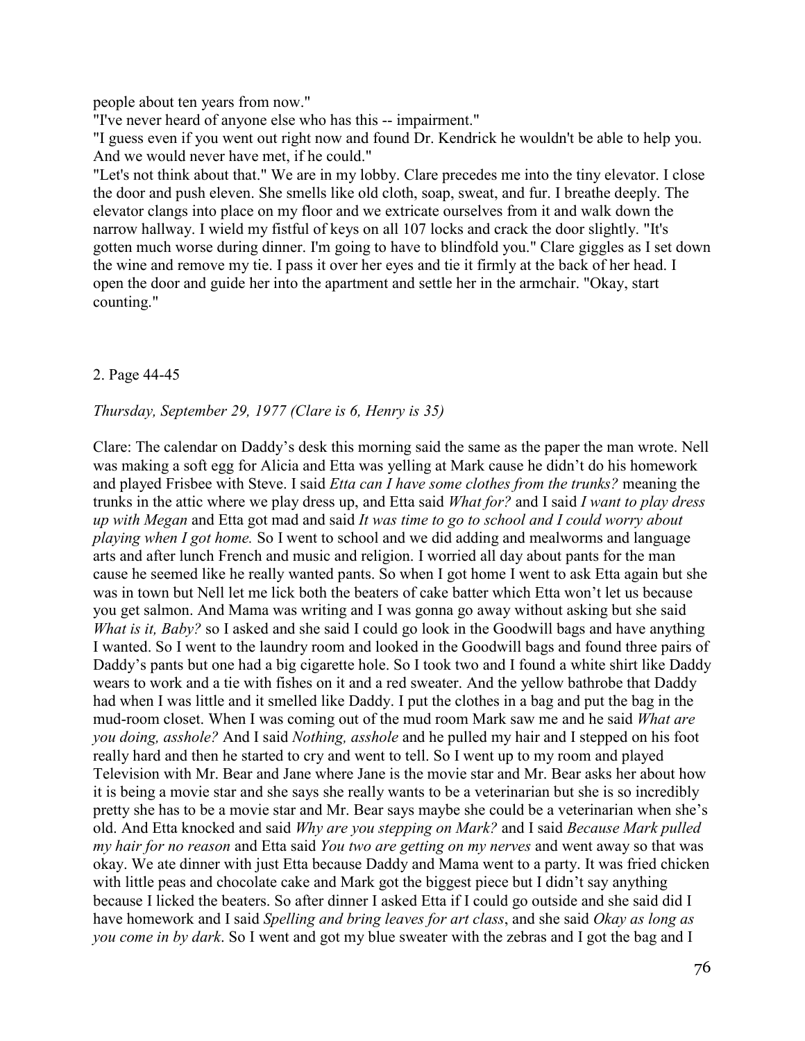people about ten years from now."

"I've never heard of anyone else who has this -- impairment."

"I guess even if you went out right now and found Dr. Kendrick he wouldn't be able to help you. And we would never have met, if he could."

"Let's not think about that." We are in my lobby. Clare precedes me into the tiny elevator. I close the door and push eleven. She smells like old cloth, soap, sweat, and fur. I breathe deeply. The elevator clangs into place on my floor and we extricate ourselves from it and walk down the narrow hallway. I wield my fistful of keys on all 107 locks and crack the door slightly. "It's gotten much worse during dinner. I'm going to have to blindfold you." Clare giggles as I set down the wine and remove my tie. I pass it over her eyes and tie it firmly at the back of her head. I open the door and guide her into the apartment and settle her in the armchair. "Okay, start counting."

2. Page 44-45

*Thursday, September 29, 1977 (Clare is 6, Henry is 35)*

Clare: The calendar on Daddy's desk this morning said the same as the paper the man wrote. Nell was making a soft egg for Alicia and Etta was yelling at Mark cause he didn't do his homework and played Frisbee with Steve. I said *Etta can I have some clothes from the trunks?* meaning the trunks in the attic where we play dress up, and Etta said *What for?* and I said *I want to play dress up with Megan* and Etta got mad and said *It was time to go to school and I could worry about playing when I got home.* So I went to school and we did adding and mealworms and language arts and after lunch French and music and religion. I worried all day about pants for the man cause he seemed like he really wanted pants. So when I got home I went to ask Etta again but she was in town but Nell let me lick both the beaters of cake batter which Etta won't let us because you get salmon. And Mama was writing and I was gonna go away without asking but she said *What is it, Baby?* so I asked and she said I could go look in the Goodwill bags and have anything I wanted. So I went to the laundry room and looked in the Goodwill bags and found three pairs of Daddy's pants but one had a big cigarette hole. So I took two and I found a white shirt like Daddy wears to work and a tie with fishes on it and a red sweater. And the yellow bathrobe that Daddy had when I was little and it smelled like Daddy. I put the clothes in a bag and put the bag in the mud-room closet. When I was coming out of the mud room Mark saw me and he said *What are you doing, asshole?* And I said *Nothing, asshole* and he pulled my hair and I stepped on his foot really hard and then he started to cry and went to tell. So I went up to my room and played Television with Mr. Bear and Jane where Jane is the movie star and Mr. Bear asks her about how it is being a movie star and she says she really wants to be a veterinarian but she is so incredibly pretty she has to be a movie star and Mr. Bear says maybe she could be a veterinarian when she's old. And Etta knocked and said *Why are you stepping on Mark?* and I said *Because Mark pulled my hair for no reason* and Etta said *You two are getting on my nerves* and went away so that was okay. We ate dinner with just Etta because Daddy and Mama went to a party. It was fried chicken with little peas and chocolate cake and Mark got the biggest piece but I didn't say anything because I licked the beaters. So after dinner I asked Etta if I could go outside and she said did I have homework and I said *Spelling and bring leaves for art class*, and she said *Okay as long as you come in by dark*. So I went and got my blue sweater with the zebras and I got the bag and I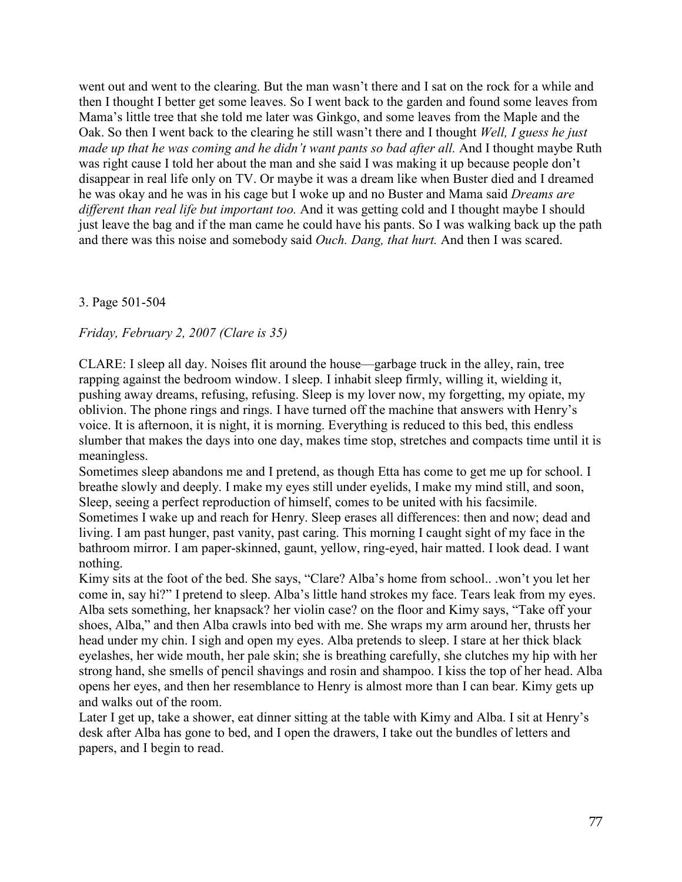went out and went to the clearing. But the man wasn't there and I sat on the rock for a while and then I thought I better get some leaves. So I went back to the garden and found some leaves from Mama's little tree that she told me later was Ginkgo, and some leaves from the Maple and the Oak. So then I went back to the clearing he still wasn't there and I thought *Well, I guess he just made up that he was coming and he didn't want pants so bad after all.* And I thought maybe Ruth was right cause I told her about the man and she said I was making it up because people don't disappear in real life only on TV. Or maybe it was a dream like when Buster died and I dreamed he was okay and he was in his cage but I woke up and no Buster and Mama said *Dreams are different than real life but important too.* And it was getting cold and I thought maybe I should just leave the bag and if the man came he could have his pants. So I was walking back up the path and there was this noise and somebody said *Ouch. Dang, that hurt.* And then I was scared.

3. Page 501-504

*Friday, February 2, 2007 (Clare is 35)*

CLARE: I sleep all day. Noises flit around the house—garbage truck in the alley, rain, tree rapping against the bedroom window. I sleep. I inhabit sleep firmly, willing it, wielding it, pushing away dreams, refusing, refusing. Sleep is my lover now, my forgetting, my opiate, my oblivion. The phone rings and rings. I have turned off the machine that answers with Henry's voice. It is afternoon, it is night, it is morning. Everything is reduced to this bed, this endless slumber that makes the days into one day, makes time stop, stretches and compacts time until it is meaningless.

Sometimes sleep abandons me and I pretend, as though Etta has come to get me up for school. I breathe slowly and deeply. I make my eyes still under eyelids, I make my mind still, and soon, Sleep, seeing a perfect reproduction of himself, comes to be united with his facsimile.

Sometimes I wake up and reach for Henry. Sleep erases all differences: then and now; dead and living. I am past hunger, past vanity, past caring. This morning I caught sight of my face in the bathroom mirror. I am paper-skinned, gaunt, yellow, ring-eyed, hair matted. I look dead. I want nothing.

Kimy sits at the foot of the bed. She says, "Clare? Alba's home from school.. .won't you let her come in, say hi?" I pretend to sleep. Alba's little hand strokes my face. Tears leak from my eyes. Alba sets something, her knapsack? her violin case? on the floor and Kimy says, "Take off your shoes, Alba," and then Alba crawls into bed with me. She wraps my arm around her, thrusts her head under my chin. I sigh and open my eyes. Alba pretends to sleep. I stare at her thick black eyelashes, her wide mouth, her pale skin; she is breathing carefully, she clutches my hip with her strong hand, she smells of pencil shavings and rosin and shampoo. I kiss the top of her head. Alba opens her eyes, and then her resemblance to Henry is almost more than I can bear. Kimy gets up and walks out of the room.

Later I get up, take a shower, eat dinner sitting at the table with Kimy and Alba. I sit at Henry's desk after Alba has gone to bed, and I open the drawers, I take out the bundles of letters and papers, and I begin to read.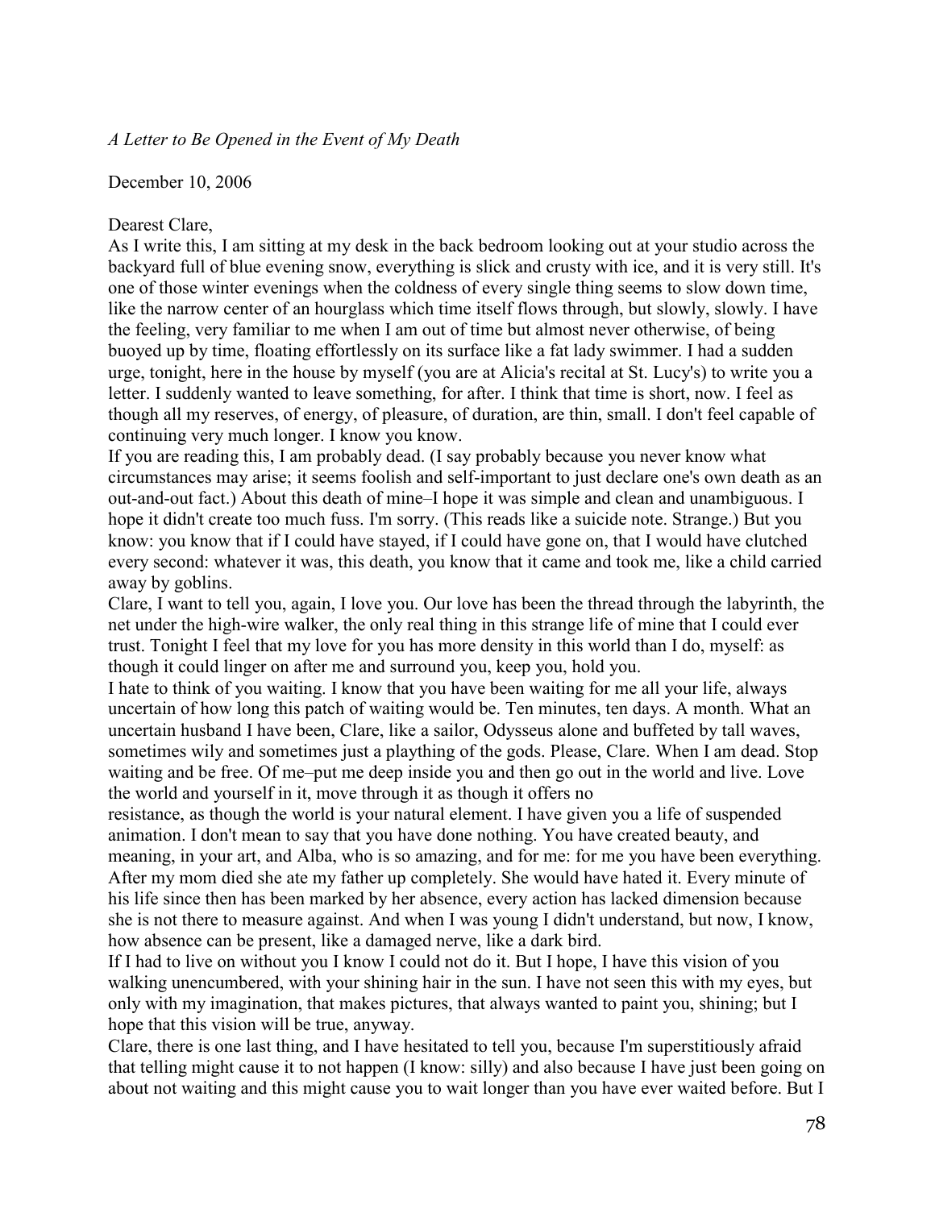*A Letter to Be Opened in the Event of My Death*

December 10, 2006

Dearest Clare,

As I write this, I am sitting at my desk in the back bedroom looking out at your studio across the backyard full of blue evening snow, everything is slick and crusty with ice, and it is very still. It's one of those winter evenings when the coldness of every single thing seems to slow down time, like the narrow center of an hourglass which time itself flows through, but slowly, slowly. I have the feeling, very familiar to me when I am out of time but almost never otherwise, of being buoyed up by time, floating effortlessly on its surface like a fat lady swimmer. I had a sudden urge, tonight, here in the house by myself (you are at Alicia's recital at St. Lucy's) to write you a letter. I suddenly wanted to leave something, for after. I think that time is short, now. I feel as though all my reserves, of energy, of pleasure, of duration, are thin, small. I don't feel capable of continuing very much longer. I know you know.

If you are reading this, I am probably dead. (I say probably because you never know what circumstances may arise; it seems foolish and self-important to just declare one's own death as an out-and-out fact.) About this death of mine–I hope it was simple and clean and unambiguous. I hope it didn't create too much fuss. I'm sorry. (This reads like a suicide note. Strange.) But you know: you know that if I could have stayed, if I could have gone on, that I would have clutched every second: whatever it was, this death, you know that it came and took me, like a child carried away by goblins.

Clare, I want to tell you, again, I love you. Our love has been the thread through the labyrinth, the net under the high-wire walker, the only real thing in this strange life of mine that I could ever trust. Tonight I feel that my love for you has more density in this world than I do, myself: as though it could linger on after me and surround you, keep you, hold you.

I hate to think of you waiting. I know that you have been waiting for me all your life, always uncertain of how long this patch of waiting would be. Ten minutes, ten days. A month. What an uncertain husband I have been, Clare, like a sailor, Odysseus alone and buffeted by tall waves, sometimes wily and sometimes just a plaything of the gods. Please, Clare. When I am dead. Stop waiting and be free. Of me–put me deep inside you and then go out in the world and live. Love the world and yourself in it, move through it as though it offers no resistance, as though the world is your natural element. I have given you a life of suspended animation. I don't mean to say that you have done nothing. You have created beauty, and meaning, in your art, and Alba, who is so amazing, and for me: for me you have been everything. After my mom died she ate my father up completely. She would have hated it. Every minute of his life since then has been marked by her absence, every action has lacked dimension because she is not there to measure against. And when I was young I didn't understand, but now, I know, how absence can be present, like a damaged nerve, like a dark bird.

If I had to live on without you I know I could not do it. But I hope, I have this vision of you walking unencumbered, with your shining hair in the sun. I have not seen this with my eyes, but only with my imagination, that makes pictures, that always wanted to paint you, shining; but I hope that this vision will be true, anyway.

Clare, there is one last thing, and I have hesitated to tell you, because I'm superstitiously afraid that telling might cause it to not happen (I know: silly) and also because I have just been going on about not waiting and this might cause you to wait longer than you have ever waited before. But I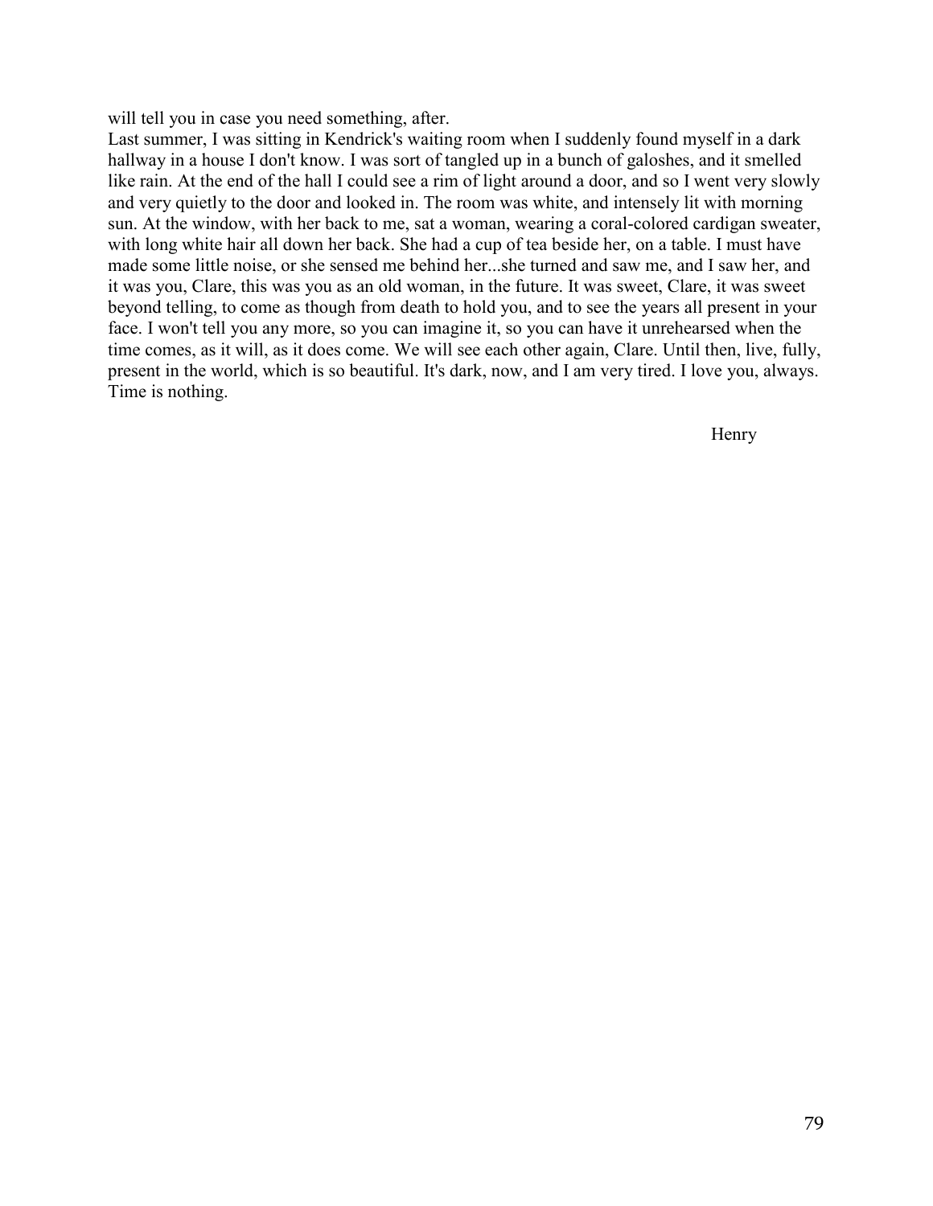will tell you in case you need something, after.

Last summer, I was sitting in Kendrick's waiting room when I suddenly found myself in a dark hallway in a house I don't know. I was sort of tangled up in a bunch of galoshes, and it smelled like rain. At the end of the hall I could see a rim of light around a door, and so I went very slowly and very quietly to the door and looked in. The room was white, and intensely lit with morning sun. At the window, with her back to me, sat a woman, wearing a coral-colored cardigan sweater, with long white hair all down her back. She had a cup of tea beside her, on a table. I must have made some little noise, or she sensed me behind her...she turned and saw me, and I saw her, and it was you, Clare, this was you as an old woman, in the future. It was sweet, Clare, it was sweet beyond telling, to come as though from death to hold you, and to see the years all present in your face. I won't tell you any more, so you can imagine it, so you can have it unrehearsed when the time comes, as it will, as it does come. We will see each other again, Clare. Until then, live, fully, present in the world, which is so beautiful. It's dark, now, and I am very tired. I love you, always. Time is nothing.

Henry